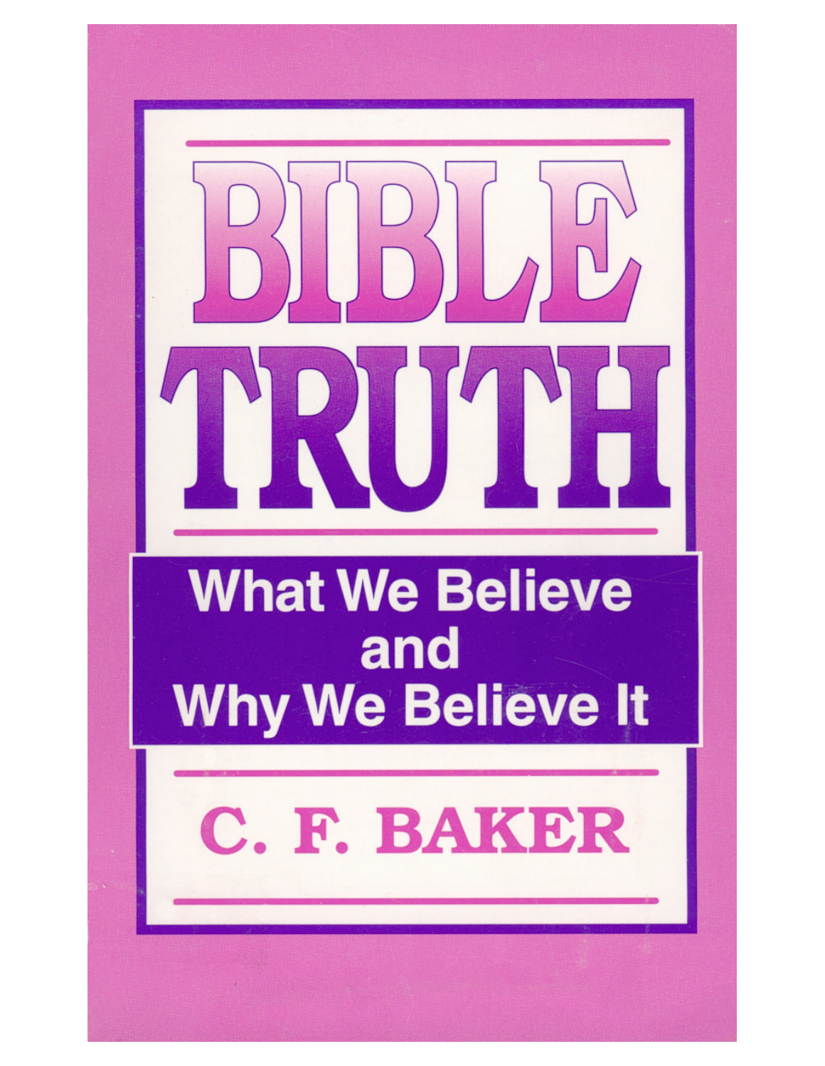# BIBLE TRUTH

## What We Believe and Why We Believe It

**C. F. BAKER**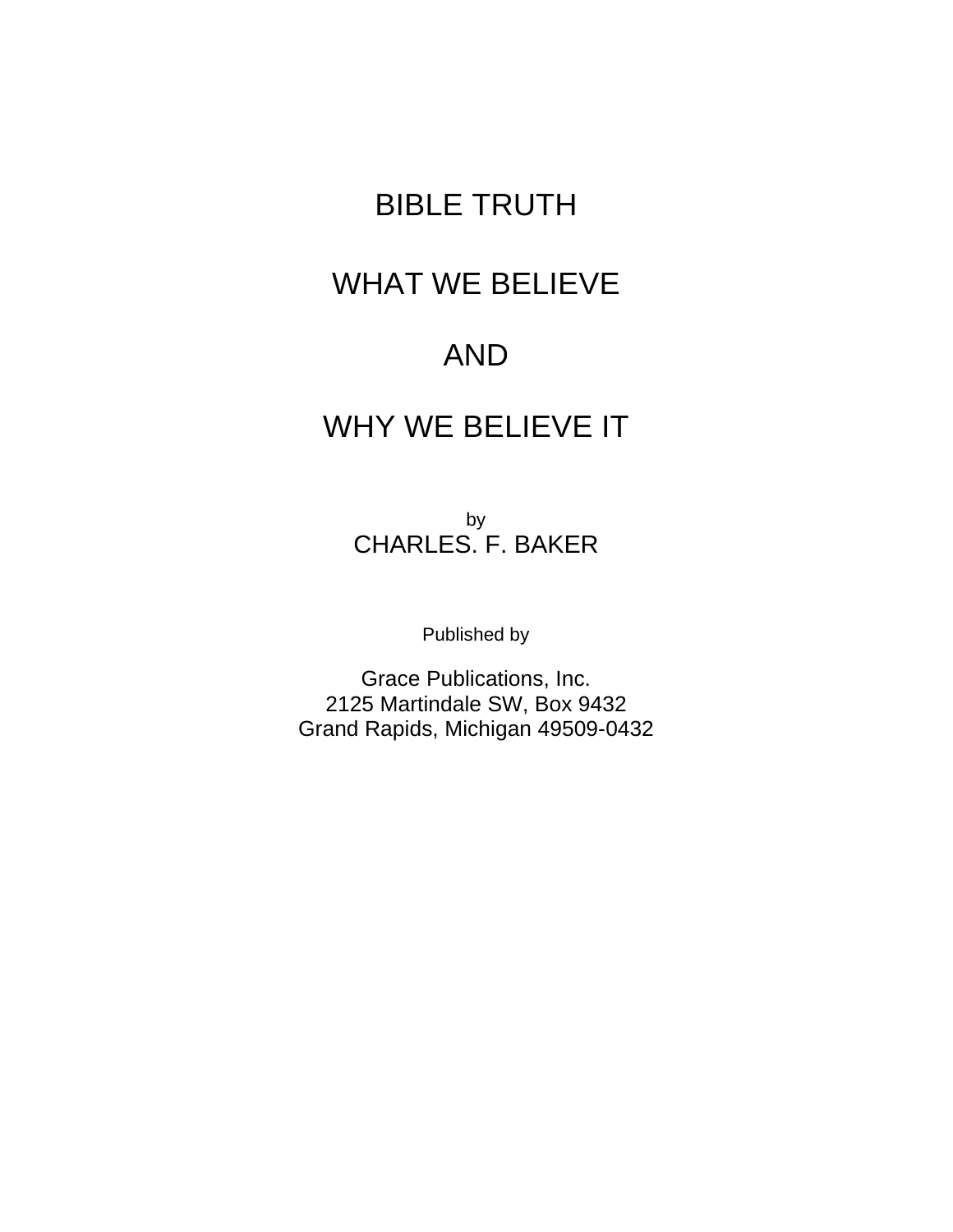# BIBLE TRUTH

# WHAT WE BELIEVE

# AND

# WHY WE BELIEVE IT

by

CHARLES. F. BAKER

Published by

Grace Publications, Inc.
2125 Martindale SW, Box 9432
Grand Rapids, Michigan 49509-0432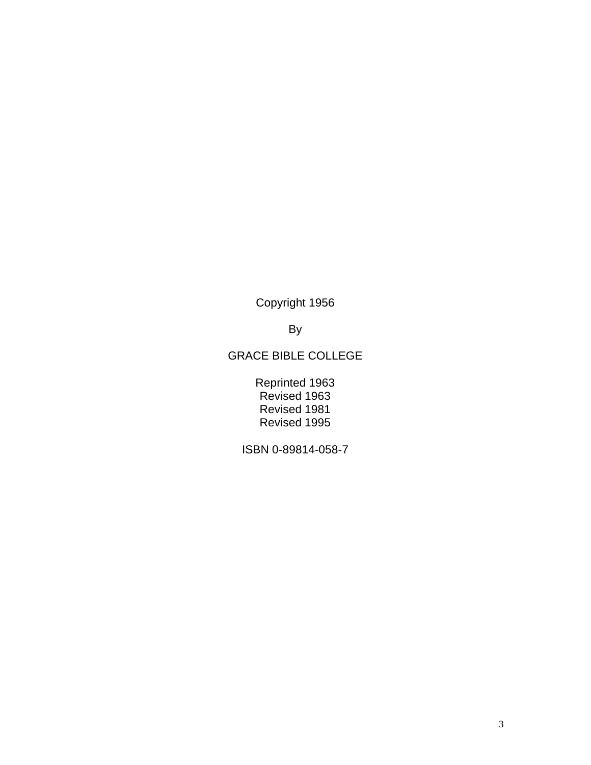Copyright 1956

By

GRACE BIBLE COLLEGE

Reprinted 1963
Revised 1963
Revised 1981
Revised 1995

ISBN 0-89814-058-7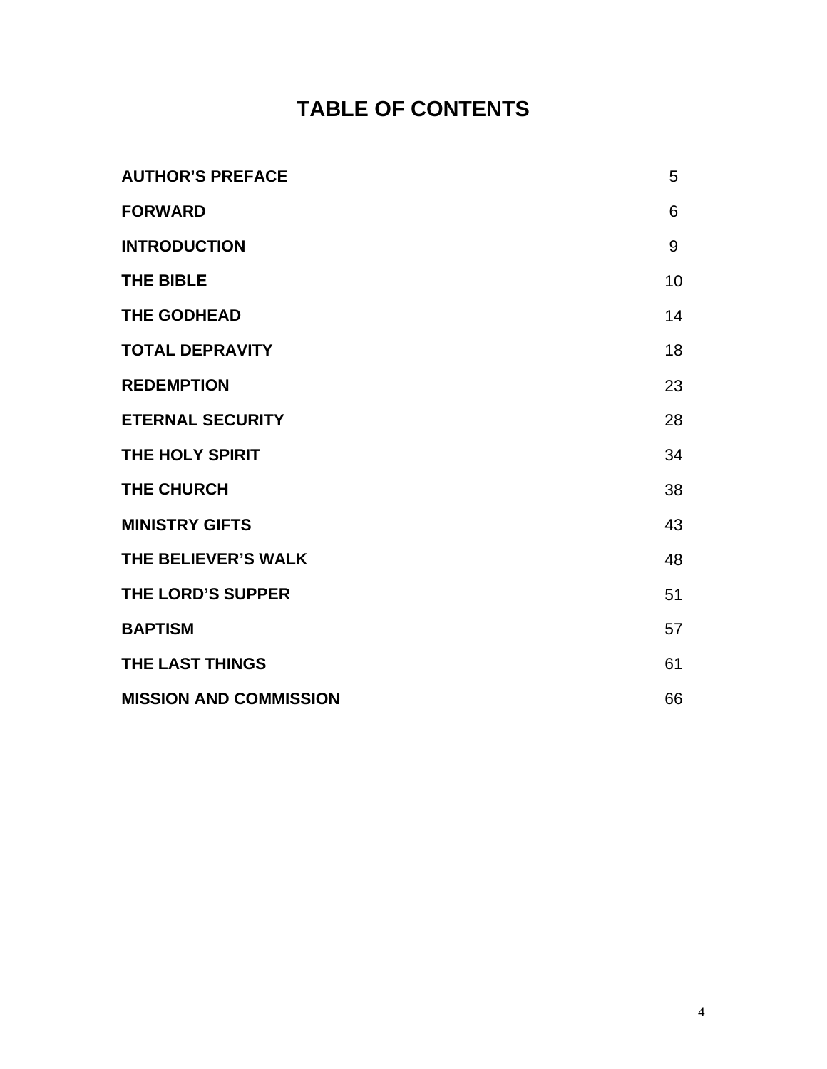# TABLE OF CONTENTS

| | |
|---|---|
| **AUTHOR'S PREFACE** | 5 |
| **FORWARD** | 6 |
| **INTRODUCTION** | 9 |
| **THE BIBLE** | 10 |
| **THE GODHEAD** | 14 |
| **TOTAL DEPRAVITY** | 18 |
| **REDEMPTION** | 23 |
| **ETERNAL SECURITY** | 28 |
| **THE HOLY SPIRIT** | 34 |
| **THE CHURCH** | 38 |
| **MINISTRY GIFTS** | 43 |
| **THE BELIEVER'S WALK** | 48 |
| **THE LORD'S SUPPER** | 51 |
| **BAPTISM** | 57 |
| **THE LAST THINGS** | 61 |
| **MISSION AND COMMISSION** | 66 |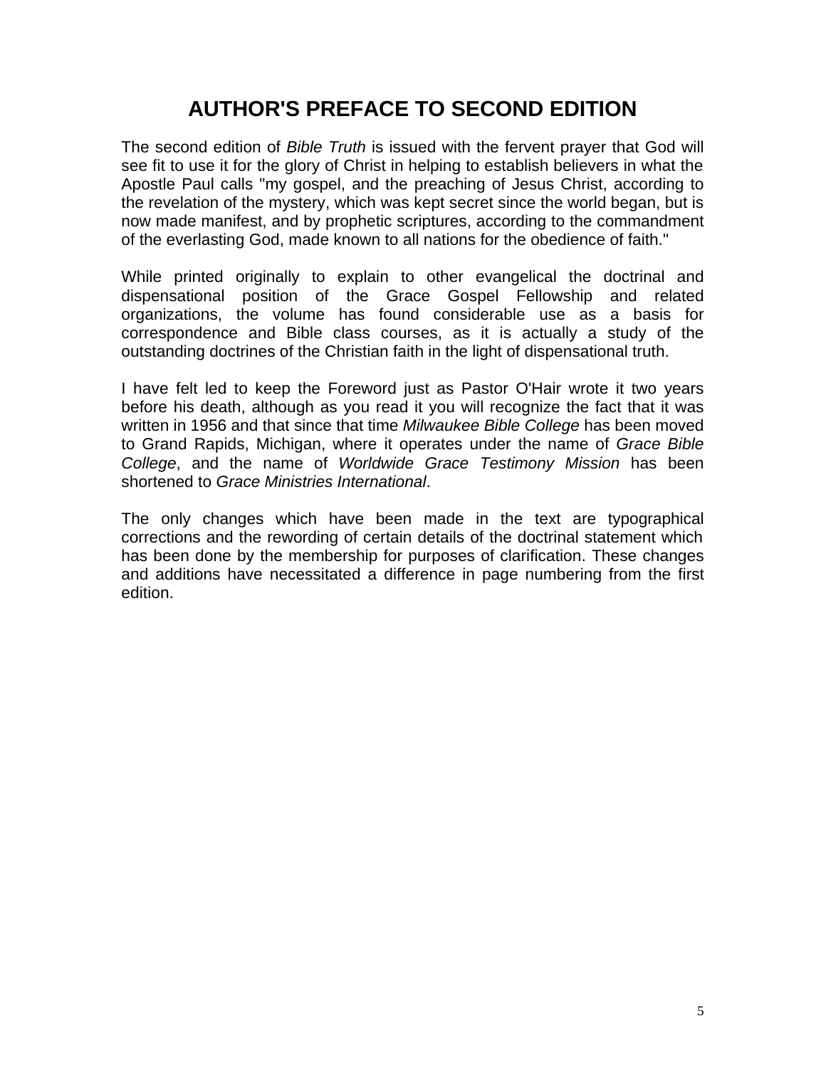# AUTHOR'S PREFACE TO SECOND EDITION

The second edition of *Bible Truth* is issued with the fervent prayer that God will see fit to use it for the glory of Christ in helping to establish believers in what the Apostle Paul calls "my gospel, and the preaching of Jesus Christ, according to the revelation of the mystery, which was kept secret since the world began, but is now made manifest, and by prophetic scriptures, according to the commandment of the everlasting God, made known to all nations for the obedience of faith."

While printed originally to explain to other evangelical the doctrinal and dispensational position of the Grace Gospel Fellowship and related organizations, the volume has found considerable use as a basis for correspondence and Bible class courses, as it is actually a study of the outstanding doctrines of the Christian faith in the light of dispensational truth.

I have felt led to keep the Foreword just as Pastor O'Hair wrote it two years before his death, although as you read it you will recognize the fact that it was written in 1956 and that since that time *Milwaukee Bible College* has been moved to Grand Rapids, Michigan, where it operates under the name of *Grace Bible College*, and the name of *Worldwide Grace Testimony Mission* has been shortened to *Grace Ministries International*.

The only changes which have been made in the text are typographical corrections and the rewording of certain details of the doctrinal statement which has been done by the membership for purposes of clarification. These changes and additions have necessitated a difference in page numbering from the first edition.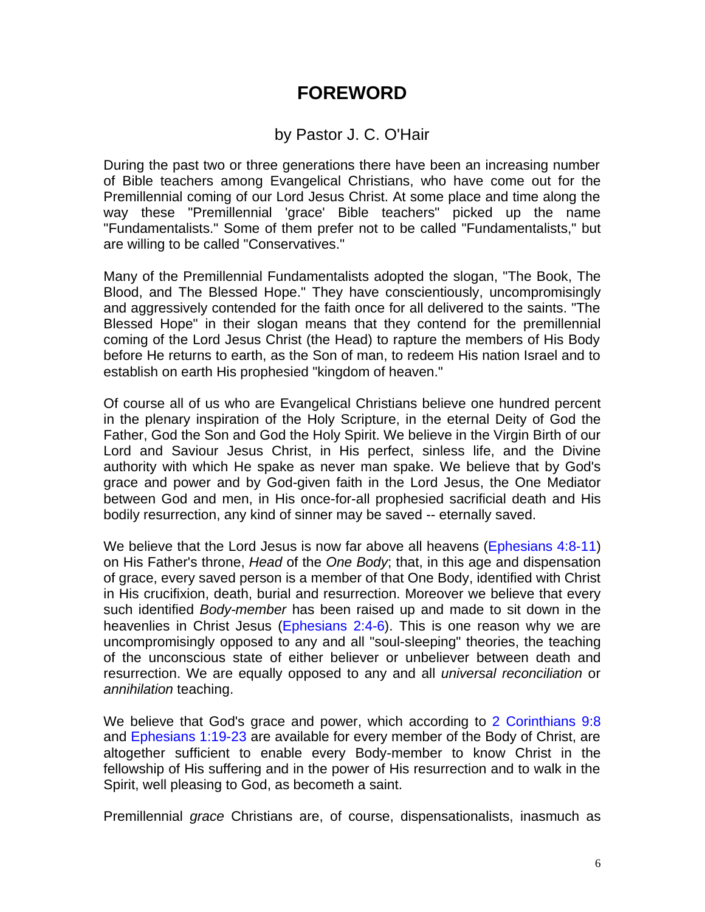# FOREWORD

## by Pastor J. C. O'Hair

During the past two or three generations there have been an increasing number of Bible teachers among Evangelical Christians, who have come out for the Premillennial coming of our Lord Jesus Christ. At some place and time along the way these "Premillennial 'grace' Bible teachers" picked up the name "Fundamentalists." Some of them prefer not to be called "Fundamentalists," but are willing to be called "Conservatives."

Many of the Premillennial Fundamentalists adopted the slogan, "The Book, The Blood, and The Blessed Hope." They have conscientiously, uncompromisingly and aggressively contended for the faith once for all delivered to the saints. "The Blessed Hope" in their slogan means that they contend for the premillennial coming of the Lord Jesus Christ (the Head) to rapture the members of His Body before He returns to earth, as the Son of man, to redeem His nation Israel and to establish on earth His prophesied "kingdom of heaven."

Of course all of us who are Evangelical Christians believe one hundred percent in the plenary inspiration of the Holy Scripture, in the eternal Deity of God the Father, God the Son and God the Holy Spirit. We believe in the Virgin Birth of our Lord and Saviour Jesus Christ, in His perfect, sinless life, and the Divine authority with which He spake as never man spake. We believe that by God's grace and power and by God-given faith in the Lord Jesus, the One Mediator between God and men, in His once-for-all prophesied sacrificial death and His bodily resurrection, any kind of sinner may be saved -- eternally saved.

We believe that the Lord Jesus is now far above all heavens (Ephesians 4:8-11) on His Father's throne, *Head* of the *One Body*; that, in this age and dispensation of grace, every saved person is a member of that One Body, identified with Christ in His crucifixion, death, burial and resurrection. Moreover we believe that every such identified *Body-member* has been raised up and made to sit down in the heavenlies in Christ Jesus (Ephesians 2:4-6). This is one reason why we are uncompromisingly opposed to any and all "soul-sleeping" theories, the teaching of the unconscious state of either believer or unbeliever between death and resurrection. We are equally opposed to any and all *universal reconciliation* or *annihilation* teaching.

We believe that God's grace and power, which according to 2 Corinthians 9:8 and Ephesians 1:19-23 are available for every member of the Body of Christ, are altogether sufficient to enable every Body-member to know Christ in the fellowship of His suffering and in the power of His resurrection and to walk in the Spirit, well pleasing to God, as becometh a saint.

Premillennial *grace* Christians are, of course, dispensationalists, inasmuch as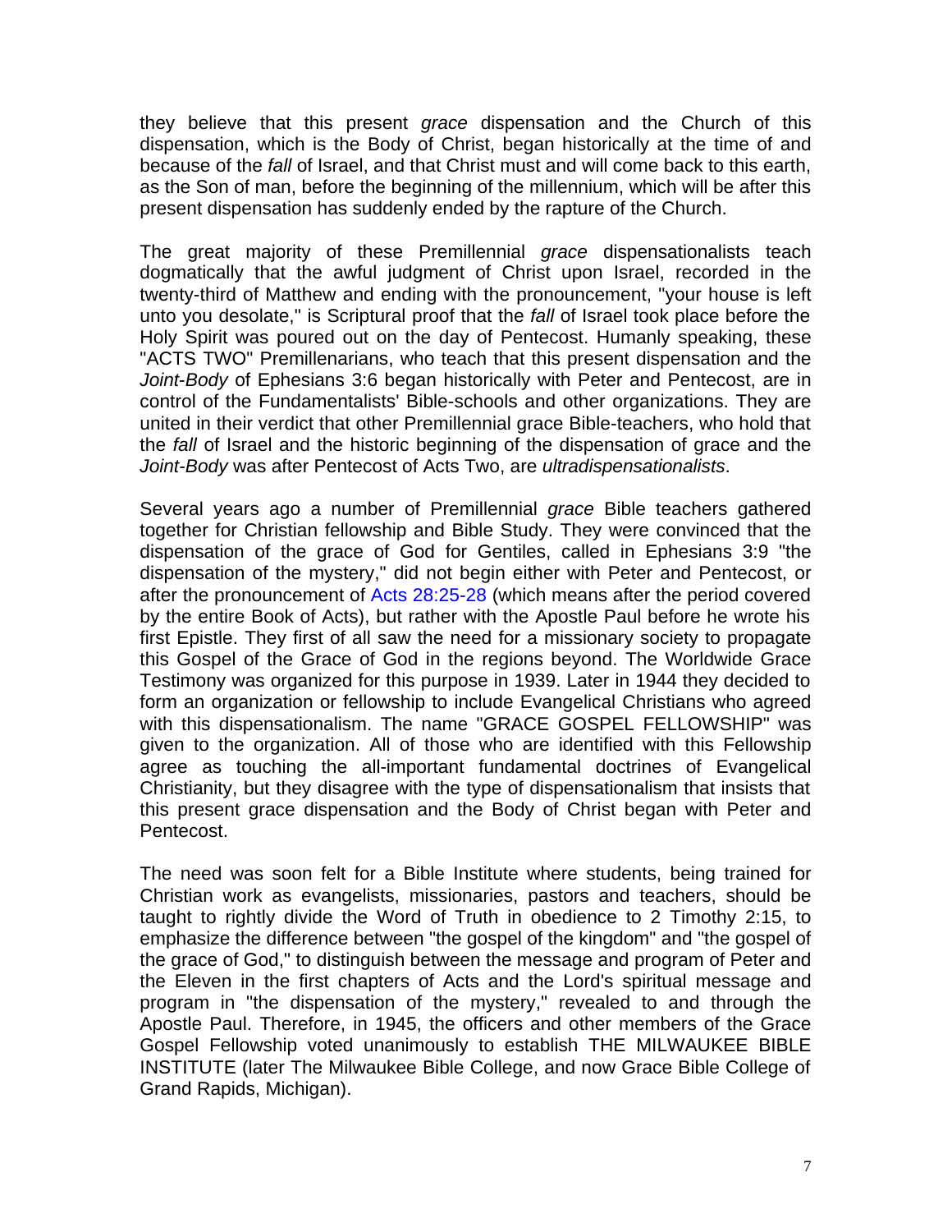they believe that this present *grace* dispensation and the Church of this dispensation, which is the Body of Christ, began historically at the time of and because of the *fall* of Israel, and that Christ must and will come back to this earth, as the Son of man, before the beginning of the millennium, which will be after this present dispensation has suddenly ended by the rapture of the Church.

The great majority of these Premillennial *grace* dispensationalists teach dogmatically that the awful judgment of Christ upon Israel, recorded in the twenty-third of Matthew and ending with the pronouncement, "your house is left unto you desolate," is Scriptural proof that the *fall* of Israel took place before the Holy Spirit was poured out on the day of Pentecost. Humanly speaking, these "ACTS TWO" Premillenarians, who teach that this present dispensation and the *Joint-Body* of Ephesians 3:6 began historically with Peter and Pentecost, are in control of the Fundamentalists' Bible-schools and other organizations. They are united in their verdict that other Premillennial grace Bible-teachers, who hold that the *fall* of Israel and the historic beginning of the dispensation of grace and the *Joint-Body* was after Pentecost of Acts Two, are *ultradispensationalists*.

Several years ago a number of Premillennial *grace* Bible teachers gathered together for Christian fellowship and Bible Study. They were convinced that the dispensation of the grace of God for Gentiles, called in Ephesians 3:9 "the dispensation of the mystery," did not begin either with Peter and Pentecost, or after the pronouncement of Acts 28:25-28 (which means after the period covered by the entire Book of Acts), but rather with the Apostle Paul before he wrote his first Epistle. They first of all saw the need for a missionary society to propagate this Gospel of the Grace of God in the regions beyond. The Worldwide Grace Testimony was organized for this purpose in 1939. Later in 1944 they decided to form an organization or fellowship to include Evangelical Christians who agreed with this dispensationalism. The name "GRACE GOSPEL FELLOWSHIP" was given to the organization. All of those who are identified with this Fellowship agree as touching the all-important fundamental doctrines of Evangelical Christianity, but they disagree with the type of dispensationalism that insists that this present grace dispensation and the Body of Christ began with Peter and Pentecost.

The need was soon felt for a Bible Institute where students, being trained for Christian work as evangelists, missionaries, pastors and teachers, should be taught to rightly divide the Word of Truth in obedience to 2 Timothy 2:15, to emphasize the difference between "the gospel of the kingdom" and "the gospel of the grace of God," to distinguish between the message and program of Peter and the Eleven in the first chapters of Acts and the Lord's spiritual message and program in "the dispensation of the mystery," revealed to and through the Apostle Paul. Therefore, in 1945, the officers and other members of the Grace Gospel Fellowship voted unanimously to establish THE MILWAUKEE BIBLE INSTITUTE (later The Milwaukee Bible College, and now Grace Bible College of Grand Rapids, Michigan).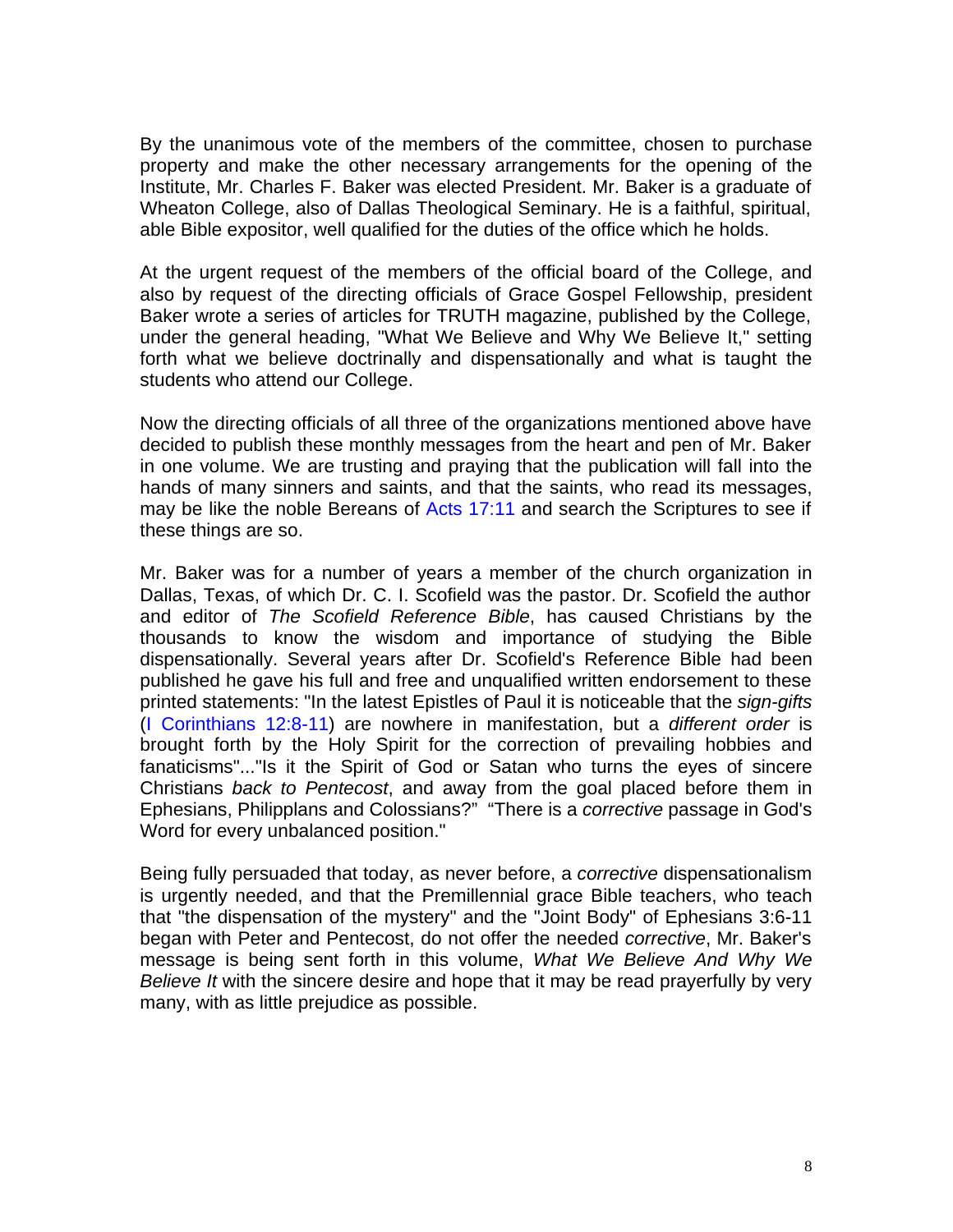By the unanimous vote of the members of the committee, chosen to purchase property and make the other necessary arrangements for the opening of the Institute, Mr. Charles F. Baker was elected President. Mr. Baker is a graduate of Wheaton College, also of Dallas Theological Seminary. He is a faithful, spiritual, able Bible expositor, well qualified for the duties of the office which he holds.

At the urgent request of the members of the official board of the College, and also by request of the directing officials of Grace Gospel Fellowship, president Baker wrote a series of articles for TRUTH magazine, published by the College, under the general heading, "What We Believe and Why We Believe It," setting forth what we believe doctrinally and dispensationally and what is taught the students who attend our College.

Now the directing officials of all three of the organizations mentioned above have decided to publish these monthly messages from the heart and pen of Mr. Baker in one volume. We are trusting and praying that the publication will fall into the hands of many sinners and saints, and that the saints, who read its messages, may be like the noble Bereans of Acts 17:11 and search the Scriptures to see if these things are so.

Mr. Baker was for a number of years a member of the church organization in Dallas, Texas, of which Dr. C. I. Scofield was the pastor. Dr. Scofield the author and editor of *The Scofield Reference Bible*, has caused Christians by the thousands to know the wisdom and importance of studying the Bible dispensationally. Several years after Dr. Scofield's Reference Bible had been published he gave his full and free and unqualified written endorsement to these printed statements: "In the latest Epistles of Paul it is noticeable that the *sign-gifts* (I Corinthians 12:8-11) are nowhere in manifestation, but a *different order* is brought forth by the Holy Spirit for the correction of prevailing hobbies and fanaticisms"..."Is it the Spirit of God or Satan who turns the eyes of sincere Christians *back to Pentecost*, and away from the goal placed before them in Ephesians, Philipplans and Colossians?" "There is a *corrective* passage in God's Word for every unbalanced position."

Being fully persuaded that today, as never before, a *corrective* dispensationalism is urgently needed, and that the Premillennial grace Bible teachers, who teach that "the dispensation of the mystery" and the "Joint Body" of Ephesians 3:6-11 began with Peter and Pentecost, do not offer the needed *corrective*, Mr. Baker's message is being sent forth in this volume, *What We Believe And Why We Believe It* with the sincere desire and hope that it may be read prayerfully by very many, with as little prejudice as possible.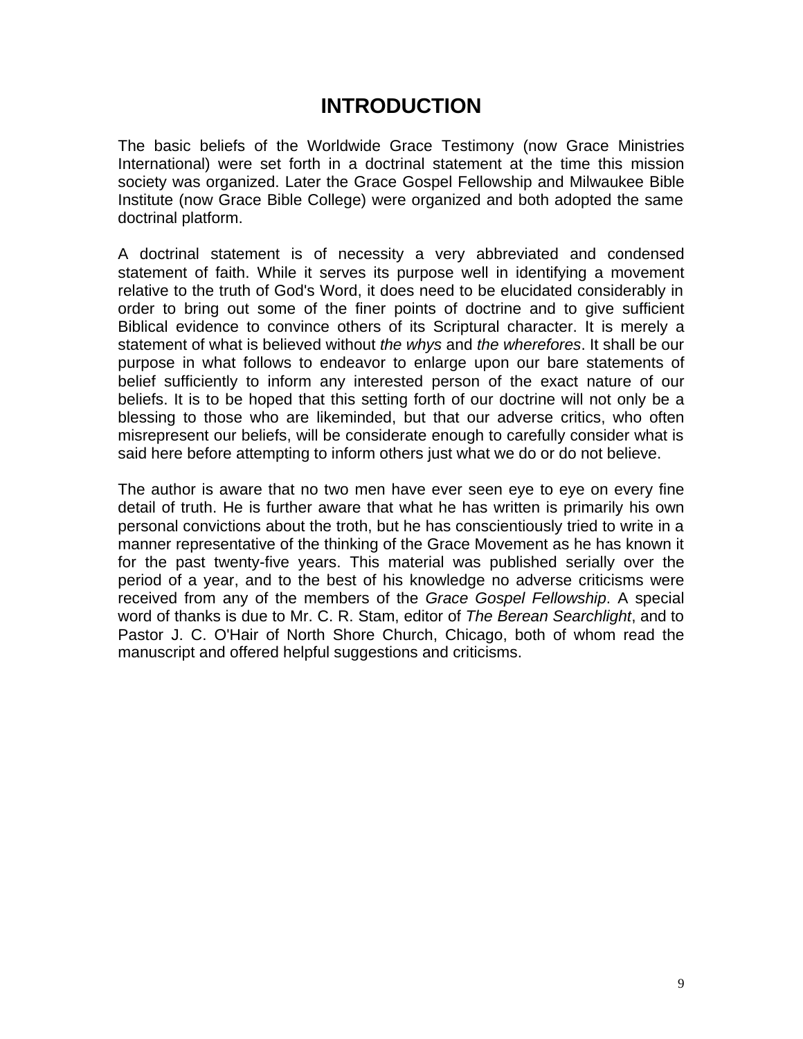# INTRODUCTION

The basic beliefs of the Worldwide Grace Testimony (now Grace Ministries International) were set forth in a doctrinal statement at the time this mission society was organized. Later the Grace Gospel Fellowship and Milwaukee Bible Institute (now Grace Bible College) were organized and both adopted the same doctrinal platform.

A doctrinal statement is of necessity a very abbreviated and condensed statement of faith. While it serves its purpose well in identifying a movement relative to the truth of God's Word, it does need to be elucidated considerably in order to bring out some of the finer points of doctrine and to give sufficient Biblical evidence to convince others of its Scriptural character. It is merely a statement of what is believed without *the whys* and *the wherefores*. It shall be our purpose in what follows to endeavor to enlarge upon our bare statements of belief sufficiently to inform any interested person of the exact nature of our beliefs. It is to be hoped that this setting forth of our doctrine will not only be a blessing to those who are likeminded, but that our adverse critics, who often misrepresent our beliefs, will be considerate enough to carefully consider what is said here before attempting to inform others just what we do or do not believe.

The author is aware that no two men have ever seen eye to eye on every fine detail of truth. He is further aware that what he has written is primarily his own personal convictions about the troth, but he has conscientiously tried to write in a manner representative of the thinking of the Grace Movement as he has known it for the past twenty-five years. This material was published serially over the period of a year, and to the best of his knowledge no adverse criticisms were received from any of the members of the *Grace Gospel Fellowship*. A special word of thanks is due to Mr. C. R. Stam, editor of *The Berean Searchlight*, and to Pastor J. C. O'Hair of North Shore Church, Chicago, both of whom read the manuscript and offered helpful suggestions and criticisms.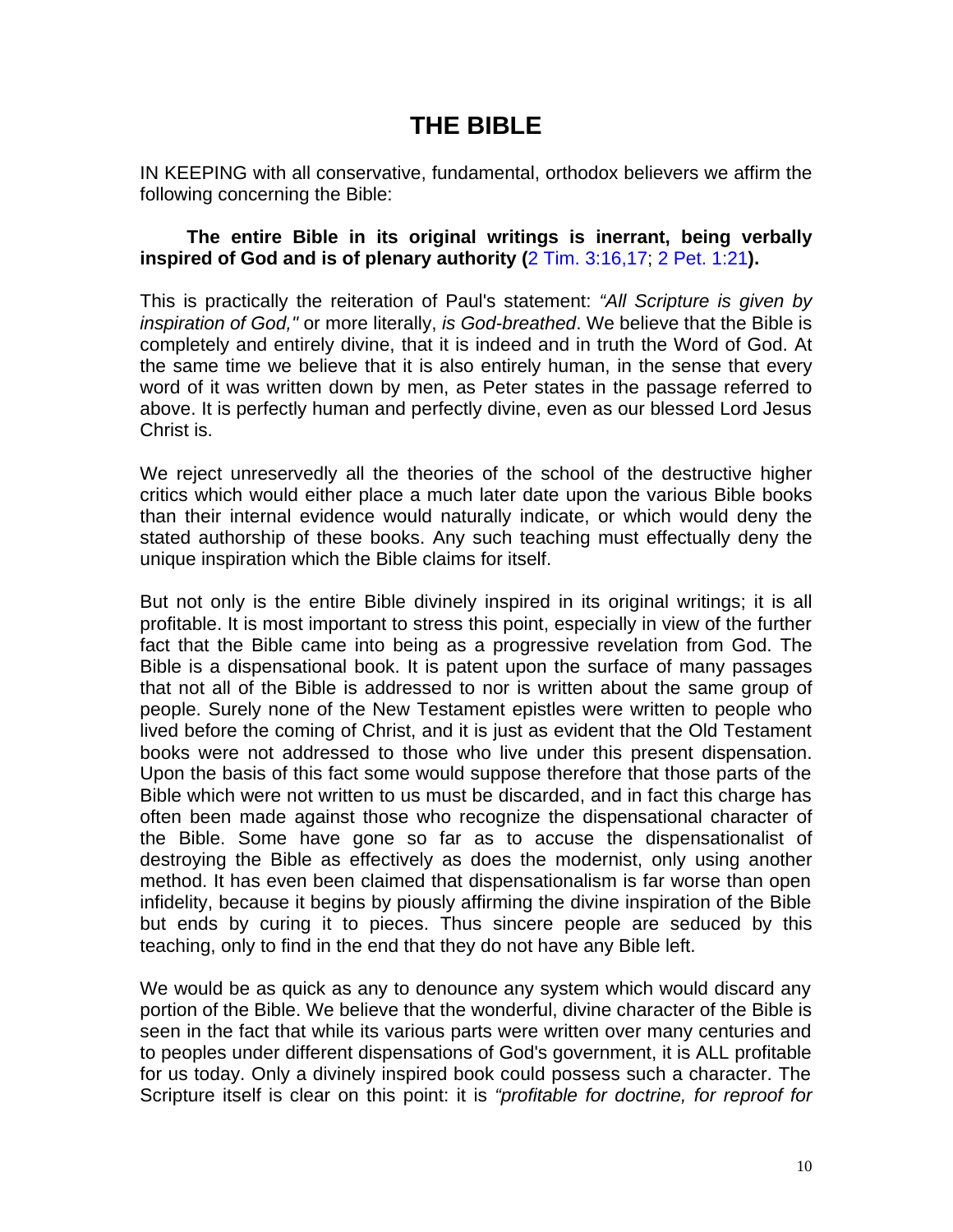# THE BIBLE

IN KEEPING with all conservative, fundamental, orthodox believers we affirm the following concerning the Bible:

**The entire Bible in its original writings is inerrant, being verbally inspired of God and is of plenary authority (**2 Tim. 3:16,17; 2 Pet. 1:21**).**

This is practically the reiteration of Paul's statement: *"All Scripture is given by inspiration of God,"* or more literally, *is God-breathed*. We believe that the Bible is completely and entirely divine, that it is indeed and in truth the Word of God. At the same time we believe that it is also entirely human, in the sense that every word of it was written down by men, as Peter states in the passage referred to above. It is perfectly human and perfectly divine, even as our blessed Lord Jesus Christ is.

We reject unreservedly all the theories of the school of the destructive higher critics which would either place a much later date upon the various Bible books than their internal evidence would naturally indicate, or which would deny the stated authorship of these books. Any such teaching must effectually deny the unique inspiration which the Bible claims for itself.

But not only is the entire Bible divinely inspired in its original writings; it is all profitable. It is most important to stress this point, especially in view of the further fact that the Bible came into being as a progressive revelation from God. The Bible is a dispensational book. It is patent upon the surface of many passages that not all of the Bible is addressed to nor is written about the same group of people. Surely none of the New Testament epistles were written to people who lived before the coming of Christ, and it is just as evident that the Old Testament books were not addressed to those who live under this present dispensation. Upon the basis of this fact some would suppose therefore that those parts of the Bible which were not written to us must be discarded, and in fact this charge has often been made against those who recognize the dispensational character of the Bible. Some have gone so far as to accuse the dispensationalist of destroying the Bible as effectively as does the modernist, only using another method. It has even been claimed that dispensationalism is far worse than open infidelity, because it begins by piously affirming the divine inspiration of the Bible but ends by curing it to pieces. Thus sincere people are seduced by this teaching, only to find in the end that they do not have any Bible left.

We would be as quick as any to denounce any system which would discard any portion of the Bible. We believe that the wonderful, divine character of the Bible is seen in the fact that while its various parts were written over many centuries and to peoples under different dispensations of God's government, it is ALL profitable for us today. Only a divinely inspired book could possess such a character. The Scripture itself is clear on this point: it is *"profitable for doctrine, for reproof for*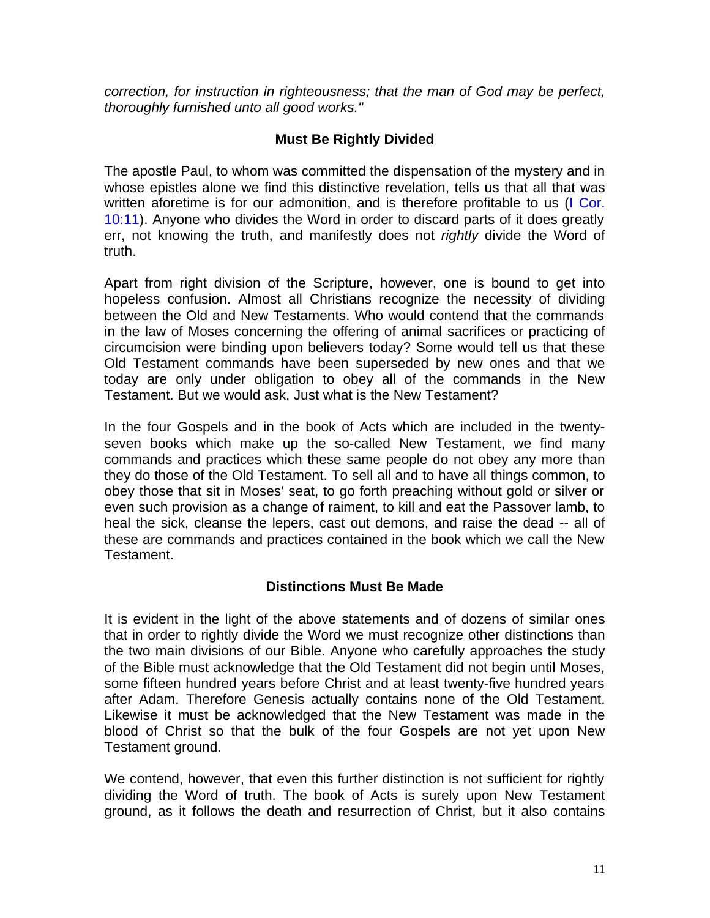*correction, for instruction in righteousness; that the man of God may be perfect, thoroughly furnished unto all good works."*

### Must Be Rightly Divided

The apostle Paul, to whom was committed the dispensation of the mystery and in whose epistles alone we find this distinctive revelation, tells us that all that was written aforetime is for our admonition, and is therefore profitable to us (I Cor. 10:11). Anyone who divides the Word in order to discard parts of it does greatly err, not knowing the truth, and manifestly does not *rightly* divide the Word of truth.

Apart from right division of the Scripture, however, one is bound to get into hopeless confusion. Almost all Christians recognize the necessity of dividing between the Old and New Testaments. Who would contend that the commands in the law of Moses concerning the offering of animal sacrifices or practicing of circumcision were binding upon believers today? Some would tell us that these Old Testament commands have been superseded by new ones and that we today are only under obligation to obey all of the commands in the New Testament. But we would ask, Just what is the New Testament?

In the four Gospels and in the book of Acts which are included in the twenty-seven books which make up the so-called New Testament, we find many commands and practices which these same people do not obey any more than they do those of the Old Testament. To sell all and to have all things common, to obey those that sit in Moses' seat, to go forth preaching without gold or silver or even such provision as a change of raiment, to kill and eat the Passover lamb, to heal the sick, cleanse the lepers, cast out demons, and raise the dead -- all of these are commands and practices contained in the book which we call the New Testament.

### Distinctions Must Be Made

It is evident in the light of the above statements and of dozens of similar ones that in order to rightly divide the Word we must recognize other distinctions than the two main divisions of our Bible. Anyone who carefully approaches the study of the Bible must acknowledge that the Old Testament did not begin until Moses, some fifteen hundred years before Christ and at least twenty-five hundred years after Adam. Therefore Genesis actually contains none of the Old Testament. Likewise it must be acknowledged that the New Testament was made in the blood of Christ so that the bulk of the four Gospels are not yet upon New Testament ground.

We contend, however, that even this further distinction is not sufficient for rightly dividing the Word of truth. The book of Acts is surely upon New Testament ground, as it follows the death and resurrection of Christ, but it also contains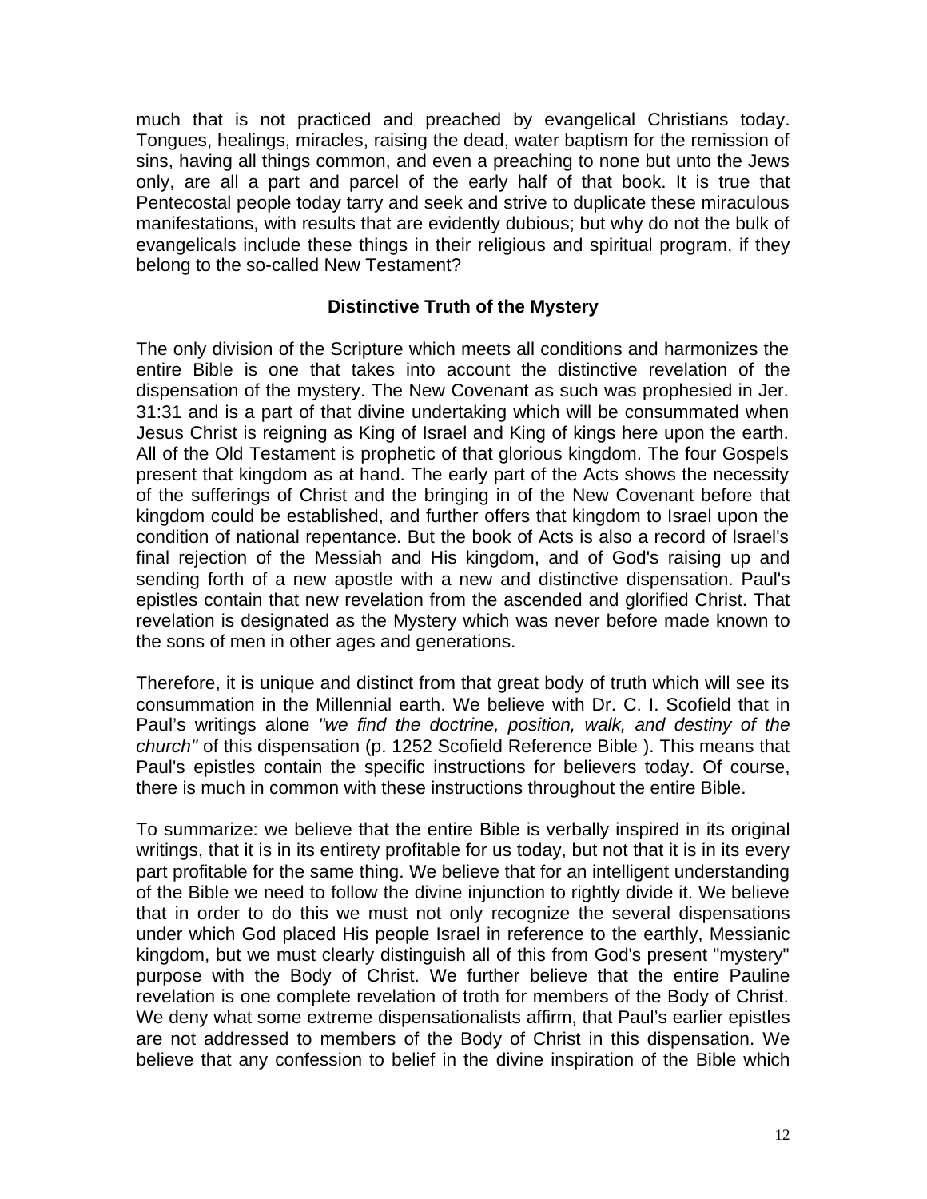much that is not practiced and preached by evangelical Christians today. Tongues, healings, miracles, raising the dead, water baptism for the remission of sins, having all things common, and even a preaching to none but unto the Jews only, are all a part and parcel of the early half of that book. It is true that Pentecostal people today tarry and seek and strive to duplicate these miraculous manifestations, with results that are evidently dubious; but why do not the bulk of evangelicals include these things in their religious and spiritual program, if they belong to the so-called New Testament?

### Distinctive Truth of the Mystery

The only division of the Scripture which meets all conditions and harmonizes the entire Bible is one that takes into account the distinctive revelation of the dispensation of the mystery. The New Covenant as such was prophesied in Jer. 31:31 and is a part of that divine undertaking which will be consummated when Jesus Christ is reigning as King of Israel and King of kings here upon the earth. All of the Old Testament is prophetic of that glorious kingdom. The four Gospels present that kingdom as at hand. The early part of the Acts shows the necessity of the sufferings of Christ and the bringing in of the New Covenant before that kingdom could be established, and further offers that kingdom to Israel upon the condition of national repentance. But the book of Acts is also a record of lsrael's final rejection of the Messiah and His kingdom, and of God's raising up and sending forth of a new apostle with a new and distinctive dispensation. Paul's epistles contain that new revelation from the ascended and glorified Christ. That revelation is designated as the Mystery which was never before made known to the sons of men in other ages and generations.

Therefore, it is unique and distinct from that great body of truth which will see its consummation in the Millennial earth. We believe with Dr. C. I. Scofield that in Paul's writings alone *"we find the doctrine, position, walk, and destiny of the church"* of this dispensation (p. 1252 Scofield Reference Bible ). This means that Paul's epistles contain the specific instructions for believers today. Of course, there is much in common with these instructions throughout the entire Bible.

To summarize: we believe that the entire Bible is verbally inspired in its original writings, that it is in its entirety profitable for us today, but not that it is in its every part profitable for the same thing. We believe that for an intelligent understanding of the Bible we need to follow the divine injunction to rightly divide it. We believe that in order to do this we must not only recognize the several dispensations under which God placed His people Israel in reference to the earthly, Messianic kingdom, but we must clearly distinguish all of this from God's present "mystery" purpose with the Body of Christ. We further believe that the entire Pauline revelation is one complete revelation of troth for members of the Body of Christ. We deny what some extreme dispensationalists affirm, that Paul's earlier epistles are not addressed to members of the Body of Christ in this dispensation. We believe that any confession to belief in the divine inspiration of the Bible which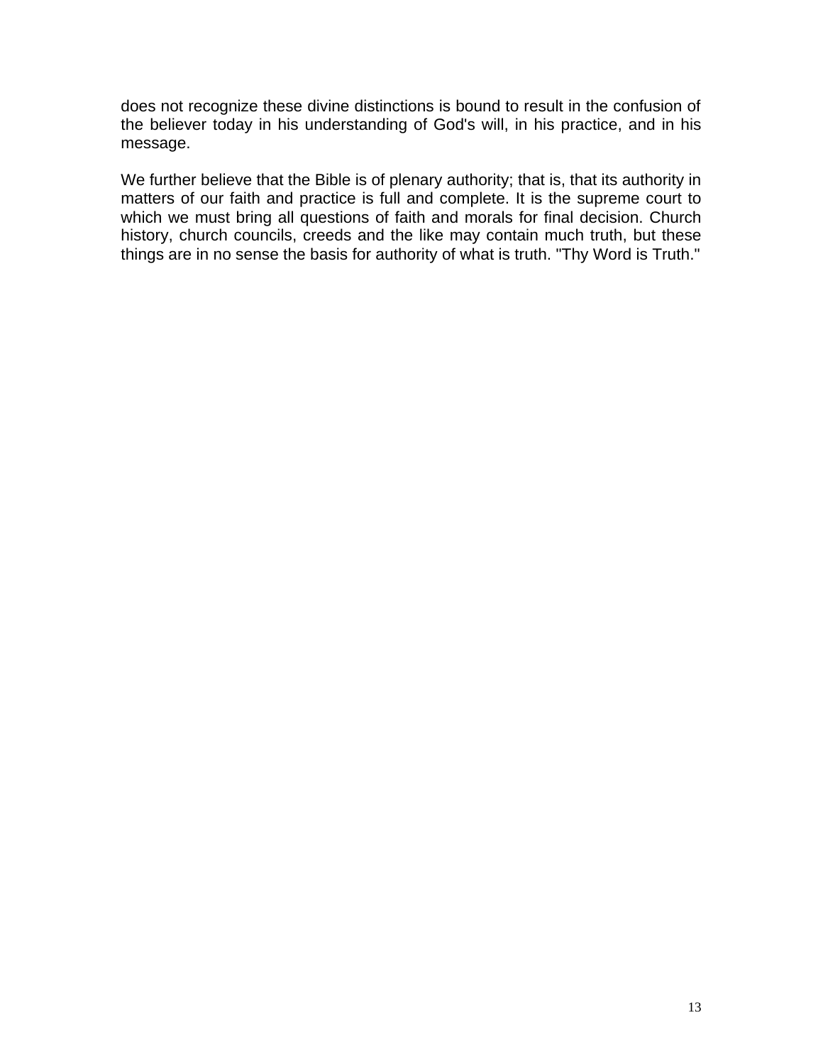does not recognize these divine distinctions is bound to result in the confusion of the believer today in his understanding of God's will, in his practice, and in his message.

We further believe that the Bible is of plenary authority; that is, that its authority in matters of our faith and practice is full and complete. It is the supreme court to which we must bring all questions of faith and morals for final decision. Church history, church councils, creeds and the like may contain much truth, but these things are in no sense the basis for authority of what is truth. "Thy Word is Truth."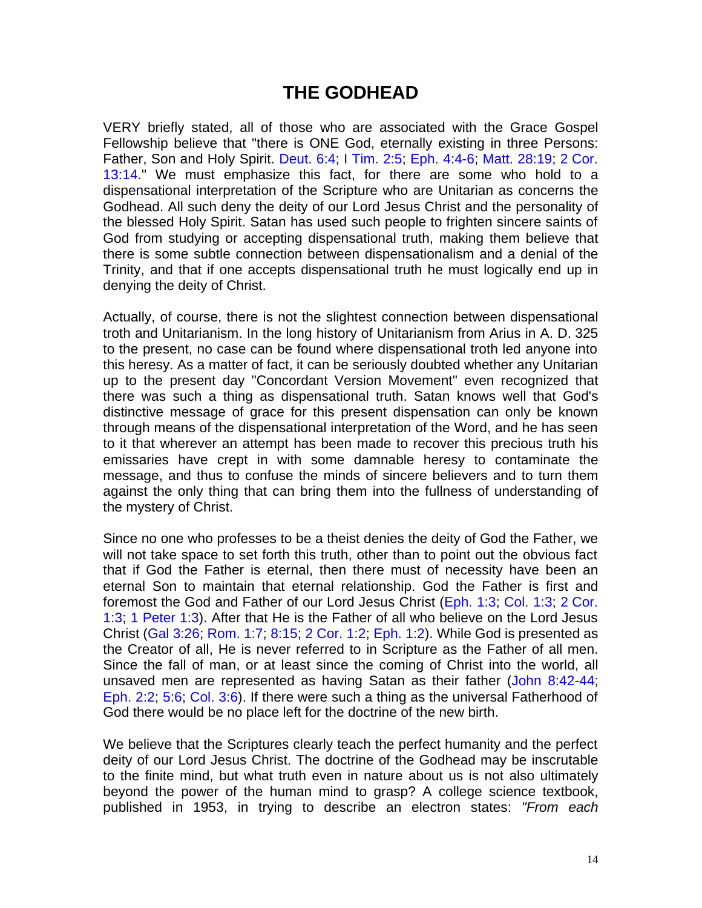# THE GODHEAD

VERY briefly stated, all of those who are associated with the Grace Gospel Fellowship believe that "there is ONE God, eternally existing in three Persons: Father, Son and Holy Spirit. Deut. 6:4; I Tim. 2:5; Eph. 4:4-6; Matt. 28:19; 2 Cor. 13:14." We must emphasize this fact, for there are some who hold to a dispensational interpretation of the Scripture who are Unitarian as concerns the Godhead. All such deny the deity of our Lord Jesus Christ and the personality of the blessed Holy Spirit. Satan has used such people to frighten sincere saints of God from studying or accepting dispensational truth, making them believe that there is some subtle connection between dispensationalism and a denial of the Trinity, and that if one accepts dispensational truth he must logically end up in denying the deity of Christ.

Actually, of course, there is not the slightest connection between dispensational troth and Unitarianism. In the long history of Unitarianism from Arius in A. D. 325 to the present, no case can be found where dispensational troth led anyone into this heresy. As a matter of fact, it can be seriously doubted whether any Unitarian up to the present day "Concordant Version Movement" even recognized that there was such a thing as dispensational truth. Satan knows well that God's distinctive message of grace for this present dispensation can only be known through means of the dispensational interpretation of the Word, and he has seen to it that wherever an attempt has been made to recover this precious truth his emissaries have crept in with some damnable heresy to contaminate the message, and thus to confuse the minds of sincere believers and to turn them against the only thing that can bring them into the fullness of understanding of the mystery of Christ.

Since no one who professes to be a theist denies the deity of God the Father, we will not take space to set forth this truth, other than to point out the obvious fact that if God the Father is eternal, then there must of necessity have been an eternal Son to maintain that eternal relationship. God the Father is first and foremost the God and Father of our Lord Jesus Christ (Eph. 1:3; Col. 1:3; 2 Cor. 1:3; 1 Peter 1:3). After that He is the Father of all who believe on the Lord Jesus Christ (Gal 3:26; Rom. 1:7; 8:15; 2 Cor. 1:2; Eph. 1:2). While God is presented as the Creator of all, He is never referred to in Scripture as the Father of all men. Since the fall of man, or at least since the coming of Christ into the world, all unsaved men are represented as having Satan as their father (John 8:42-44; Eph. 2:2; 5:6; Col. 3:6). If there were such a thing as the universal Fatherhood of God there would be no place left for the doctrine of the new birth.

We believe that the Scriptures clearly teach the perfect humanity and the perfect deity of our Lord Jesus Christ. The doctrine of the Godhead may be inscrutable to the finite mind, but what truth even in nature about us is not also ultimately beyond the power of the human mind to grasp? A college science textbook, published in 1953, in trying to describe an electron states: *"From each*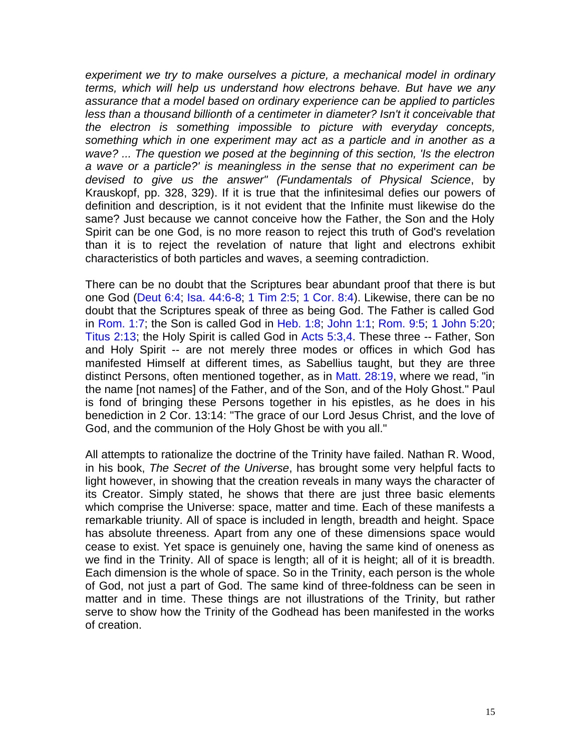*experiment we try to make ourselves a picture, a mechanical model in ordinary terms, which will help us understand how electrons behave. But have we any assurance that a model based on ordinary experience can be applied to particles less than a thousand billionth of a centimeter in diameter? Isn't it conceivable that the electron is something impossible to picture with everyday concepts, something which in one experiment may act as a particle and in another as a wave? ... The question we posed at the beginning of this section, 'Is the electron a wave or a particle?' is meaningless in the sense that no experiment can be devised to give us the answer" (Fundamentals of Physical Science*, by Krauskopf, pp. 328, 329). If it is true that the infinitesimal defies our powers of definition and description, is it not evident that the Infinite must likewise do the same? Just because we cannot conceive how the Father, the Son and the Holy Spirit can be one God, is no more reason to reject this truth of God's revelation than it is to reject the revelation of nature that light and electrons exhibit characteristics of both particles and waves, a seeming contradiction.

There can be no doubt that the Scriptures bear abundant proof that there is but one God (Deut 6:4; Isa. 44:6-8; 1 Tim 2:5; 1 Cor. 8:4). Likewise, there can be no doubt that the Scriptures speak of three as being God. The Father is called God in Rom. 1:7; the Son is called God in Heb. 1:8; John 1:1; Rom. 9:5; 1 John 5:20; Titus 2:13; the Holy Spirit is called God in Acts 5:3,4. These three -- Father, Son and Holy Spirit -- are not merely three modes or offices in which God has manifested Himself at different times, as Sabellius taught, but they are three distinct Persons, often mentioned together, as in Matt. 28:19, where we read, "in the name [not names] of the Father, and of the Son, and of the Holy Ghost." Paul is fond of bringing these Persons together in his epistles, as he does in his benediction in 2 Cor. 13:14: "The grace of our Lord Jesus Christ, and the love of God, and the communion of the Holy Ghost be with you all."

All attempts to rationalize the doctrine of the Trinity have failed. Nathan R. Wood, in his book, *The Secret of the Universe*, has brought some very helpful facts to light however, in showing that the creation reveals in many ways the character of its Creator. Simply stated, he shows that there are just three basic elements which comprise the Universe: space, matter and time. Each of these manifests a remarkable triunity. All of space is included in length, breadth and height. Space has absolute threeness. Apart from any one of these dimensions space would cease to exist. Yet space is genuinely one, having the same kind of oneness as we find in the Trinity. All of space is length; all of it is height; all of it is breadth. Each dimension is the whole of space. So in the Trinity, each person is the whole of God, not just a part of God. The same kind of three-foldness can be seen in matter and in time. These things are not illustrations of the Trinity, but rather serve to show how the Trinity of the Godhead has been manifested in the works of creation.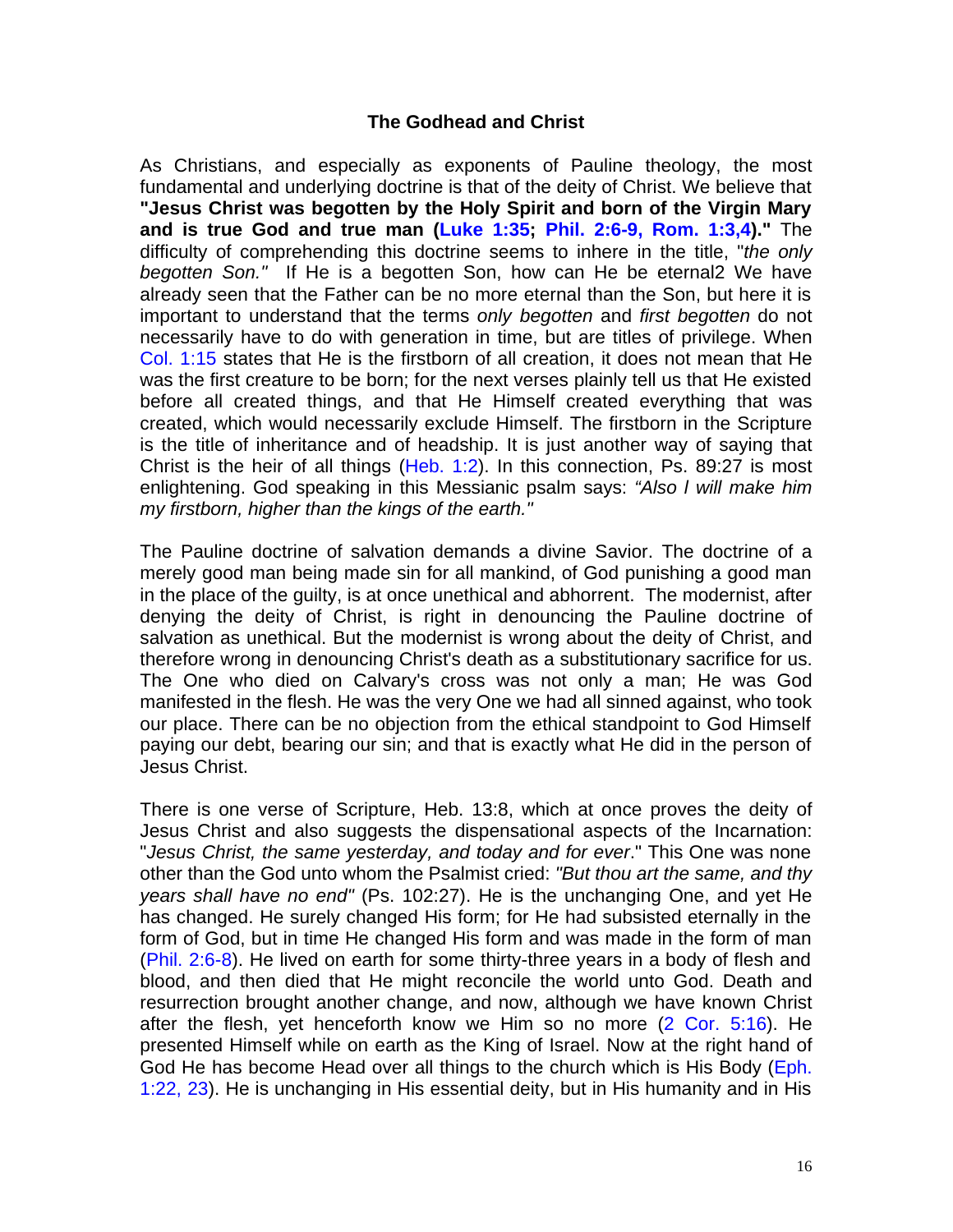## The Godhead and Christ

As Christians, and especially as exponents of Pauline theology, the most fundamental and underlying doctrine is that of the deity of Christ. We believe that **"Jesus Christ was begotten by the Holy Spirit and born of the Virgin Mary and is true God and true man (Luke 1:35; Phil. 2:6-9, Rom. 1:3,4)."** The difficulty of comprehending this doctrine seems to inhere in the title, "*the only begotten Son."* If He is a begotten Son, how can He be eternal2 We have already seen that the Father can be no more eternal than the Son, but here it is important to understand that the terms *only begotten* and *first begotten* do not necessarily have to do with generation in time, but are titles of privilege. When Col. 1:15 states that He is the firstborn of all creation, it does not mean that He was the first creature to be born; for the next verses plainly tell us that He existed before all created things, and that He Himself created everything that was created, which would necessarily exclude Himself. The firstborn in the Scripture is the title of inheritance and of headship. It is just another way of saying that Christ is the heir of all things (Heb. 1:2). In this connection, Ps. 89:27 is most enlightening. God speaking in this Messianic psalm says: *"Also I will make him my firstborn, higher than the kings of the earth."*

The Pauline doctrine of salvation demands a divine Savior. The doctrine of a merely good man being made sin for all mankind, of God punishing a good man in the place of the guilty, is at once unethical and abhorrent. The modernist, after denying the deity of Christ, is right in denouncing the Pauline doctrine of salvation as unethical. But the modernist is wrong about the deity of Christ, and therefore wrong in denouncing Christ's death as a substitutionary sacrifice for us. The One who died on Calvary's cross was not only a man; He was God manifested in the flesh. He was the very One we had all sinned against, who took our place. There can be no objection from the ethical standpoint to God Himself paying our debt, bearing our sin; and that is exactly what He did in the person of Jesus Christ.

There is one verse of Scripture, Heb. 13:8, which at once proves the deity of Jesus Christ and also suggests the dispensational aspects of the Incarnation: "*Jesus Christ, the same yesterday, and today and for ever*." This One was none other than the God unto whom the Psalmist cried: *"But thou art the same, and thy years shall have no end"* (Ps. 102:27). He is the unchanging One, and yet He has changed. He surely changed His form; for He had subsisted eternally in the form of God, but in time He changed His form and was made in the form of man (Phil. 2:6-8). He lived on earth for some thirty-three years in a body of flesh and blood, and then died that He might reconcile the world unto God. Death and resurrection brought another change, and now, although we have known Christ after the flesh, yet henceforth know we Him so no more (2 Cor. 5:16). He presented Himself while on earth as the King of Israel. Now at the right hand of God He has become Head over all things to the church which is His Body (Eph. 1:22, 23). He is unchanging in His essential deity, but in His humanity and in His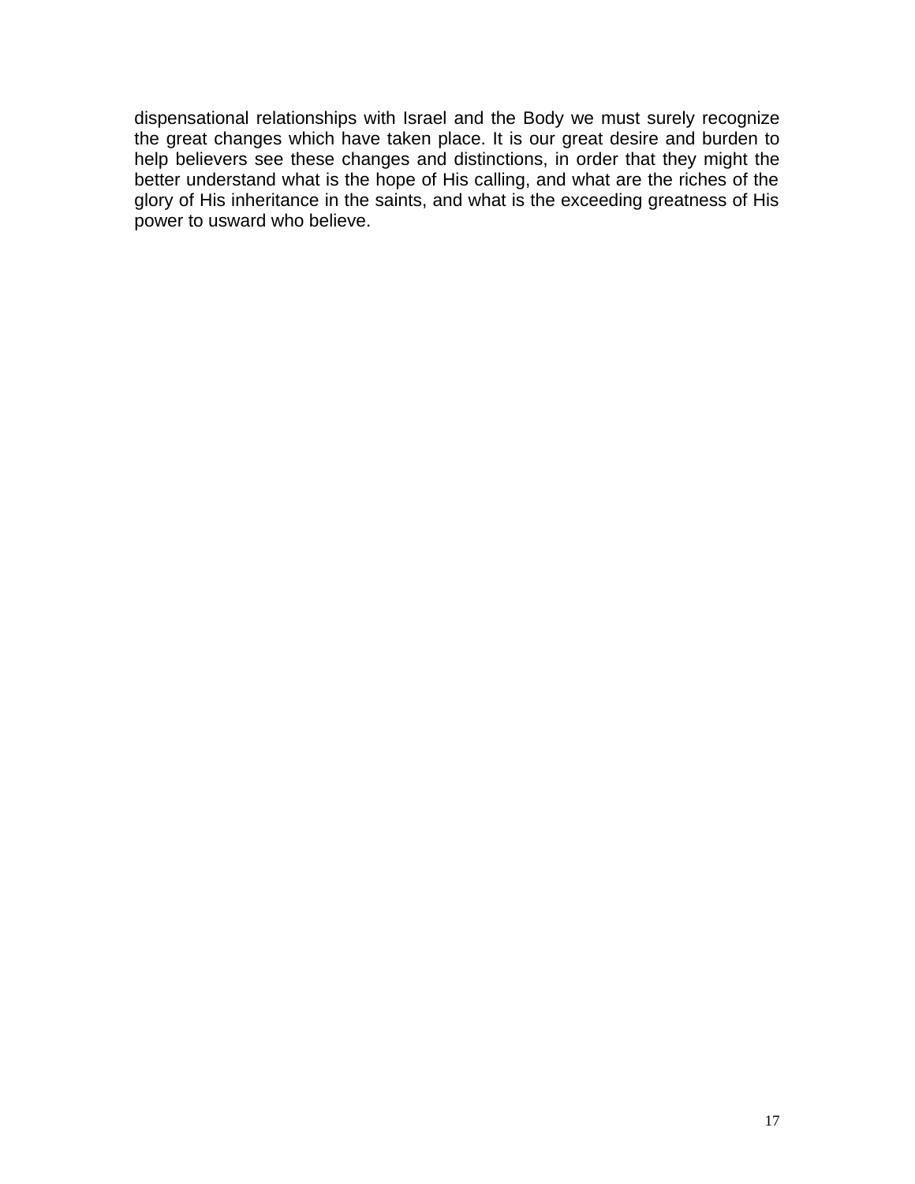dispensational relationships with Israel and the Body we must surely recognize the great changes which have taken place. It is our great desire and burden to help believers see these changes and distinctions, in order that they might the better understand what is the hope of His calling, and what are the riches of the glory of His inheritance in the saints, and what is the exceeding greatness of His power to usward who believe.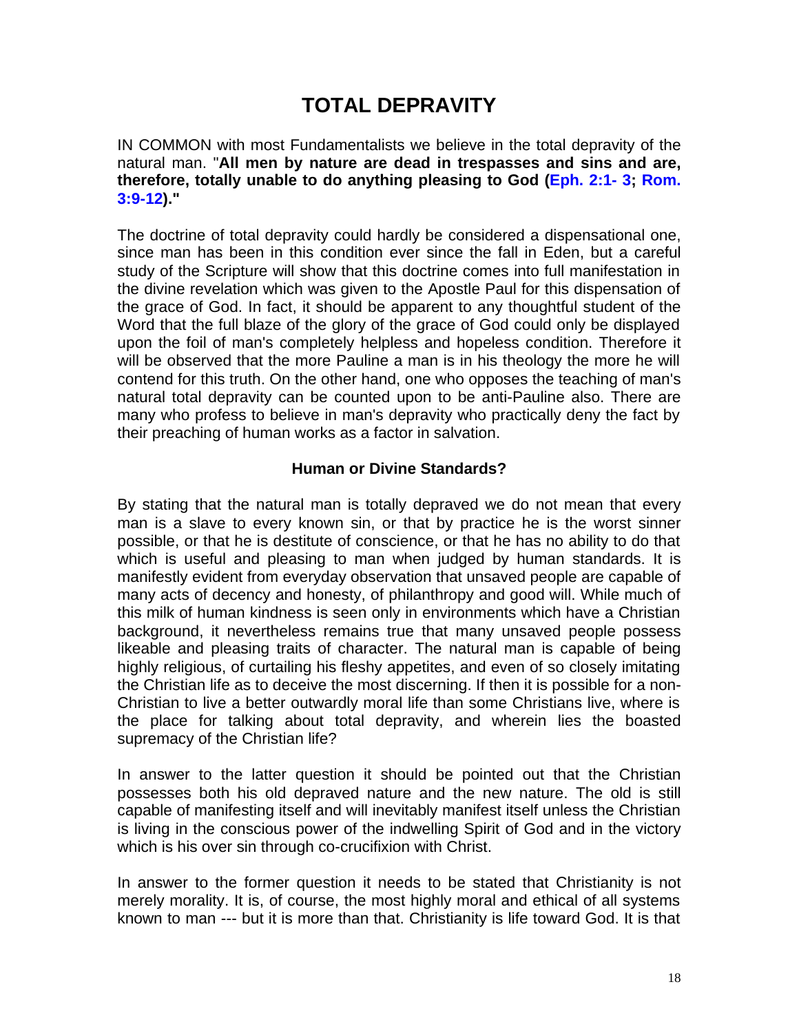# TOTAL DEPRAVITY

IN COMMON with most Fundamentalists we believe in the total depravity of the natural man. "**All men by nature are dead in trespasses and sins and are, therefore, totally unable to do anything pleasing to God (Eph. 2:1- 3; Rom. 3:9-12).**"

The doctrine of total depravity could hardly be considered a dispensational one, since man has been in this condition ever since the fall in Eden, but a careful study of the Scripture will show that this doctrine comes into full manifestation in the divine revelation which was given to the Apostle Paul for this dispensation of the grace of God. In fact, it should be apparent to any thoughtful student of the Word that the full blaze of the glory of the grace of God could only be displayed upon the foil of man's completely helpless and hopeless condition. Therefore it will be observed that the more Pauline a man is in his theology the more he will contend for this truth. On the other hand, one who opposes the teaching of man's natural total depravity can be counted upon to be anti-Pauline also. There are many who profess to believe in man's depravity who practically deny the fact by their preaching of human works as a factor in salvation.

### Human or Divine Standards?

By stating that the natural man is totally depraved we do not mean that every man is a slave to every known sin, or that by practice he is the worst sinner possible, or that he is destitute of conscience, or that he has no ability to do that which is useful and pleasing to man when judged by human standards. It is manifestly evident from everyday observation that unsaved people are capable of many acts of decency and honesty, of philanthropy and good will. While much of this milk of human kindness is seen only in environments which have a Christian background, it nevertheless remains true that many unsaved people possess likeable and pleasing traits of character. The natural man is capable of being highly religious, of curtailing his fleshy appetites, and even of so closely imitating the Christian life as to deceive the most discerning. If then it is possible for a non-Christian to live a better outwardly moral life than some Christians live, where is the place for talking about total depravity, and wherein lies the boasted supremacy of the Christian life?

In answer to the latter question it should be pointed out that the Christian possesses both his old depraved nature and the new nature. The old is still capable of manifesting itself and will inevitably manifest itself unless the Christian is living in the conscious power of the indwelling Spirit of God and in the victory which is his over sin through co-crucifixion with Christ.

In answer to the former question it needs to be stated that Christianity is not merely morality. It is, of course, the most highly moral and ethical of all systems known to man --- but it is more than that. Christianity is life toward God. It is that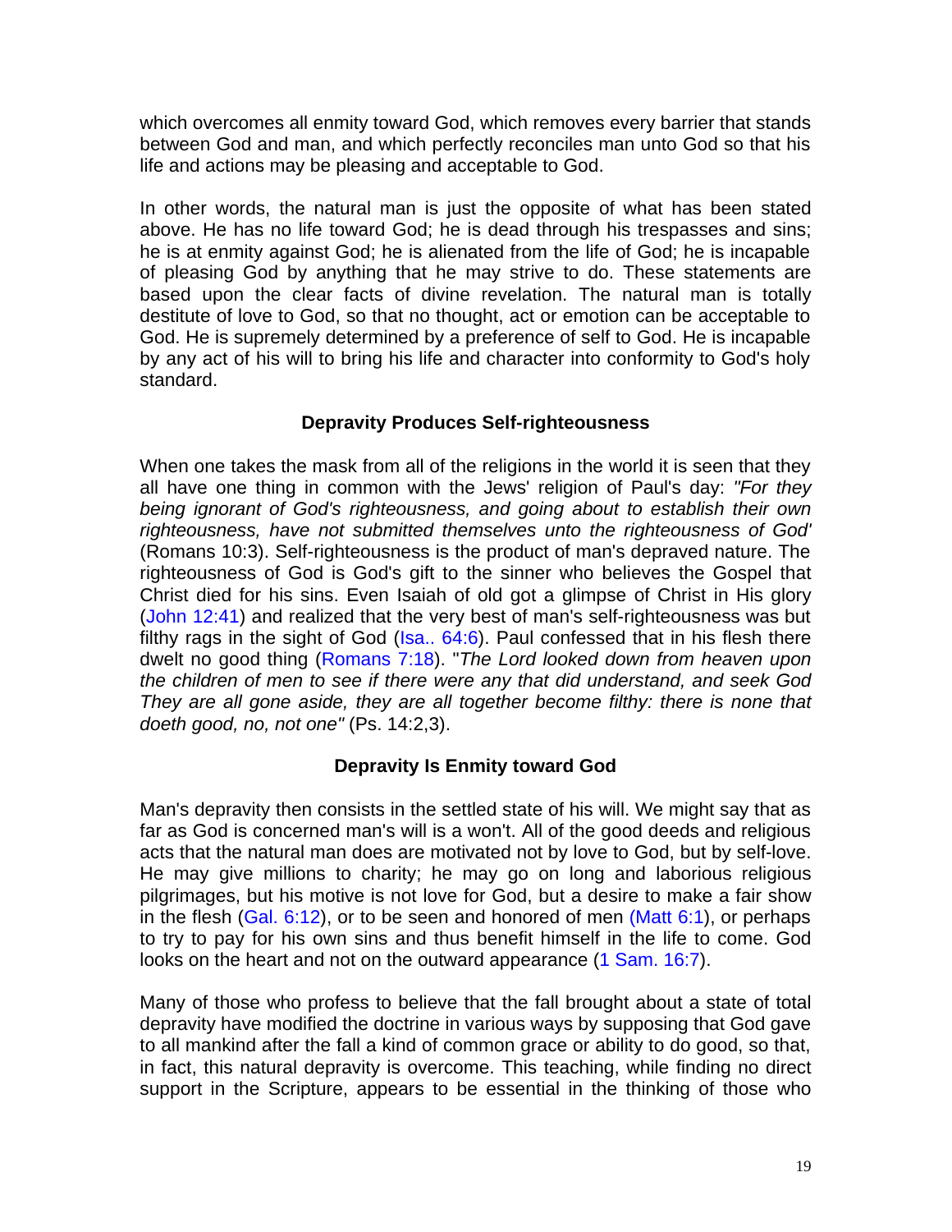which overcomes all enmity toward God, which removes every barrier that stands between God and man, and which perfectly reconciles man unto God so that his life and actions may be pleasing and acceptable to God.

In other words, the natural man is just the opposite of what has been stated above. He has no life toward God; he is dead through his trespasses and sins; he is at enmity against God; he is alienated from the life of God; he is incapable of pleasing God by anything that he may strive to do. These statements are based upon the clear facts of divine revelation. The natural man is totally destitute of love to God, so that no thought, act or emotion can be acceptable to God. He is supremely determined by a preference of self to God. He is incapable by any act of his will to bring his life and character into conformity to God's holy standard.

### Depravity Produces Self-righteousness

When one takes the mask from all of the religions in the world it is seen that they all have one thing in common with the Jews' religion of Paul's day: *"For they being ignorant of God's righteousness, and going about to establish their own righteousness, have not submitted themselves unto the righteousness of God'* (Romans 10:3). Self-righteousness is the product of man's depraved nature. The righteousness of God is God's gift to the sinner who believes the Gospel that Christ died for his sins. Even Isaiah of old got a glimpse of Christ in His glory (John 12:41) and realized that the very best of man's self-righteousness was but filthy rags in the sight of God (Isa.. 64:6). Paul confessed that in his flesh there dwelt no good thing (Romans 7:18). "*The Lord looked down from heaven upon the children of men to see if there were any that did understand, and seek God They are all gone aside, they are all together become filthy: there is none that doeth good, no, not one"* (Ps. 14:2,3).

### Depravity Is Enmity toward God

Man's depravity then consists in the settled state of his will. We might say that as far as God is concerned man's will is a won't. All of the good deeds and religious acts that the natural man does are motivated not by love to God, but by self-love. He may give millions to charity; he may go on long and laborious religious pilgrimages, but his motive is not love for God, but a desire to make a fair show in the flesh (Gal. 6:12), or to be seen and honored of men (Matt 6:1), or perhaps to try to pay for his own sins and thus benefit himself in the life to come. God looks on the heart and not on the outward appearance (1 Sam. 16:7).

Many of those who profess to believe that the fall brought about a state of total depravity have modified the doctrine in various ways by supposing that God gave to all mankind after the fall a kind of common grace or ability to do good, so that, in fact, this natural depravity is overcome. This teaching, while finding no direct support in the Scripture, appears to be essential in the thinking of those who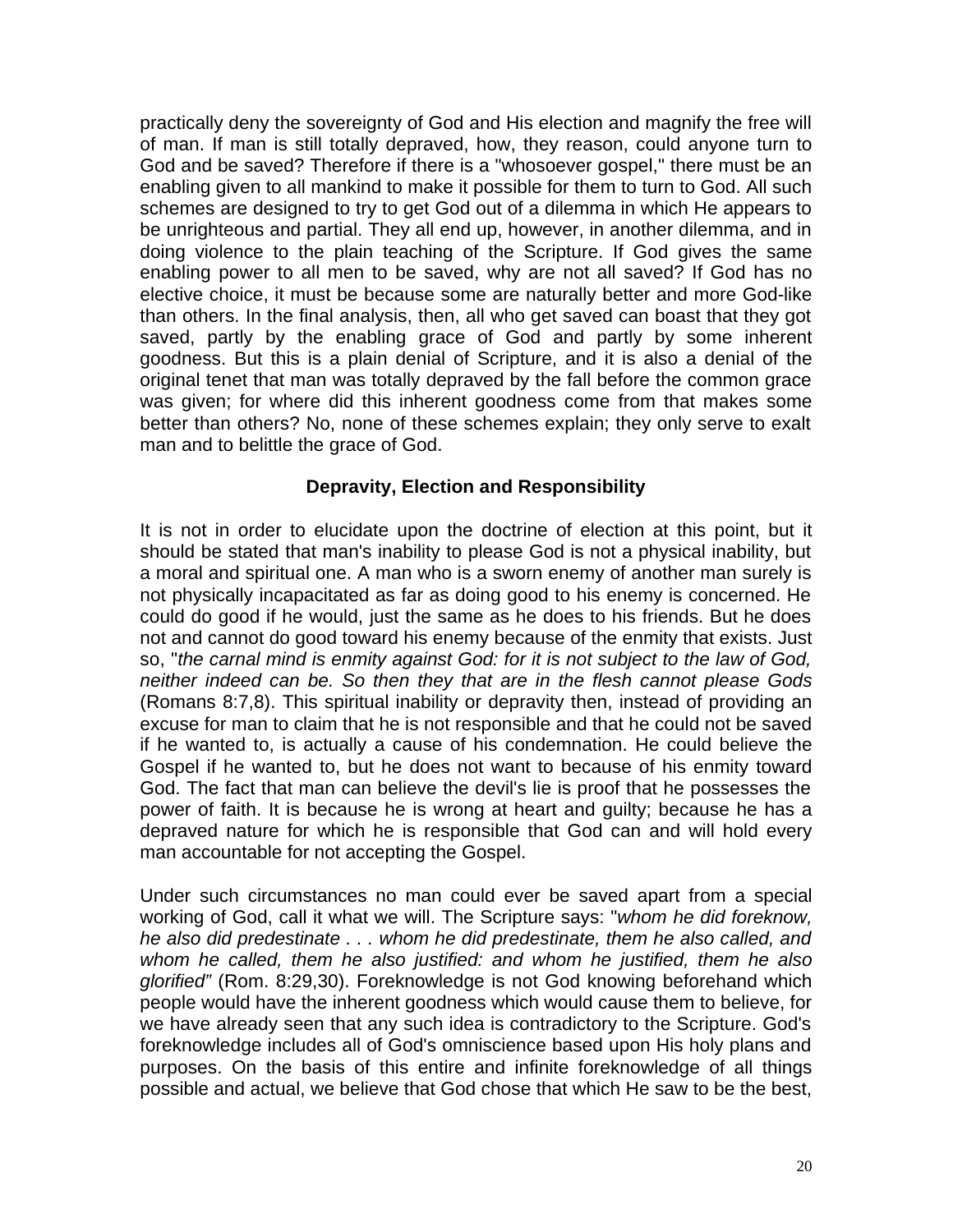practically deny the sovereignty of God and His election and magnify the free will of man. If man is still totally depraved, how, they reason, could anyone turn to God and be saved? Therefore if there is a "whosoever gospel," there must be an enabling given to all mankind to make it possible for them to turn to God. All such schemes are designed to try to get God out of a dilemma in which He appears to be unrighteous and partial. They all end up, however, in another dilemma, and in doing violence to the plain teaching of the Scripture. If God gives the same enabling power to all men to be saved, why are not all saved? If God has no elective choice, it must be because some are naturally better and more God-like than others. In the final analysis, then, all who get saved can boast that they got saved, partly by the enabling grace of God and partly by some inherent goodness. But this is a plain denial of Scripture, and it is also a denial of the original tenet that man was totally depraved by the fall before the common grace was given; for where did this inherent goodness come from that makes some better than others? No, none of these schemes explain; they only serve to exalt man and to belittle the grace of God.

**Depravity, Election and Responsibility**

It is not in order to elucidate upon the doctrine of election at this point, but it should be stated that man's inability to please God is not a physical inability, but a moral and spiritual one. A man who is a sworn enemy of another man surely is not physically incapacitated as far as doing good to his enemy is concerned. He could do good if he would, just the same as he does to his friends. But he does not and cannot do good toward his enemy because of the enmity that exists. Just so, "*the carnal mind is enmity against God: for it is not subject to the law of God, neither indeed can be. So then they that are in the flesh cannot please Gods* (Romans 8:7,8). This spiritual inability or depravity then, instead of providing an excuse for man to claim that he is not responsible and that he could not be saved if he wanted to, is actually a cause of his condemnation. He could believe the Gospel if he wanted to, but he does not want to because of his enmity toward God. The fact that man can believe the devil's lie is proof that he possesses the power of faith. It is because he is wrong at heart and guilty; because he has a depraved nature for which he is responsible that God can and will hold every man accountable for not accepting the Gospel.

Under such circumstances no man could ever be saved apart from a special working of God, call it what we will. The Scripture says: "*whom he did foreknow, he also did predestinate . . . whom he did predestinate, them he also called, and whom he called, them he also justified: and whom he justified, them he also glorified"* (Rom. 8:29,30). Foreknowledge is not God knowing beforehand which people would have the inherent goodness which would cause them to believe, for we have already seen that any such idea is contradictory to the Scripture. God's foreknowledge includes all of God's omniscience based upon His holy plans and purposes. On the basis of this entire and infinite foreknowledge of all things possible and actual, we believe that God chose that which He saw to be the best,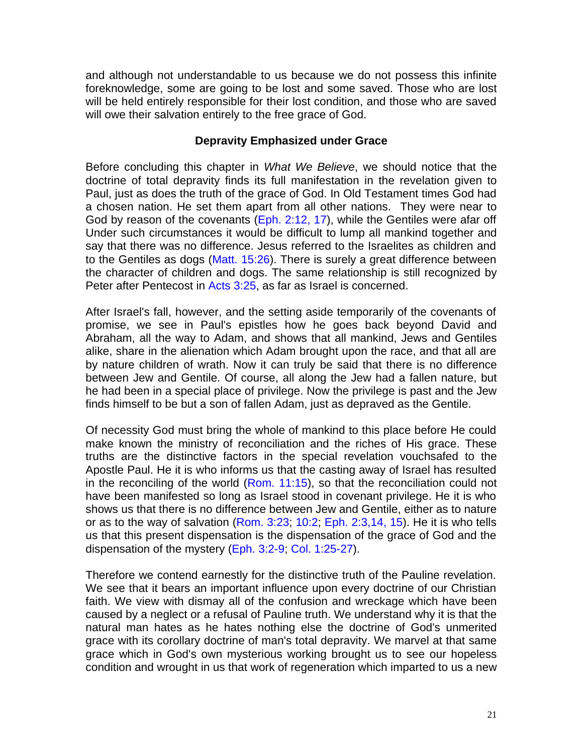and although not understandable to us because we do not possess this infinite foreknowledge, some are going to be lost and some saved. Those who are lost will be held entirely responsible for their lost condition, and those who are saved will owe their salvation entirely to the free grace of God.

### Depravity Emphasized under Grace

Before concluding this chapter in *What We Believe*, we should notice that the doctrine of total depravity finds its full manifestation in the revelation given to Paul, just as does the truth of the grace of God. In Old Testament times God had a chosen nation. He set them apart from all other nations. They were near to God by reason of the covenants (Eph. 2:12, 17), while the Gentiles were afar off Under such circumstances it would be difficult to lump all mankind together and say that there was no difference. Jesus referred to the Israelites as children and to the Gentiles as dogs (Matt. 15:26). There is surely a great difference between the character of children and dogs. The same relationship is still recognized by Peter after Pentecost in Acts 3:25, as far as Israel is concerned.

After Israel's fall, however, and the setting aside temporarily of the covenants of promise, we see in Paul's epistles how he goes back beyond David and Abraham, all the way to Adam, and shows that all mankind, Jews and Gentiles alike, share in the alienation which Adam brought upon the race, and that all are by nature children of wrath. Now it can truly be said that there is no difference between Jew and Gentile. Of course, all along the Jew had a fallen nature, but he had been in a special place of privilege. Now the privilege is past and the Jew finds himself to be but a son of fallen Adam, just as depraved as the Gentile.

Of necessity God must bring the whole of mankind to this place before He could make known the ministry of reconciliation and the riches of His grace. These truths are the distinctive factors in the special revelation vouchsafed to the Apostle Paul. He it is who informs us that the casting away of Israel has resulted in the reconciling of the world (Rom. 11:15), so that the reconciliation could not have been manifested so long as Israel stood in covenant privilege. He it is who shows us that there is no difference between Jew and Gentile, either as to nature or as to the way of salvation (Rom. 3:23; 10:2; Eph. 2:3,14, 15). He it is who tells us that this present dispensation is the dispensation of the grace of God and the dispensation of the mystery (Eph. 3:2-9; Col. 1:25-27).

Therefore we contend earnestly for the distinctive truth of the Pauline revelation. We see that it bears an important influence upon every doctrine of our Christian faith. We view with dismay all of the confusion and wreckage which have been caused by a neglect or a refusal of Pauline truth. We understand why it is that the natural man hates as he hates nothing else the doctrine of God's unmerited grace with its corollary doctrine of man's total depravity. We marvel at that same grace which in God's own mysterious working brought us to see our hopeless condition and wrought in us that work of regeneration which imparted to us a new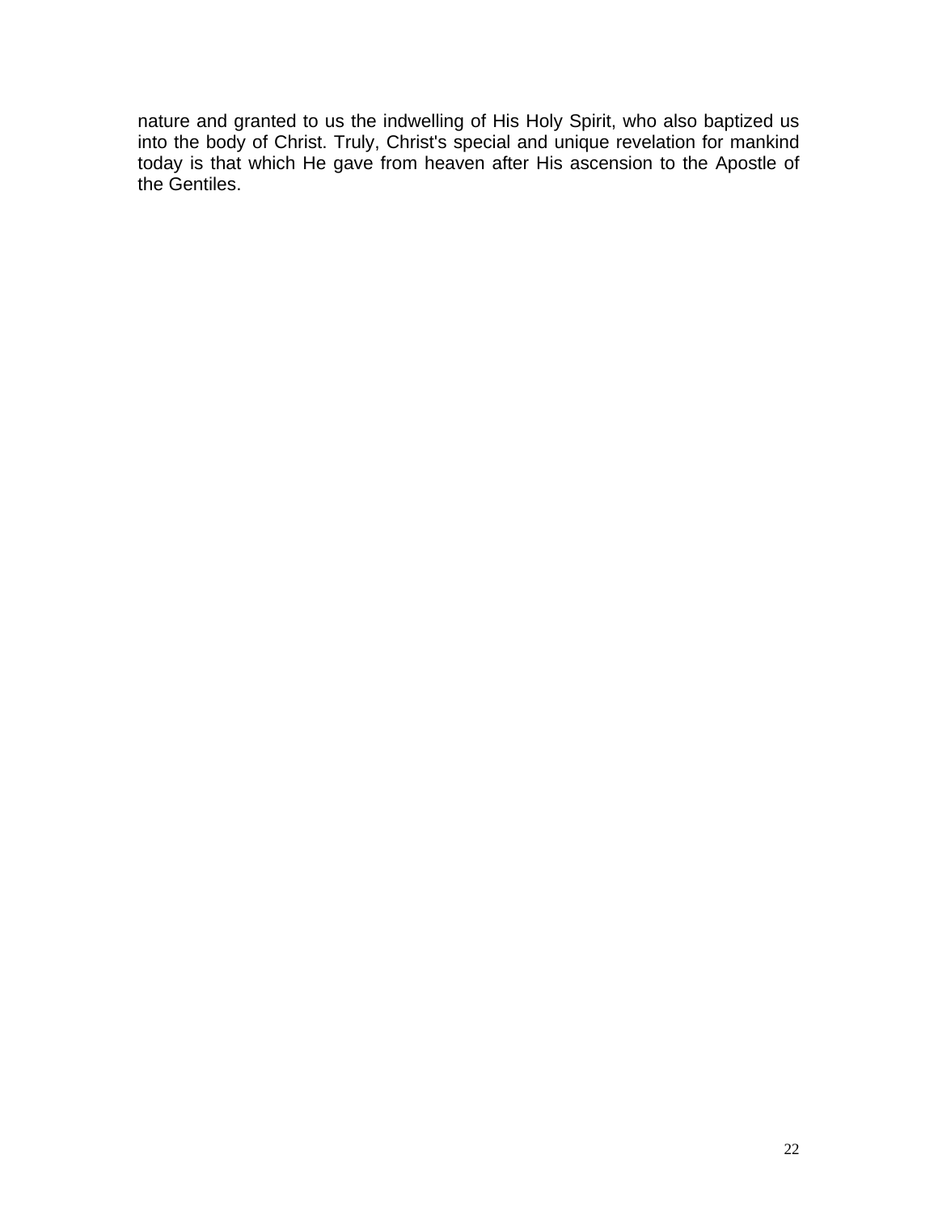nature and granted to us the indwelling of His Holy Spirit, who also baptized us into the body of Christ. Truly, Christ's special and unique revelation for mankind today is that which He gave from heaven after His ascension to the Apostle of the Gentiles.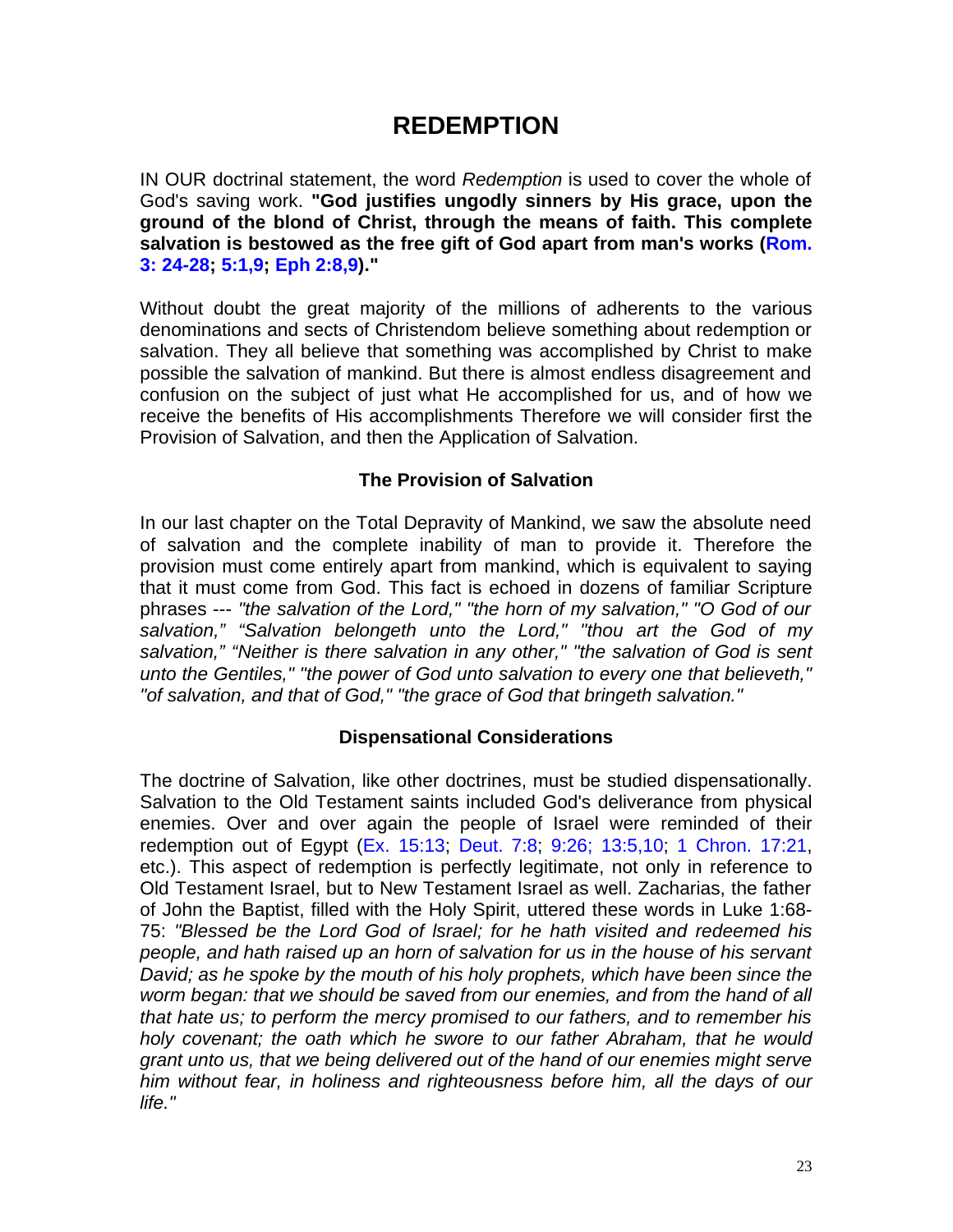# REDEMPTION

IN OUR doctrinal statement, the word *Redemption* is used to cover the whole of God's saving work. **"God justifies ungodly sinners by His grace, upon the ground of the blond of Christ, through the means of faith. This complete salvation is bestowed as the free gift of God apart from man's works (Rom. 3: 24-28; 5:1,9; Eph 2:8,9)."**

Without doubt the great majority of the millions of adherents to the various denominations and sects of Christendom believe something about redemption or salvation. They all believe that something was accomplished by Christ to make possible the salvation of mankind. But there is almost endless disagreement and confusion on the subject of just what He accomplished for us, and of how we receive the benefits of His accomplishments Therefore we will consider first the Provision of Salvation, and then the Application of Salvation.

### The Provision of Salvation

In our last chapter on the Total Depravity of Mankind, we saw the absolute need of salvation and the complete inability of man to provide it. Therefore the provision must come entirely apart from mankind, which is equivalent to saying that it must come from God. This fact is echoed in dozens of familiar Scripture phrases --- *"the salvation of the Lord," "the horn of my salvation," "O God of our salvation," "Salvation belongeth unto the Lord," "thou art the God of my salvation," "Neither is there salvation in any other," "the salvation of God is sent unto the Gentiles," "the power of God unto salvation to every one that believeth," "of salvation, and that of God," "the grace of God that bringeth salvation."*

### Dispensational Considerations

The doctrine of Salvation, like other doctrines, must be studied dispensationally. Salvation to the Old Testament saints included God's deliverance from physical enemies. Over and over again the people of Israel were reminded of their redemption out of Egypt (Ex. 15:13; Deut. 7:8; 9:26; 13:5,10; 1 Chron. 17:21, etc.). This aspect of redemption is perfectly legitimate, not only in reference to Old Testament Israel, but to New Testament Israel as well. Zacharias, the father of John the Baptist, filled with the Holy Spirit, uttered these words in Luke 1:68-75: *"Blessed be the Lord God of Israel; for he hath visited and redeemed his people, and hath raised up an horn of salvation for us in the house of his servant David; as he spoke by the mouth of his holy prophets, which have been since the worm began: that we should be saved from our enemies, and from the hand of all that hate us; to perform the mercy promised to our fathers, and to remember his holy covenant; the oath which he swore to our father Abraham, that he would grant unto us, that we being delivered out of the hand of our enemies might serve him without fear, in holiness and righteousness before him, all the days of our life."*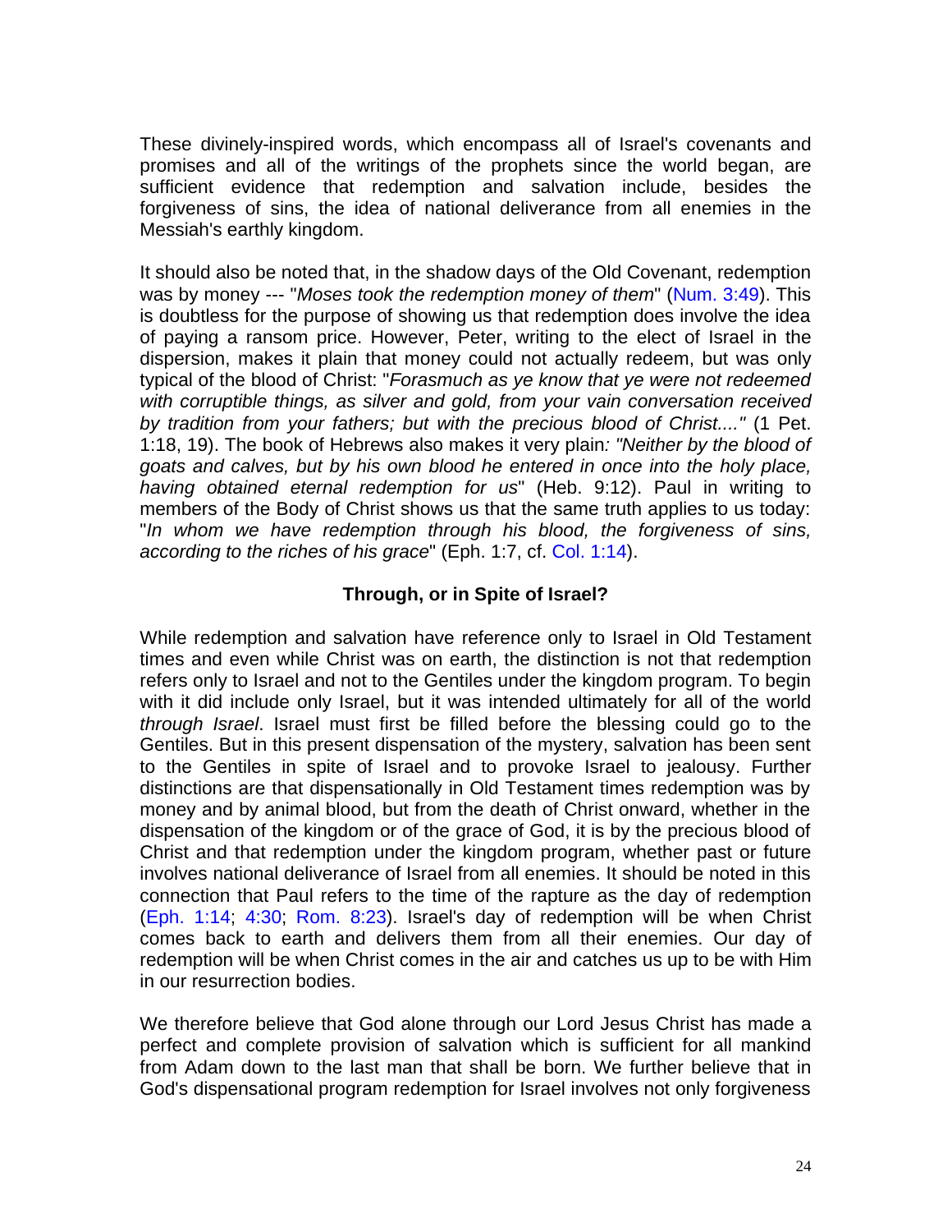These divinely-inspired words, which encompass all of Israel's covenants and promises and all of the writings of the prophets since the world began, are sufficient evidence that redemption and salvation include, besides the forgiveness of sins, the idea of national deliverance from all enemies in the Messiah's earthly kingdom.

It should also be noted that, in the shadow days of the Old Covenant, redemption was by money --- "*Moses took the redemption money of them*" (Num. 3:49). This is doubtless for the purpose of showing us that redemption does involve the idea of paying a ransom price. However, Peter, writing to the elect of Israel in the dispersion, makes it plain that money could not actually redeem, but was only typical of the blood of Christ: "*Forasmuch as ye know that ye were not redeemed with corruptible things, as silver and gold, from your vain conversation received by tradition from your fathers; but with the precious blood of Christ...."* (1 Pet. 1:18, 19). The book of Hebrews also makes it very plain*: "Neither by the blood of goats and calves, but by his own blood he entered in once into the holy place, having obtained eternal redemption for us*" (Heb. 9:12). Paul in writing to members of the Body of Christ shows us that the same truth applies to us today: "*In whom we have redemption through his blood, the forgiveness of sins, according to the riches of his grace*" (Eph. 1:7, cf. Col. 1:14).

**Through, or in Spite of Israel?**

While redemption and salvation have reference only to Israel in Old Testament times and even while Christ was on earth, the distinction is not that redemption refers only to Israel and not to the Gentiles under the kingdom program. To begin with it did include only Israel, but it was intended ultimately for all of the world *through Israel*. Israel must first be filled before the blessing could go to the Gentiles. But in this present dispensation of the mystery, salvation has been sent to the Gentiles in spite of Israel and to provoke Israel to jealousy. Further distinctions are that dispensationally in Old Testament times redemption was by money and by animal blood, but from the death of Christ onward, whether in the dispensation of the kingdom or of the grace of God, it is by the precious blood of Christ and that redemption under the kingdom program, whether past or future involves national deliverance of Israel from all enemies. It should be noted in this connection that Paul refers to the time of the rapture as the day of redemption (Eph. 1:14; 4:30; Rom. 8:23). Israel's day of redemption will be when Christ comes back to earth and delivers them from all their enemies. Our day of redemption will be when Christ comes in the air and catches us up to be with Him in our resurrection bodies.

We therefore believe that God alone through our Lord Jesus Christ has made a perfect and complete provision of salvation which is sufficient for all mankind from Adam down to the last man that shall be born. We further believe that in God's dispensational program redemption for Israel involves not only forgiveness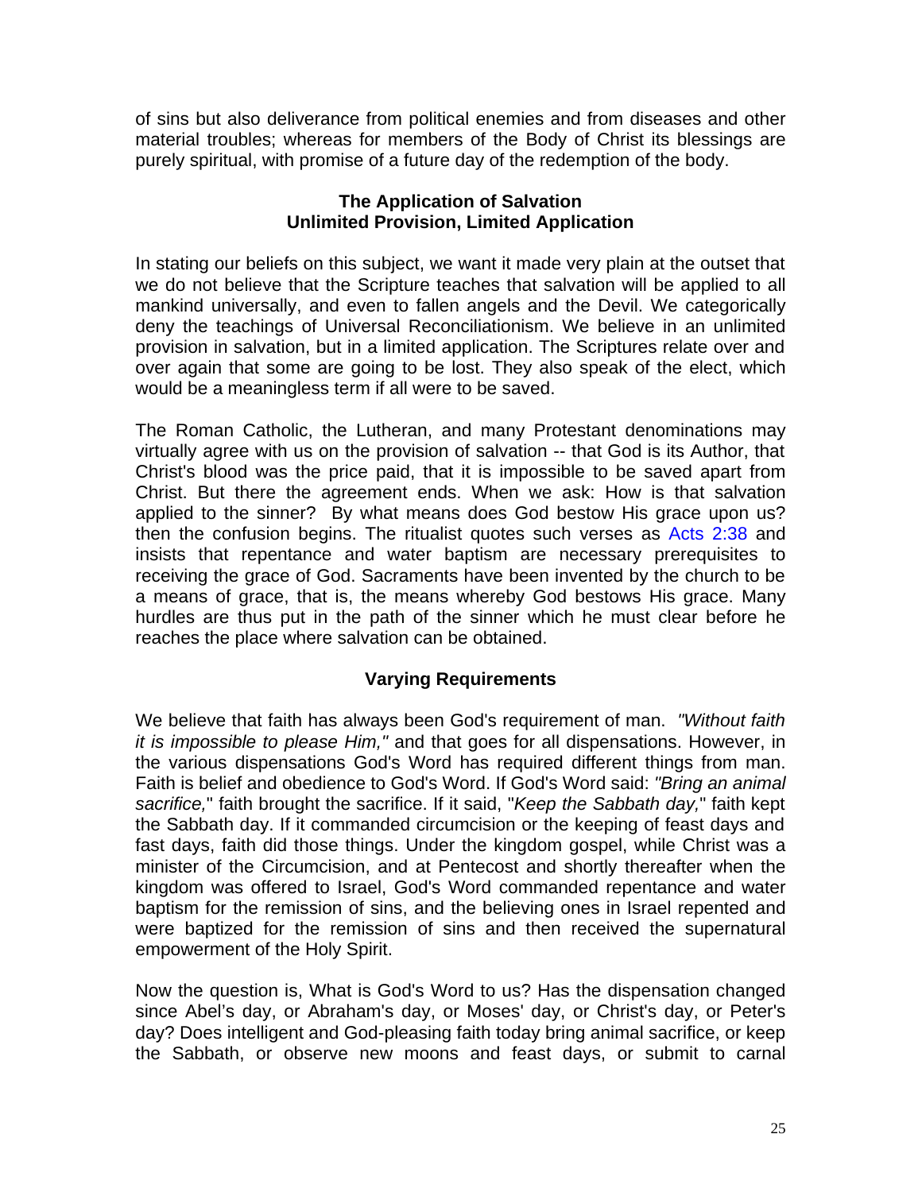of sins but also deliverance from political enemies and from diseases and other material troubles; whereas for members of the Body of Christ its blessings are purely spiritual, with promise of a future day of the redemption of the body.

## The Application of Salvation
## Unlimited Provision, Limited Application

In stating our beliefs on this subject, we want it made very plain at the outset that we do not believe that the Scripture teaches that salvation will be applied to all mankind universally, and even to fallen angels and the Devil. We categorically deny the teachings of Universal Reconciliationism. We believe in an unlimited provision in salvation, but in a limited application. The Scriptures relate over and over again that some are going to be lost. They also speak of the elect, which would be a meaningless term if all were to be saved.

The Roman Catholic, the Lutheran, and many Protestant denominations may virtually agree with us on the provision of salvation -- that God is its Author, that Christ's blood was the price paid, that it is impossible to be saved apart from Christ. But there the agreement ends. When we ask: How is that salvation applied to the sinner? By what means does God bestow His grace upon us? then the confusion begins. The ritualist quotes such verses as Acts 2:38 and insists that repentance and water baptism are necessary prerequisites to receiving the grace of God. Sacraments have been invented by the church to be a means of grace, that is, the means whereby God bestows His grace. Many hurdles are thus put in the path of the sinner which he must clear before he reaches the place where salvation can be obtained.

## Varying Requirements

We believe that faith has always been God's requirement of man. *"Without faith it is impossible to please Him,"* and that goes for all dispensations. However, in the various dispensations God's Word has required different things from man. Faith is belief and obedience to God's Word. If God's Word said: *"Bring an animal sacrifice,"* faith brought the sacrifice. If it said, "*Keep the Sabbath day,*" faith kept the Sabbath day. If it commanded circumcision or the keeping of feast days and fast days, faith did those things. Under the kingdom gospel, while Christ was a minister of the Circumcision, and at Pentecost and shortly thereafter when the kingdom was offered to Israel, God's Word commanded repentance and water baptism for the remission of sins, and the believing ones in Israel repented and were baptized for the remission of sins and then received the supernatural empowerment of the Holy Spirit.

Now the question is, What is God's Word to us? Has the dispensation changed since Abel's day, or Abraham's day, or Moses' day, or Christ's day, or Peter's day? Does intelligent and God-pleasing faith today bring animal sacrifice, or keep the Sabbath, or observe new moons and feast days, or submit to carnal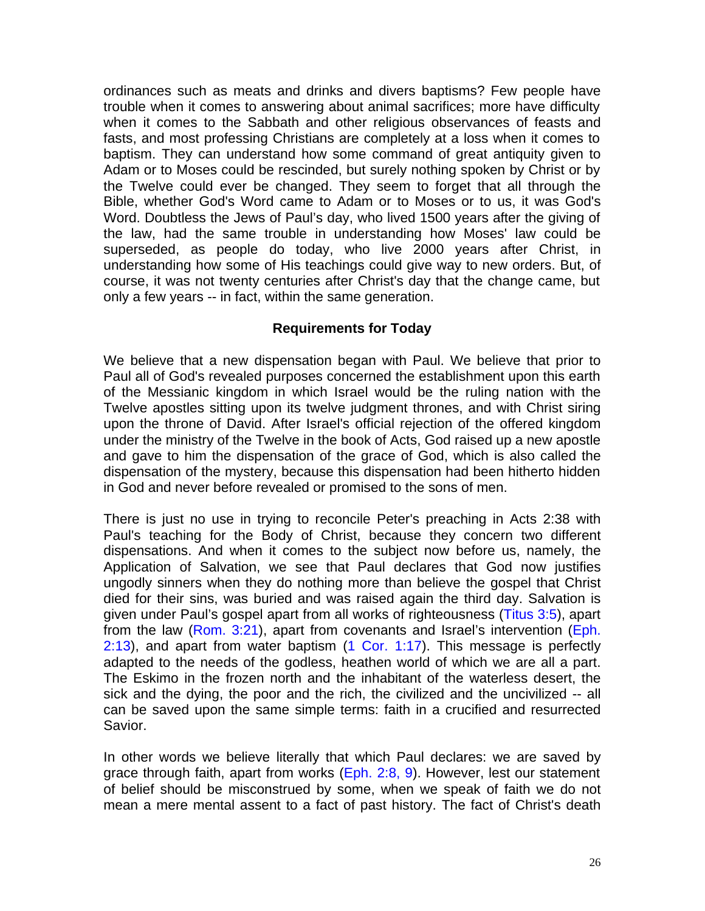ordinances such as meats and drinks and divers baptisms? Few people have trouble when it comes to answering about animal sacrifices; more have difficulty when it comes to the Sabbath and other religious observances of feasts and fasts, and most professing Christians are completely at a loss when it comes to baptism. They can understand how some command of great antiquity given to Adam or to Moses could be rescinded, but surely nothing spoken by Christ or by the Twelve could ever be changed. They seem to forget that all through the Bible, whether God's Word came to Adam or to Moses or to us, it was God's Word. Doubtless the Jews of Paul's day, who lived 1500 years after the giving of the law, had the same trouble in understanding how Moses' law could be superseded, as people do today, who live 2000 years after Christ, in understanding how some of His teachings could give way to new orders. But, of course, it was not twenty centuries after Christ's day that the change came, but only a few years -- in fact, within the same generation.

### Requirements for Today

We believe that a new dispensation began with Paul. We believe that prior to Paul all of God's revealed purposes concerned the establishment upon this earth of the Messianic kingdom in which Israel would be the ruling nation with the Twelve apostles sitting upon its twelve judgment thrones, and with Christ siring upon the throne of David. After Israel's official rejection of the offered kingdom under the ministry of the Twelve in the book of Acts, God raised up a new apostle and gave to him the dispensation of the grace of God, which is also called the dispensation of the mystery, because this dispensation had been hitherto hidden in God and never before revealed or promised to the sons of men.

There is just no use in trying to reconcile Peter's preaching in Acts 2:38 with Paul's teaching for the Body of Christ, because they concern two different dispensations. And when it comes to the subject now before us, namely, the Application of Salvation, we see that Paul declares that God now justifies ungodly sinners when they do nothing more than believe the gospel that Christ died for their sins, was buried and was raised again the third day. Salvation is given under Paul's gospel apart from all works of righteousness (Titus 3:5), apart from the law (Rom. 3:21), apart from covenants and Israel's intervention (Eph. 2:13), and apart from water baptism (1 Cor. 1:17). This message is perfectly adapted to the needs of the godless, heathen world of which we are all a part. The Eskimo in the frozen north and the inhabitant of the waterless desert, the sick and the dying, the poor and the rich, the civilized and the uncivilized -- all can be saved upon the same simple terms: faith in a crucified and resurrected Savior.

In other words we believe literally that which Paul declares: we are saved by grace through faith, apart from works (Eph. 2:8, 9). However, lest our statement of belief should be misconstrued by some, when we speak of faith we do not mean a mere mental assent to a fact of past history. The fact of Christ's death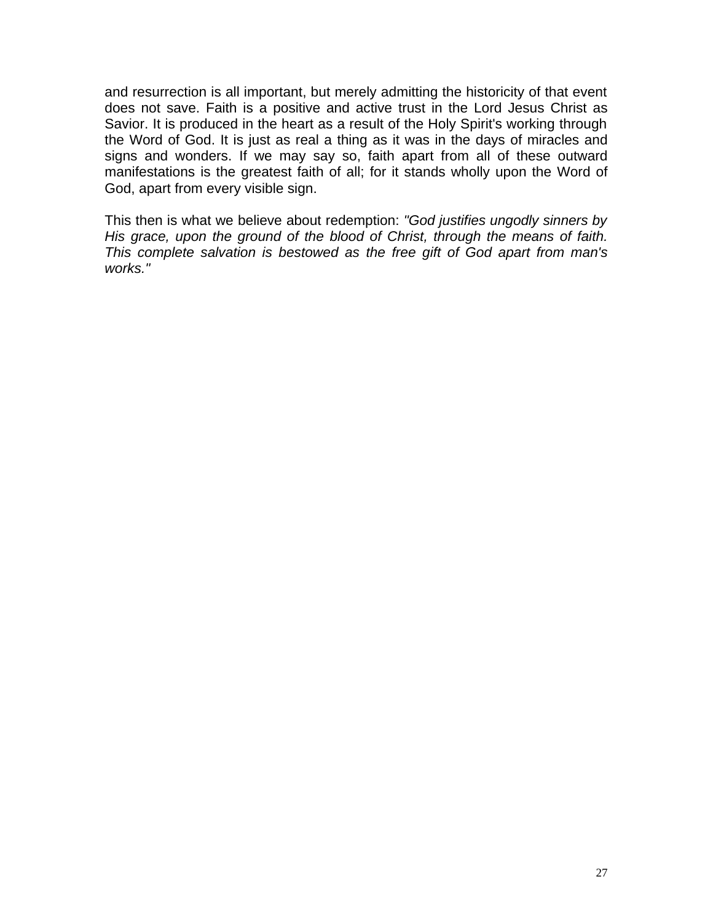and resurrection is all important, but merely admitting the historicity of that event does not save. Faith is a positive and active trust in the Lord Jesus Christ as Savior. It is produced in the heart as a result of the Holy Spirit's working through the Word of God. It is just as real a thing as it was in the days of miracles and signs and wonders. If we may say so, faith apart from all of these outward manifestations is the greatest faith of all; for it stands wholly upon the Word of God, apart from every visible sign.

This then is what we believe about redemption: *"God justifies ungodly sinners by His grace, upon the ground of the blood of Christ, through the means of faith. This complete salvation is bestowed as the free gift of God apart from man's works."*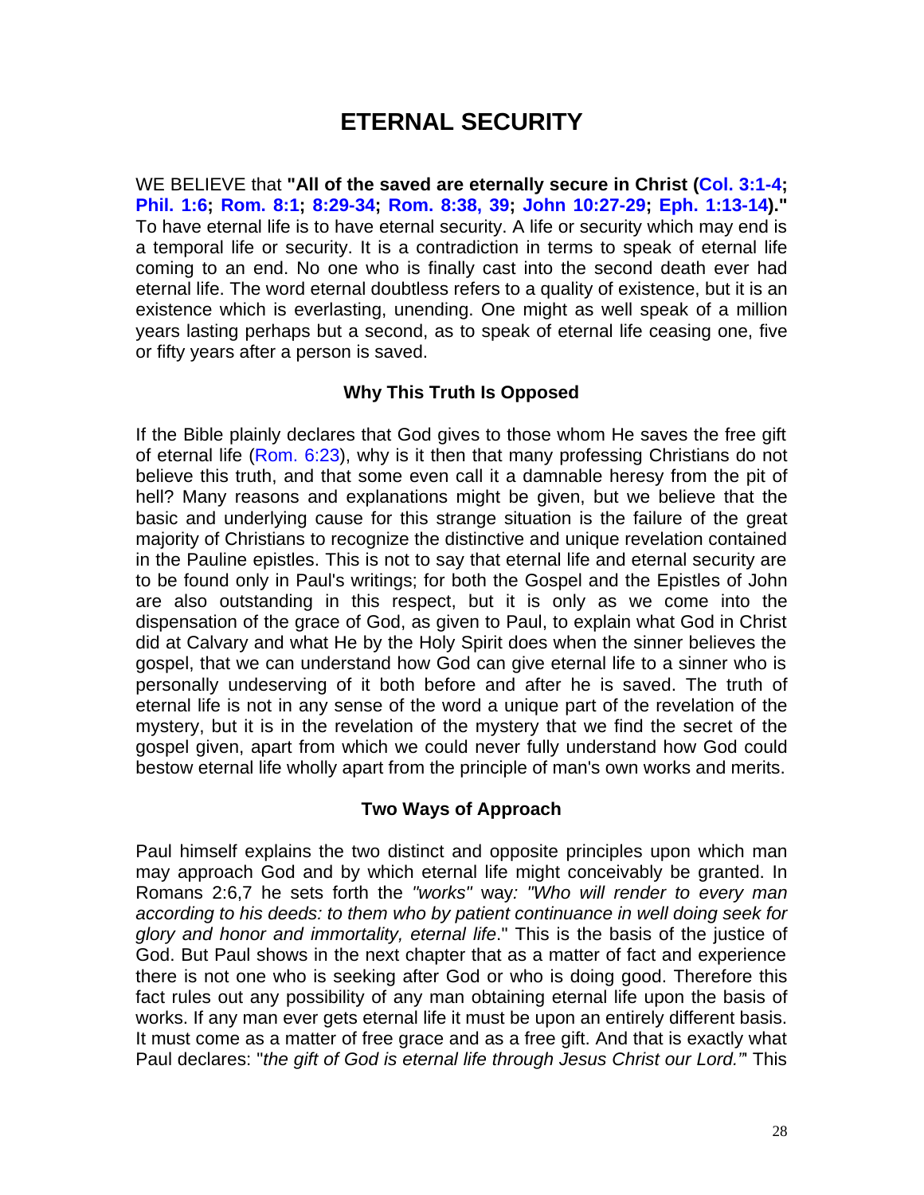# ETERNAL SECURITY

WE BELIEVE that **"All of the saved are eternally secure in Christ (Col. 3:1-4; Phil. 1:6; Rom. 8:1; 8:29-34; Rom. 8:38, 39; John 10:27-29; Eph. 1:13-14)."** To have eternal life is to have eternal security. A life or security which may end is a temporal life or security. It is a contradiction in terms to speak of eternal life coming to an end. No one who is finally cast into the second death ever had eternal life. The word eternal doubtless refers to a quality of existence, but it is an existence which is everlasting, unending. One might as well speak of a million years lasting perhaps but a second, as to speak of eternal life ceasing one, five or fifty years after a person is saved.

### Why This Truth Is Opposed

If the Bible plainly declares that God gives to those whom He saves the free gift of eternal life (Rom. 6:23), why is it then that many professing Christians do not believe this truth, and that some even call it a damnable heresy from the pit of hell? Many reasons and explanations might be given, but we believe that the basic and underlying cause for this strange situation is the failure of the great majority of Christians to recognize the distinctive and unique revelation contained in the Pauline epistles. This is not to say that eternal life and eternal security are to be found only in Paul's writings; for both the Gospel and the Epistles of John are also outstanding in this respect, but it is only as we come into the dispensation of the grace of God, as given to Paul, to explain what God in Christ did at Calvary and what He by the Holy Spirit does when the sinner believes the gospel, that we can understand how God can give eternal life to a sinner who is personally undeserving of it both before and after he is saved. The truth of eternal life is not in any sense of the word a unique part of the revelation of the mystery, but it is in the revelation of the mystery that we find the secret of the gospel given, apart from which we could never fully understand how God could bestow eternal life wholly apart from the principle of man's own works and merits.

### Two Ways of Approach

Paul himself explains the two distinct and opposite principles upon which man may approach God and by which eternal life might conceivably be granted. In Romans 2:6,7 he sets forth the *"works"* way*: "Who will render to every man according to his deeds: to them who by patient continuance in well doing seek for glory and honor and immortality, eternal life*." This is the basis of the justice of God. But Paul shows in the next chapter that as a matter of fact and experience there is not one who is seeking after God or who is doing good. Therefore this fact rules out any possibility of any man obtaining eternal life upon the basis of works. If any man ever gets eternal life it must be upon an entirely different basis. It must come as a matter of free grace and as a free gift. And that is exactly what Paul declares: "*the gift of God is eternal life through Jesus Christ our Lord.'*" This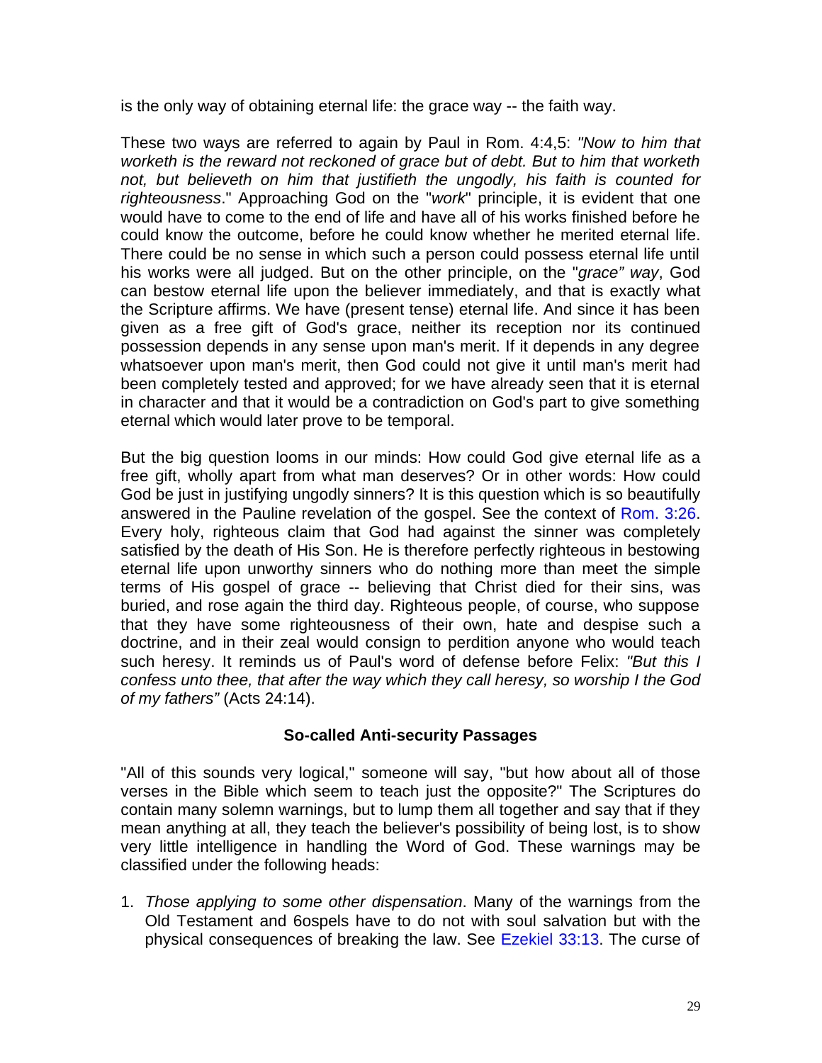is the only way of obtaining eternal life: the grace way -- the faith way.

These two ways are referred to again by Paul in Rom. 4:4,5: *"Now to him that worketh is the reward not reckoned of grace but of debt. But to him that worketh not, but believeth on him that justifieth the ungodly, his faith is counted for righteousness*." Approaching God on the "*work*" principle, it is evident that one would have to come to the end of life and have all of his works finished before he could know the outcome, before he could know whether he merited eternal life. There could be no sense in which such a person could possess eternal life until his works were all judged. But on the other principle, on the "*grace" way*, God can bestow eternal life upon the believer immediately, and that is exactly what the Scripture affirms. We have (present tense) eternal life. And since it has been given as a free gift of God's grace, neither its reception nor its continued possession depends in any sense upon man's merit. If it depends in any degree whatsoever upon man's merit, then God could not give it until man's merit had been completely tested and approved; for we have already seen that it is eternal in character and that it would be a contradiction on God's part to give something eternal which would later prove to be temporal.

But the big question looms in our minds: How could God give eternal life as a free gift, wholly apart from what man deserves? Or in other words: How could God be just in justifying ungodly sinners? It is this question which is so beautifully answered in the Pauline revelation of the gospel. See the context of Rom. 3:26. Every holy, righteous claim that God had against the sinner was completely satisfied by the death of His Son. He is therefore perfectly righteous in bestowing eternal life upon unworthy sinners who do nothing more than meet the simple terms of His gospel of grace -- believing that Christ died for their sins, was buried, and rose again the third day. Righteous people, of course, who suppose that they have some righteousness of their own, hate and despise such a doctrine, and in their zeal would consign to perdition anyone who would teach such heresy. It reminds us of Paul's word of defense before Felix: *"But this I confess unto thee, that after the way which they call heresy, so worship I the God of my fathers"* (Acts 24:14).

### So-called Anti-security Passages

"All of this sounds very logical," someone will say, "but how about all of those verses in the Bible which seem to teach just the opposite?" The Scriptures do contain many solemn warnings, but to lump them all together and say that if they mean anything at all, they teach the believer's possibility of being lost, is to show very little intelligence in handling the Word of God. These warnings may be classified under the following heads:

1. *Those applying to some other dispensation*. Many of the warnings from the Old Testament and 6ospels have to do not with soul salvation but with the physical consequences of breaking the law. See Ezekiel 33:13. The curse of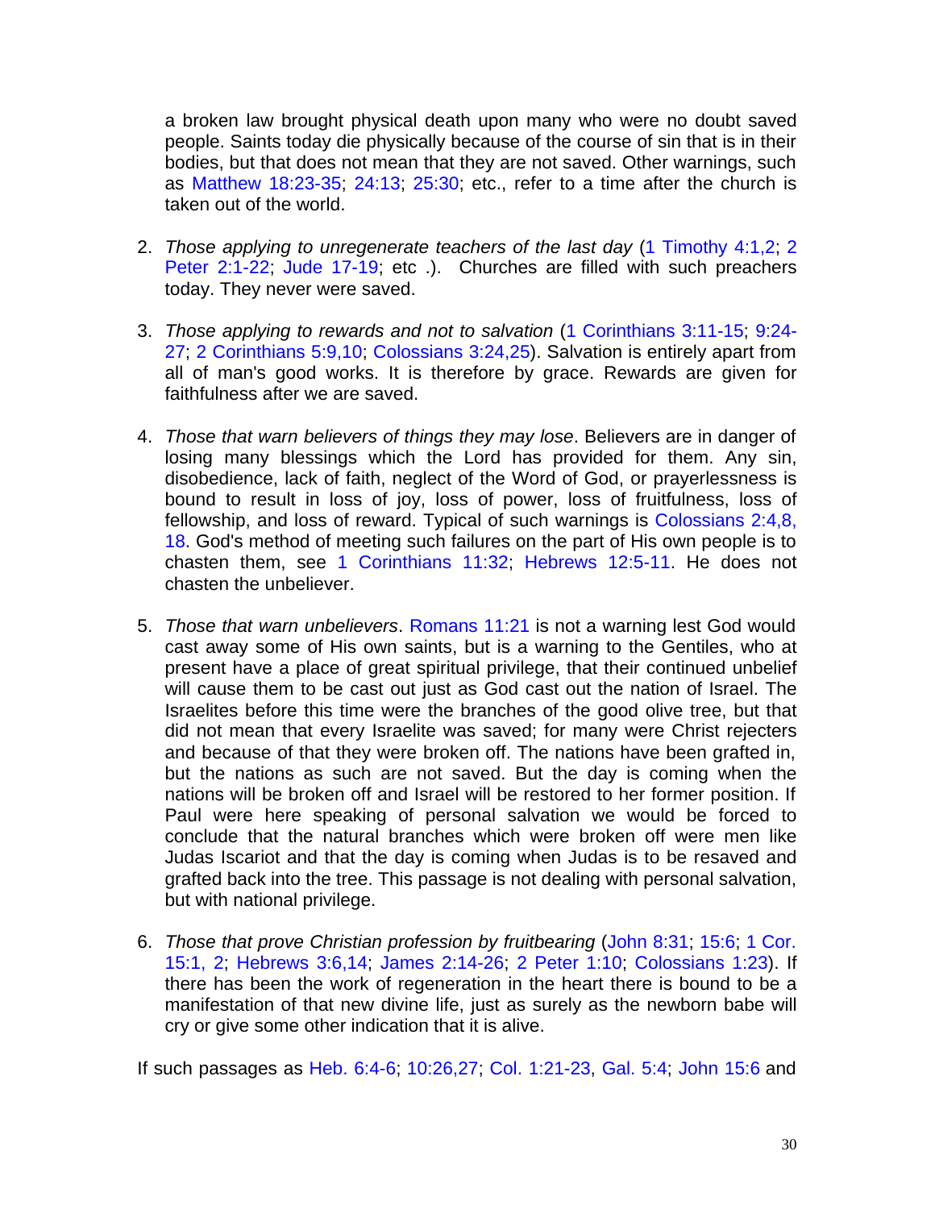a broken law brought physical death upon many who were no doubt saved people. Saints today die physically because of the course of sin that is in their bodies, but that does not mean that they are not saved. Other warnings, such as Matthew 18:23-35; 24:13; 25:30; etc., refer to a time after the church is taken out of the world.

2. *Those applying to unregenerate teachers of the last day* (1 Timothy 4:1,2; 2 Peter 2:1-22; Jude 17-19; etc .). Churches are filled with such preachers today. They never were saved.

3. *Those applying to rewards and not to salvation* (1 Corinthians 3:11-15; 9:24-27; 2 Corinthians 5:9,10; Colossians 3:24,25). Salvation is entirely apart from all of man's good works. It is therefore by grace. Rewards are given for faithfulness after we are saved.

4. *Those that warn believers of things they may lose*. Believers are in danger of losing many blessings which the Lord has provided for them. Any sin, disobedience, lack of faith, neglect of the Word of God, or prayerlessness is bound to result in loss of joy, loss of power, loss of fruitfulness, loss of fellowship, and loss of reward. Typical of such warnings is Colossians 2:4,8, 18. God's method of meeting such failures on the part of His own people is to chasten them, see 1 Corinthians 11:32; Hebrews 12:5-11. He does not chasten the unbeliever.

5. *Those that warn unbelievers*. Romans 11:21 is not a warning lest God would cast away some of His own saints, but is a warning to the Gentiles, who at present have a place of great spiritual privilege, that their continued unbelief will cause them to be cast out just as God cast out the nation of Israel. The Israelites before this time were the branches of the good olive tree, but that did not mean that every Israelite was saved; for many were Christ rejecters and because of that they were broken off. The nations have been grafted in, but the nations as such are not saved. But the day is coming when the nations will be broken off and Israel will be restored to her former position. If Paul were here speaking of personal salvation we would be forced to conclude that the natural branches which were broken off were men like Judas Iscariot and that the day is coming when Judas is to be resaved and grafted back into the tree. This passage is not dealing with personal salvation, but with national privilege.

6. *Those that prove Christian profession by fruitbearing* (John 8:31; 15:6; 1 Cor. 15:1, 2; Hebrews 3:6,14; James 2:14-26; 2 Peter 1:10; Colossians 1:23). If there has been the work of regeneration in the heart there is bound to be a manifestation of that new divine life, just as surely as the newborn babe will cry or give some other indication that it is alive.

If such passages as Heb. 6:4-6; 10:26,27; Col. 1:21-23, Gal. 5:4; John 15:6 and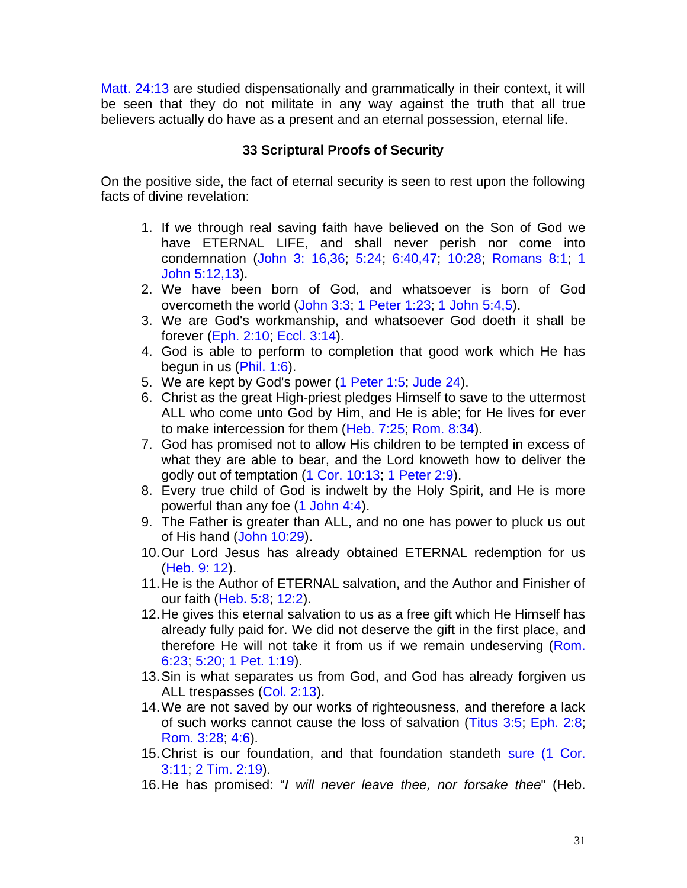Matt. 24:13 are studied dispensationally and grammatically in their context, it will be seen that they do not militate in any way against the truth that all true believers actually do have as a present and an eternal possession, eternal life.

**33 Scriptural Proofs of Security**

On the positive side, the fact of eternal security is seen to rest upon the following facts of divine revelation:

1. If we through real saving faith have believed on the Son of God we have ETERNAL LIFE, and shall never perish nor come into condemnation (John 3: 16,36; 5:24; 6:40,47; 10:28; Romans 8:1; 1 John 5:12,13).
2. We have been born of God, and whatsoever is born of God overcometh the world (John 3:3; 1 Peter 1:23; 1 John 5:4,5).
3. We are God's workmanship, and whatsoever God doeth it shall be forever (Eph. 2:10; Eccl. 3:14).
4. God is able to perform to completion that good work which He has begun in us (Phil. 1:6).
5. We are kept by God's power (1 Peter 1:5; Jude 24).
6. Christ as the great High-priest pledges Himself to save to the uttermost ALL who come unto God by Him, and He is able; for He lives for ever to make intercession for them (Heb. 7:25; Rom. 8:34).
7. God has promised not to allow His children to be tempted in excess of what they are able to bear, and the Lord knoweth how to deliver the godly out of temptation (1 Cor. 10:13; 1 Peter 2:9).
8. Every true child of God is indwelt by the Holy Spirit, and He is more powerful than any foe (1 John 4:4).
9. The Father is greater than ALL, and no one has power to pluck us out of His hand (John 10:29).
10. Our Lord Jesus has already obtained ETERNAL redemption for us (Heb. 9: 12).
11. He is the Author of ETERNAL salvation, and the Author and Finisher of our faith (Heb. 5:8; 12:2).
12. He gives this eternal salvation to us as a free gift which He Himself has already fully paid for. We did not deserve the gift in the first place, and therefore He will not take it from us if we remain undeserving (Rom. 6:23; 5:20; 1 Pet. 1:19).
13. Sin is what separates us from God, and God has already forgiven us ALL trespasses (Col. 2:13).
14. We are not saved by our works of righteousness, and therefore a lack of such works cannot cause the loss of salvation (Titus 3:5; Eph. 2:8; Rom. 3:28; 4:6).
15. Christ is our foundation, and that foundation standeth sure (1 Cor. 3:11; 2 Tim. 2:19).
16. He has promised: "*I will never leave thee, nor forsake thee*" (Heb.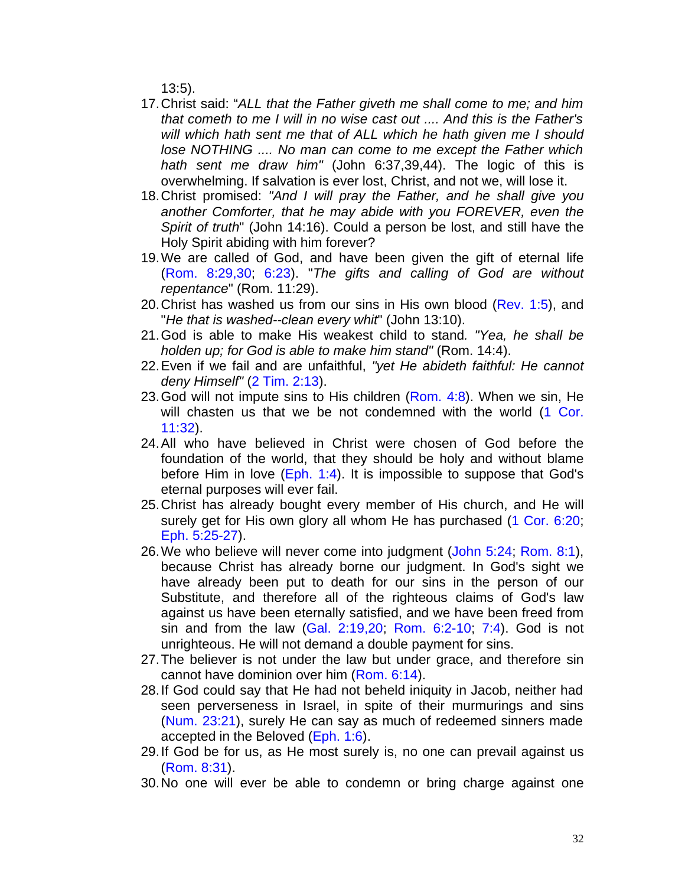13:5).

17. Christ said: "*ALL that the Father giveth me shall come to me; and him that cometh to me I will in no wise cast out .... And this is the Father's will which hath sent me that of ALL which he hath given me I should lose NOTHING .... No man can come to me except the Father which hath sent me draw him"* (John 6:37,39,44). The logic of this is overwhelming. If salvation is ever lost, Christ, and not we, will lose it.
18. Christ promised: *"And I will pray the Father, and he shall give you another Comforter, that he may abide with you FOREVER, even the Spirit of truth*" (John 14:16). Could a person be lost, and still have the Holy Spirit abiding with him forever?
19. We are called of God, and have been given the gift of eternal life (Rom. 8:29,30; 6:23). "*The gifts and calling of God are without repentance*" (Rom. 11:29).
20. Christ has washed us from our sins in His own blood (Rev. 1:5), and "*He that is washed--clean every whit*" (John 13:10).
21. God is able to make His weakest child to stand*. "Yea, he shall be holden up; for God is able to make him stand"* (Rom. 14:4).
22. Even if we fail and are unfaithful, *"yet He abideth faithful: He cannot deny Himself"* (2 Tim. 2:13).
23. God will not impute sins to His children (Rom. 4:8). When we sin, He will chasten us that we be not condemned with the world (1 Cor. 11:32).
24. All who have believed in Christ were chosen of God before the foundation of the world, that they should be holy and without blame before Him in love (Eph. 1:4). It is impossible to suppose that God's eternal purposes will ever fail.
25. Christ has already bought every member of His church, and He will surely get for His own glory all whom He has purchased (1 Cor. 6:20; Eph. 5:25-27).
26. We who believe will never come into judgment (John 5:24; Rom. 8:1), because Christ has already borne our judgment. In God's sight we have already been put to death for our sins in the person of our Substitute, and therefore all of the righteous claims of God's law against us have been eternally satisfied, and we have been freed from sin and from the law (Gal. 2:19,20; Rom. 6:2-10; 7:4). God is not unrighteous. He will not demand a double payment for sins.
27. The believer is not under the law but under grace, and therefore sin cannot have dominion over him (Rom. 6:14).
28. If God could say that He had not beheld iniquity in Jacob, neither had seen perverseness in Israel, in spite of their murmurings and sins (Num. 23:21), surely He can say as much of redeemed sinners made accepted in the Beloved (Eph. 1:6).
29. If God be for us, as He most surely is, no one can prevail against us (Rom. 8:31).
30. No one will ever be able to condemn or bring charge against one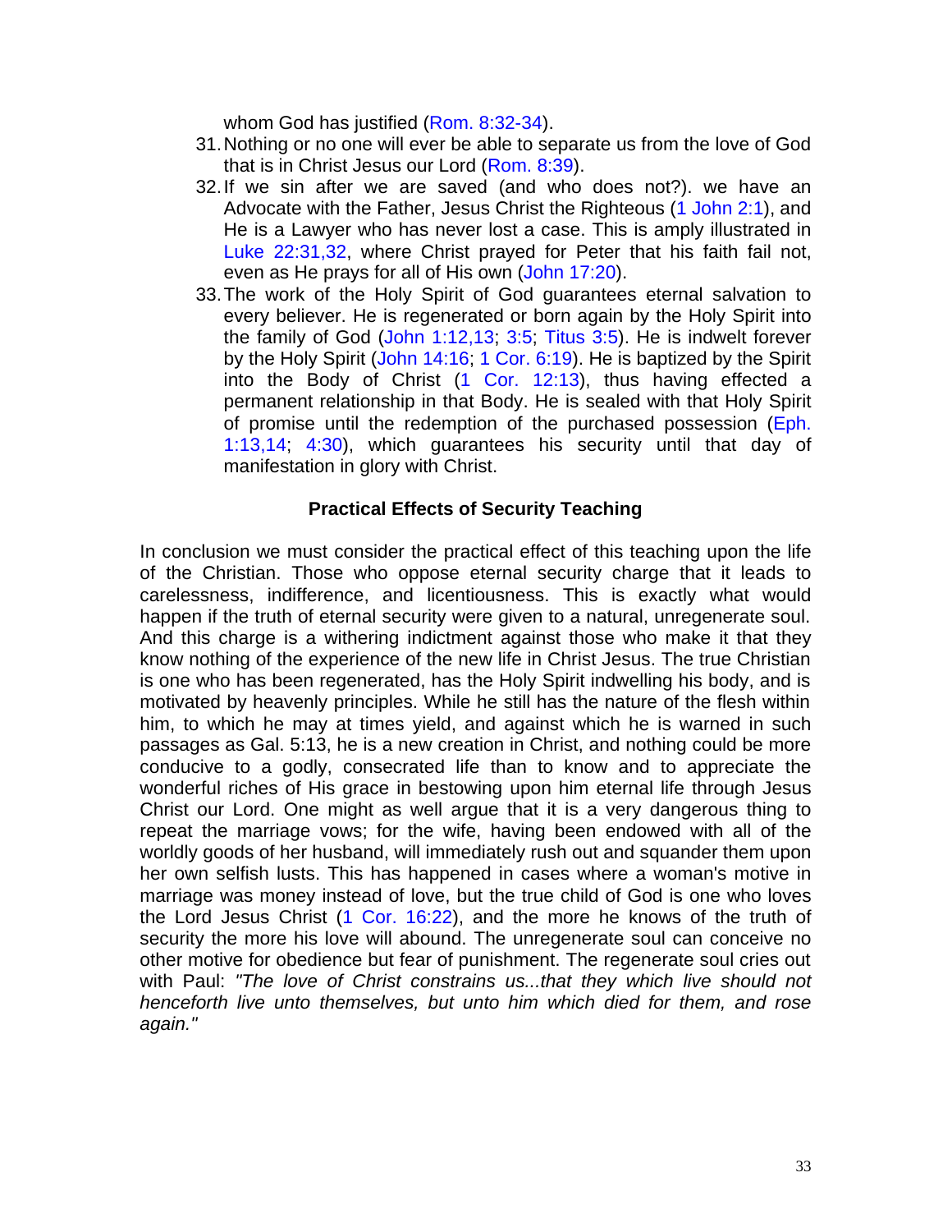whom God has justified (Rom. 8:32-34).

31. Nothing or no one will ever be able to separate us from the love of God that is in Christ Jesus our Lord (Rom. 8:39).
32. If we sin after we are saved (and who does not?). we have an Advocate with the Father, Jesus Christ the Righteous (1 John 2:1), and He is a Lawyer who has never lost a case. This is amply illustrated in Luke 22:31,32, where Christ prayed for Peter that his faith fail not, even as He prays for all of His own (John 17:20).
33. The work of the Holy Spirit of God guarantees eternal salvation to every believer. He is regenerated or born again by the Holy Spirit into the family of God (John 1:12,13; 3:5; Titus 3:5). He is indwelt forever by the Holy Spirit (John 14:16; 1 Cor. 6:19). He is baptized by the Spirit into the Body of Christ (1 Cor. 12:13), thus having effected a permanent relationship in that Body. He is sealed with that Holy Spirit of promise until the redemption of the purchased possession (Eph. 1:13,14; 4:30), which guarantees his security until that day of manifestation in glory with Christ.

### Practical Effects of Security Teaching

In conclusion we must consider the practical effect of this teaching upon the life of the Christian. Those who oppose eternal security charge that it leads to carelessness, indifference, and licentiousness. This is exactly what would happen if the truth of eternal security were given to a natural, unregenerate soul. And this charge is a withering indictment against those who make it that they know nothing of the experience of the new life in Christ Jesus. The true Christian is one who has been regenerated, has the Holy Spirit indwelling his body, and is motivated by heavenly principles. While he still has the nature of the flesh within him, to which he may at times yield, and against which he is warned in such passages as Gal. 5:13, he is a new creation in Christ, and nothing could be more conducive to a godly, consecrated life than to know and to appreciate the wonderful riches of His grace in bestowing upon him eternal life through Jesus Christ our Lord. One might as well argue that it is a very dangerous thing to repeat the marriage vows; for the wife, having been endowed with all of the worldly goods of her husband, will immediately rush out and squander them upon her own selfish lusts. This has happened in cases where a woman's motive in marriage was money instead of love, but the true child of God is one who loves the Lord Jesus Christ (1 Cor. 16:22), and the more he knows of the truth of security the more his love will abound. The unregenerate soul can conceive no other motive for obedience but fear of punishment. The regenerate soul cries out with Paul: *"The love of Christ constrains us...that they which live should not henceforth live unto themselves, but unto him which died for them, and rose again."*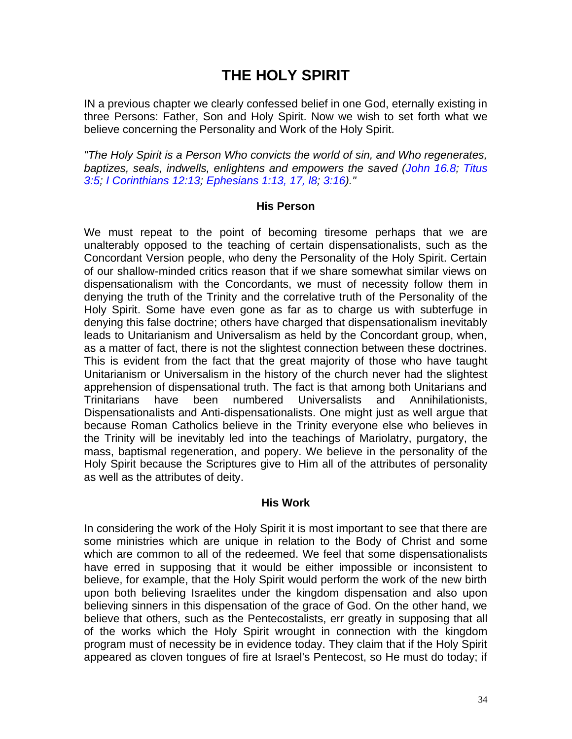# THE HOLY SPIRIT

IN a previous chapter we clearly confessed belief in one God, eternally existing in three Persons: Father, Son and Holy Spirit. Now we wish to set forth what we believe concerning the Personality and Work of the Holy Spirit.

*"The Holy Spirit is a Person Who convicts the world of sin, and Who regenerates, baptizes, seals, indwells, enlightens and empowers the saved (John 16.8; Titus 3:5; I Corinthians 12:13; Ephesians 1:13, 17, l8; 3:16)."*

### His Person

We must repeat to the point of becoming tiresome perhaps that we are unalterably opposed to the teaching of certain dispensationalists, such as the Concordant Version people, who deny the Personality of the Holy Spirit. Certain of our shallow-minded critics reason that if we share somewhat similar views on dispensationalism with the Concordants, we must of necessity follow them in denying the truth of the Trinity and the correlative truth of the Personality of the Holy Spirit. Some have even gone as far as to charge us with subterfuge in denying this false doctrine; others have charged that dispensationalism inevitably leads to Unitarianism and Universalism as held by the Concordant group, when, as a matter of fact, there is not the slightest connection between these doctrines. This is evident from the fact that the great majority of those who have taught Unitarianism or Universalism in the history of the church never had the slightest apprehension of dispensational truth. The fact is that among both Unitarians and Trinitarians have been numbered Universalists and Annihilationists, Dispensationalists and Anti-dispensationalists. One might just as well argue that because Roman Catholics believe in the Trinity everyone else who believes in the Trinity will be inevitably led into the teachings of Mariolatry, purgatory, the mass, baptismal regeneration, and popery. We believe in the personality of the Holy Spirit because the Scriptures give to Him all of the attributes of personality as well as the attributes of deity.

### His Work

In considering the work of the Holy Spirit it is most important to see that there are some ministries which are unique in relation to the Body of Christ and some which are common to all of the redeemed. We feel that some dispensationalists have erred in supposing that it would be either impossible or inconsistent to believe, for example, that the Holy Spirit would perform the work of the new birth upon both believing Israelites under the kingdom dispensation and also upon believing sinners in this dispensation of the grace of God. On the other hand, we believe that others, such as the Pentecostalists, err greatly in supposing that all of the works which the Holy Spirit wrought in connection with the kingdom program must of necessity be in evidence today. They claim that if the Holy Spirit appeared as cloven tongues of fire at Israel's Pentecost, so He must do today; if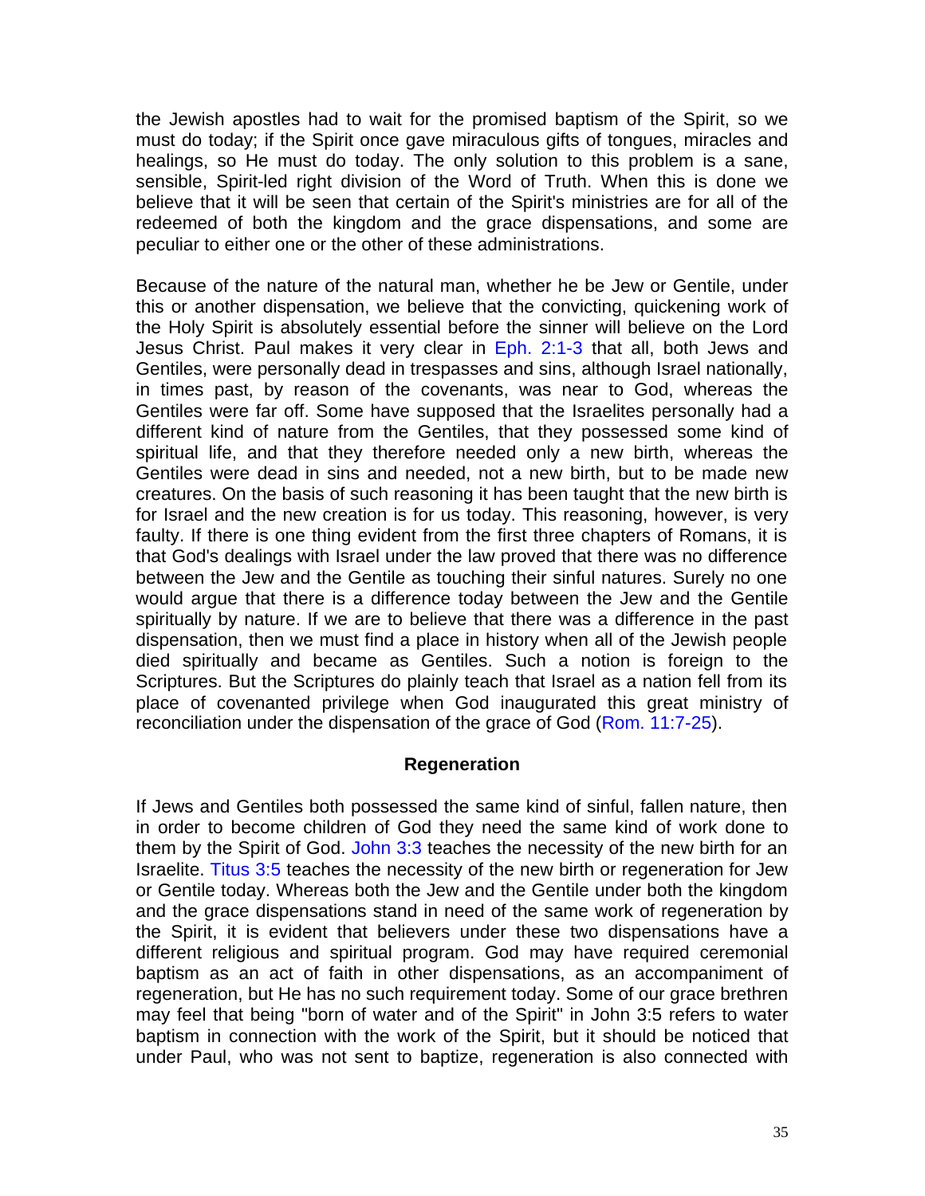the Jewish apostles had to wait for the promised baptism of the Spirit, so we must do today; if the Spirit once gave miraculous gifts of tongues, miracles and healings, so He must do today. The only solution to this problem is a sane, sensible, Spirit-led right division of the Word of Truth. When this is done we believe that it will be seen that certain of the Spirit's ministries are for all of the redeemed of both the kingdom and the grace dispensations, and some are peculiar to either one or the other of these administrations.

Because of the nature of the natural man, whether he be Jew or Gentile, under this or another dispensation, we believe that the convicting, quickening work of the Holy Spirit is absolutely essential before the sinner will believe on the Lord Jesus Christ. Paul makes it very clear in Eph. 2:1-3 that all, both Jews and Gentiles, were personally dead in trespasses and sins, although Israel nationally, in times past, by reason of the covenants, was near to God, whereas the Gentiles were far off. Some have supposed that the Israelites personally had a different kind of nature from the Gentiles, that they possessed some kind of spiritual life, and that they therefore needed only a new birth, whereas the Gentiles were dead in sins and needed, not a new birth, but to be made new creatures. On the basis of such reasoning it has been taught that the new birth is for Israel and the new creation is for us today. This reasoning, however, is very faulty. If there is one thing evident from the first three chapters of Romans, it is that God's dealings with Israel under the law proved that there was no difference between the Jew and the Gentile as touching their sinful natures. Surely no one would argue that there is a difference today between the Jew and the Gentile spiritually by nature. If we are to believe that there was a difference in the past dispensation, then we must find a place in history when all of the Jewish people died spiritually and became as Gentiles. Such a notion is foreign to the Scriptures. But the Scriptures do plainly teach that Israel as a nation fell from its place of covenanted privilege when God inaugurated this great ministry of reconciliation under the dispensation of the grace of God (Rom. 11:7-25).

### Regeneration

If Jews and Gentiles both possessed the same kind of sinful, fallen nature, then in order to become children of God they need the same kind of work done to them by the Spirit of God. John 3:3 teaches the necessity of the new birth for an Israelite. Titus 3:5 teaches the necessity of the new birth or regeneration for Jew or Gentile today. Whereas both the Jew and the Gentile under both the kingdom and the grace dispensations stand in need of the same work of regeneration by the Spirit, it is evident that believers under these two dispensations have a different religious and spiritual program. God may have required ceremonial baptism as an act of faith in other dispensations, as an accompaniment of regeneration, but He has no such requirement today. Some of our grace brethren may feel that being "born of water and of the Spirit" in John 3:5 refers to water baptism in connection with the work of the Spirit, but it should be noticed that under Paul, who was not sent to baptize, regeneration is also connected with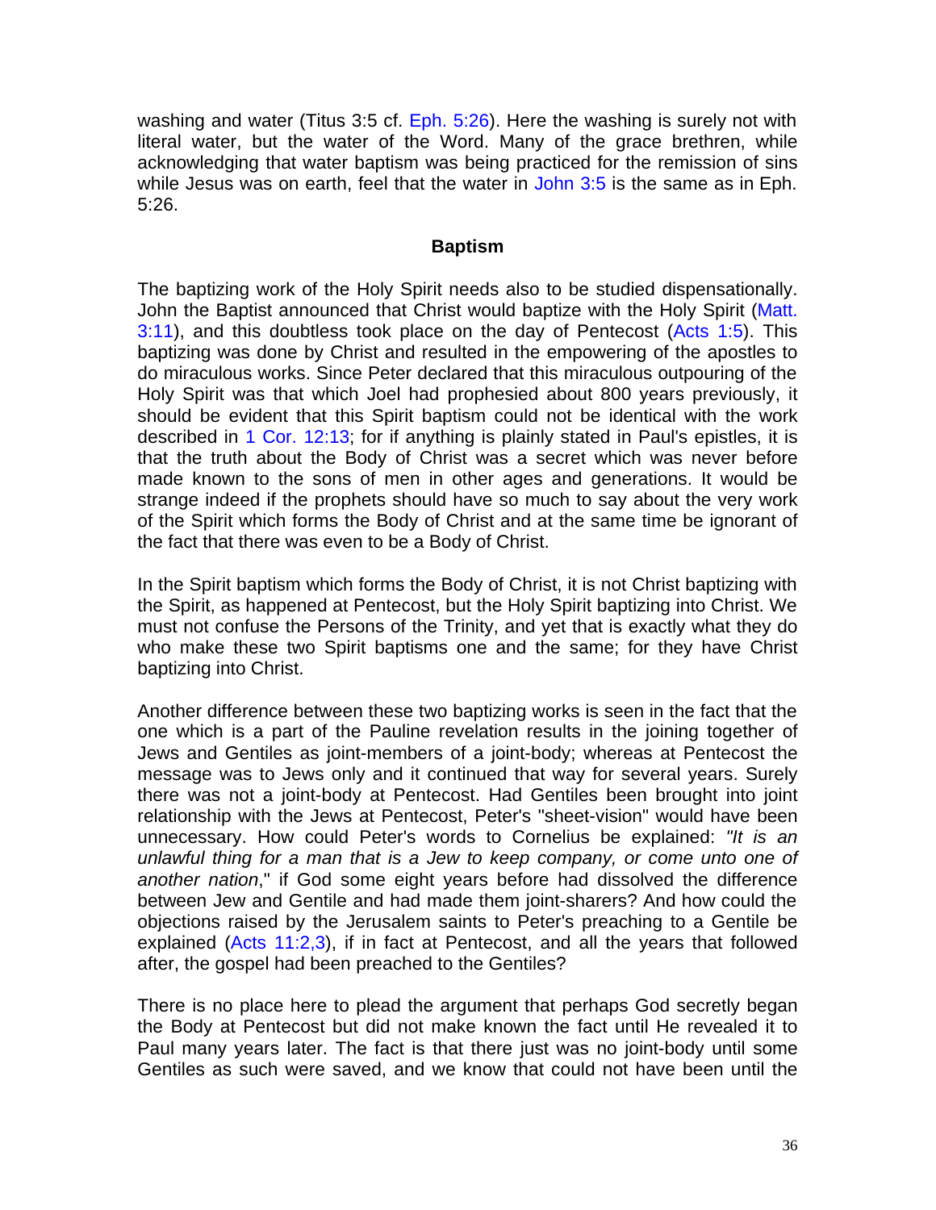washing and water (Titus 3:5 cf. Eph. 5:26). Here the washing is surely not with literal water, but the water of the Word. Many of the grace brethren, while acknowledging that water baptism was being practiced for the remission of sins while Jesus was on earth, feel that the water in John 3:5 is the same as in Eph. 5:26.

## Baptism

The baptizing work of the Holy Spirit needs also to be studied dispensationally. John the Baptist announced that Christ would baptize with the Holy Spirit (Matt. 3:11), and this doubtless took place on the day of Pentecost (Acts 1:5). This baptizing was done by Christ and resulted in the empowering of the apostles to do miraculous works. Since Peter declared that this miraculous outpouring of the Holy Spirit was that which Joel had prophesied about 800 years previously, it should be evident that this Spirit baptism could not be identical with the work described in 1 Cor. 12:13; for if anything is plainly stated in Paul's epistles, it is that the truth about the Body of Christ was a secret which was never before made known to the sons of men in other ages and generations. It would be strange indeed if the prophets should have so much to say about the very work of the Spirit which forms the Body of Christ and at the same time be ignorant of the fact that there was even to be a Body of Christ.

In the Spirit baptism which forms the Body of Christ, it is not Christ baptizing with the Spirit, as happened at Pentecost, but the Holy Spirit baptizing into Christ. We must not confuse the Persons of the Trinity, and yet that is exactly what they do who make these two Spirit baptisms one and the same; for they have Christ baptizing into Christ.

Another difference between these two baptizing works is seen in the fact that the one which is a part of the Pauline revelation results in the joining together of Jews and Gentiles as joint-members of a joint-body; whereas at Pentecost the message was to Jews only and it continued that way for several years. Surely there was not a joint-body at Pentecost. Had Gentiles been brought into joint relationship with the Jews at Pentecost, Peter's "sheet-vision" would have been unnecessary. How could Peter's words to Cornelius be explained: *"It is an unlawful thing for a man that is a Jew to keep company, or come unto one of another nation*," if God some eight years before had dissolved the difference between Jew and Gentile and had made them joint-sharers? And how could the objections raised by the Jerusalem saints to Peter's preaching to a Gentile be explained (Acts 11:2,3), if in fact at Pentecost, and all the years that followed after, the gospel had been preached to the Gentiles?

There is no place here to plead the argument that perhaps God secretly began the Body at Pentecost but did not make known the fact until He revealed it to Paul many years later. The fact is that there just was no joint-body until some Gentiles as such were saved, and we know that could not have been until the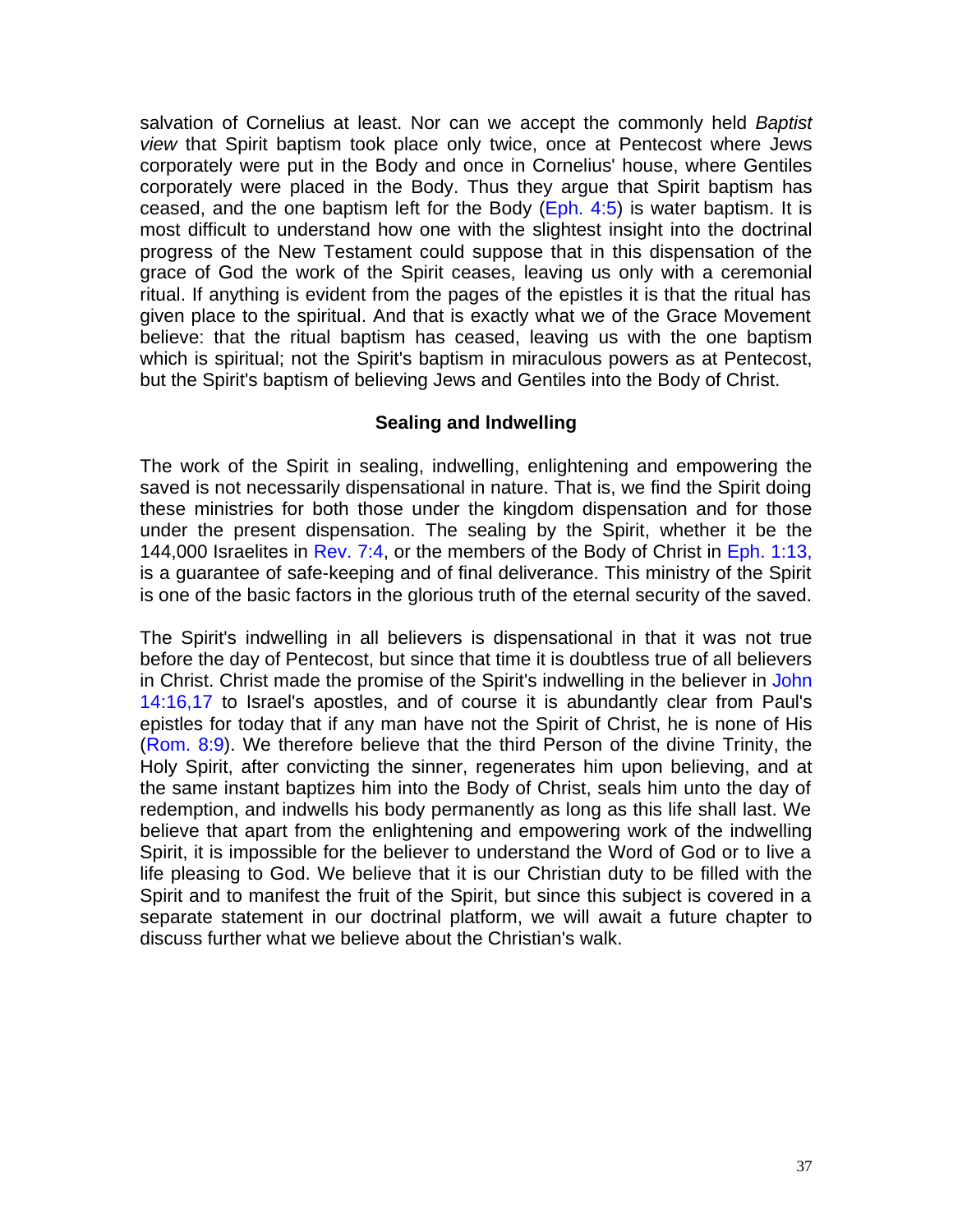salvation of Cornelius at least. Nor can we accept the commonly held *Baptist view* that Spirit baptism took place only twice, once at Pentecost where Jews corporately were put in the Body and once in Cornelius' house, where Gentiles corporately were placed in the Body. Thus they argue that Spirit baptism has ceased, and the one baptism left for the Body (Eph. 4:5) is water baptism. It is most difficult to understand how one with the slightest insight into the doctrinal progress of the New Testament could suppose that in this dispensation of the grace of God the work of the Spirit ceases, leaving us only with a ceremonial ritual. If anything is evident from the pages of the epistles it is that the ritual has given place to the spiritual. And that is exactly what we of the Grace Movement believe: that the ritual baptism has ceased, leaving us with the one baptism which is spiritual; not the Spirit's baptism in miraculous powers as at Pentecost, but the Spirit's baptism of believing Jews and Gentiles into the Body of Christ.

### Sealing and Indwelling

The work of the Spirit in sealing, indwelling, enlightening and empowering the saved is not necessarily dispensational in nature. That is, we find the Spirit doing these ministries for both those under the kingdom dispensation and for those under the present dispensation. The sealing by the Spirit, whether it be the 144,000 Israelites in Rev. 7:4, or the members of the Body of Christ in Eph. 1:13, is a guarantee of safe-keeping and of final deliverance. This ministry of the Spirit is one of the basic factors in the glorious truth of the eternal security of the saved.

The Spirit's indwelling in all believers is dispensational in that it was not true before the day of Pentecost, but since that time it is doubtless true of all believers in Christ. Christ made the promise of the Spirit's indwelling in the believer in John 14:16,17 to Israel's apostles, and of course it is abundantly clear from Paul's epistles for today that if any man have not the Spirit of Christ, he is none of His (Rom. 8:9). We therefore believe that the third Person of the divine Trinity, the Holy Spirit, after convicting the sinner, regenerates him upon believing, and at the same instant baptizes him into the Body of Christ, seals him unto the day of redemption, and indwells his body permanently as long as this life shall last. We believe that apart from the enlightening and empowering work of the indwelling Spirit, it is impossible for the believer to understand the Word of God or to live a life pleasing to God. We believe that it is our Christian duty to be filled with the Spirit and to manifest the fruit of the Spirit, but since this subject is covered in a separate statement in our doctrinal platform, we will await a future chapter to discuss further what we believe about the Christian's walk.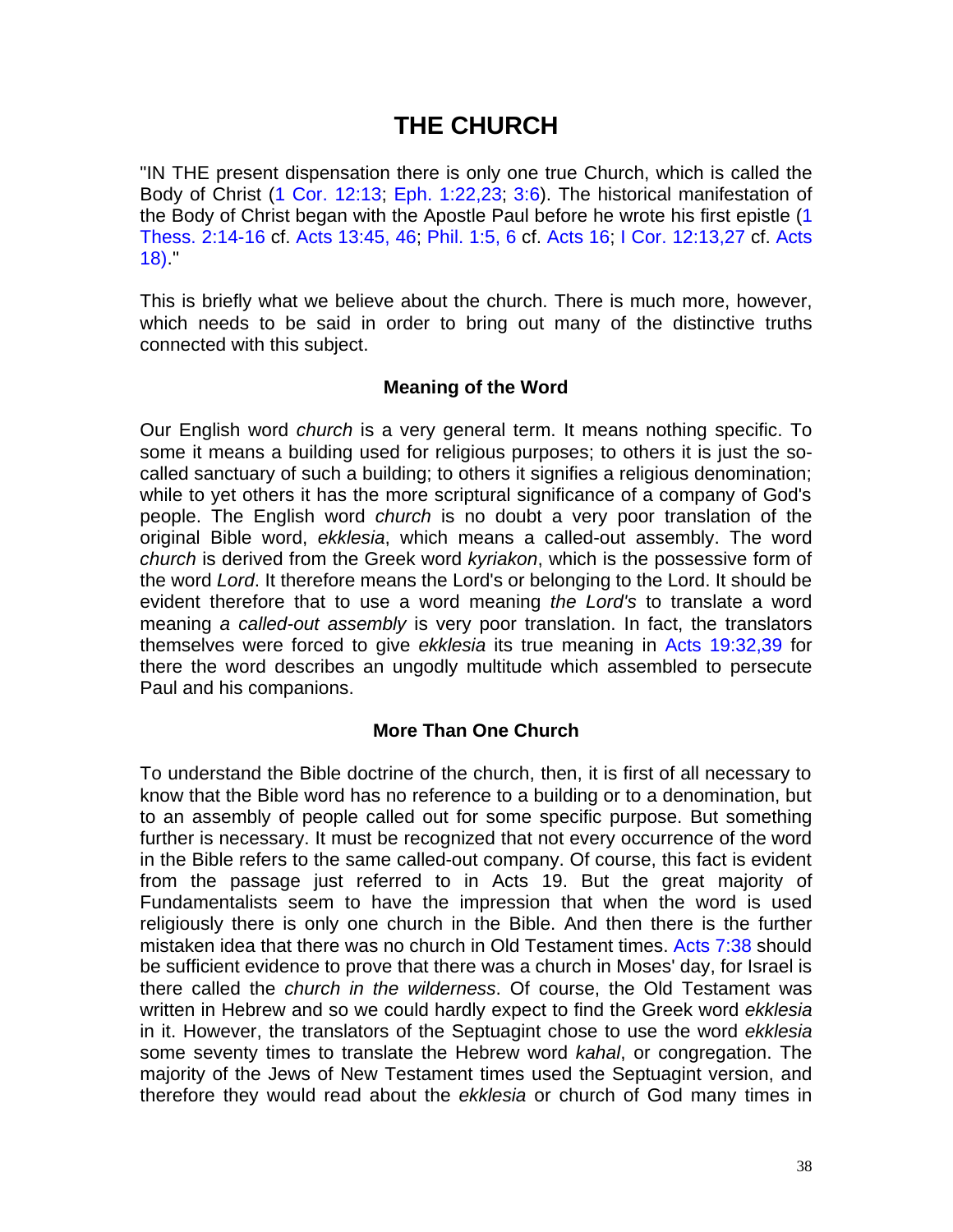# THE CHURCH

"IN THE present dispensation there is only one true Church, which is called the Body of Christ (1 Cor. 12:13; Eph. 1:22,23; 3:6). The historical manifestation of the Body of Christ began with the Apostle Paul before he wrote his first epistle (1 Thess. 2:14-16 cf. Acts 13:45, 46; Phil. 1:5, 6 cf. Acts 16; I Cor. 12:13,27 cf. Acts 18)."

This is briefly what we believe about the church. There is much more, however, which needs to be said in order to bring out many of the distinctive truths connected with this subject.

### Meaning of the Word

Our English word *church* is a very general term. It means nothing specific. To some it means a building used for religious purposes; to others it is just the so-called sanctuary of such a building; to others it signifies a religious denomination; while to yet others it has the more scriptural significance of a company of God's people. The English word *church* is no doubt a very poor translation of the original Bible word, *ekklesia*, which means a called-out assembly. The word *church* is derived from the Greek word *kyriakon*, which is the possessive form of the word *Lord*. It therefore means the Lord's or belonging to the Lord. It should be evident therefore that to use a word meaning *the Lord's* to translate a word meaning *a called-out assembly* is very poor translation. In fact, the translators themselves were forced to give *ekklesia* its true meaning in Acts 19:32,39 for there the word describes an ungodly multitude which assembled to persecute Paul and his companions.

### More Than One Church

To understand the Bible doctrine of the church, then, it is first of all necessary to know that the Bible word has no reference to a building or to a denomination, but to an assembly of people called out for some specific purpose. But something further is necessary. It must be recognized that not every occurrence of the word in the Bible refers to the same called-out company. Of course, this fact is evident from the passage just referred to in Acts 19. But the great majority of Fundamentalists seem to have the impression that when the word is used religiously there is only one church in the Bible. And then there is the further mistaken idea that there was no church in Old Testament times. Acts 7:38 should be sufficient evidence to prove that there was a church in Moses' day, for Israel is there called the *church in the wilderness*. Of course, the Old Testament was written in Hebrew and so we could hardly expect to find the Greek word *ekklesia* in it. However, the translators of the Septuagint chose to use the word *ekklesia* some seventy times to translate the Hebrew word *kahal*, or congregation. The majority of the Jews of New Testament times used the Septuagint version, and therefore they would read about the *ekklesia* or church of God many times in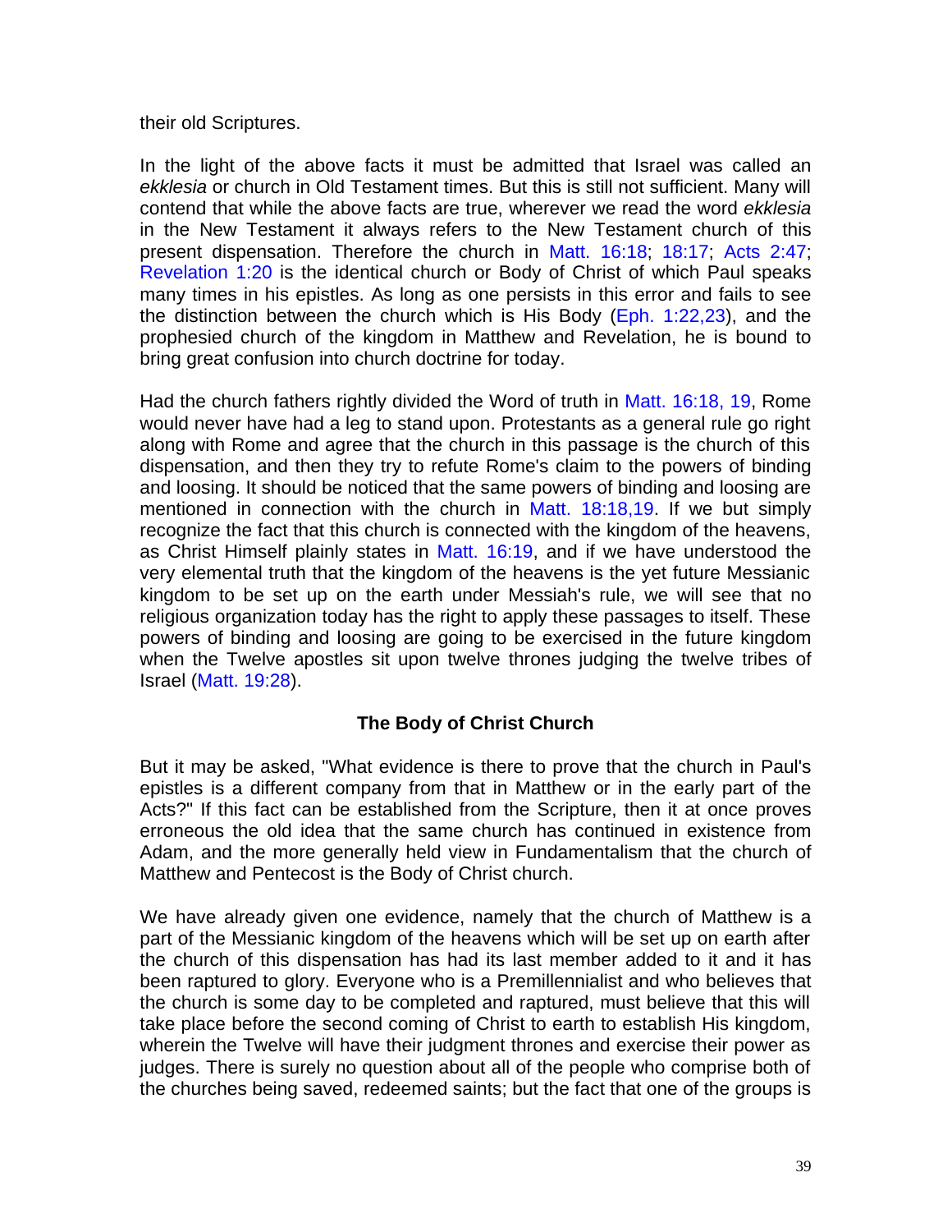their old Scriptures.

In the light of the above facts it must be admitted that Israel was called an *ekklesia* or church in Old Testament times. But this is still not sufficient. Many will contend that while the above facts are true, wherever we read the word *ekklesia* in the New Testament it always refers to the New Testament church of this present dispensation. Therefore the church in Matt. 16:18; 18:17; Acts 2:47; Revelation 1:20 is the identical church or Body of Christ of which Paul speaks many times in his epistles. As long as one persists in this error and fails to see the distinction between the church which is His Body (Eph. 1:22,23), and the prophesied church of the kingdom in Matthew and Revelation, he is bound to bring great confusion into church doctrine for today.

Had the church fathers rightly divided the Word of truth in Matt. 16:18, 19, Rome would never have had a leg to stand upon. Protestants as a general rule go right along with Rome and agree that the church in this passage is the church of this dispensation, and then they try to refute Rome's claim to the powers of binding and loosing. It should be noticed that the same powers of binding and loosing are mentioned in connection with the church in Matt. 18:18,19. If we but simply recognize the fact that this church is connected with the kingdom of the heavens, as Christ Himself plainly states in Matt. 16:19, and if we have understood the very elemental truth that the kingdom of the heavens is the yet future Messianic kingdom to be set up on the earth under Messiah's rule, we will see that no religious organization today has the right to apply these passages to itself. These powers of binding and loosing are going to be exercised in the future kingdom when the Twelve apostles sit upon twelve thrones judging the twelve tribes of Israel (Matt. 19:28).

### The Body of Christ Church

But it may be asked, "What evidence is there to prove that the church in Paul's epistles is a different company from that in Matthew or in the early part of the Acts?" If this fact can be established from the Scripture, then it at once proves erroneous the old idea that the same church has continued in existence from Adam, and the more generally held view in Fundamentalism that the church of Matthew and Pentecost is the Body of Christ church.

We have already given one evidence, namely that the church of Matthew is a part of the Messianic kingdom of the heavens which will be set up on earth after the church of this dispensation has had its last member added to it and it has been raptured to glory. Everyone who is a Premillennialist and who believes that the church is some day to be completed and raptured, must believe that this will take place before the second coming of Christ to earth to establish His kingdom, wherein the Twelve will have their judgment thrones and exercise their power as judges. There is surely no question about all of the people who comprise both of the churches being saved, redeemed saints; but the fact that one of the groups is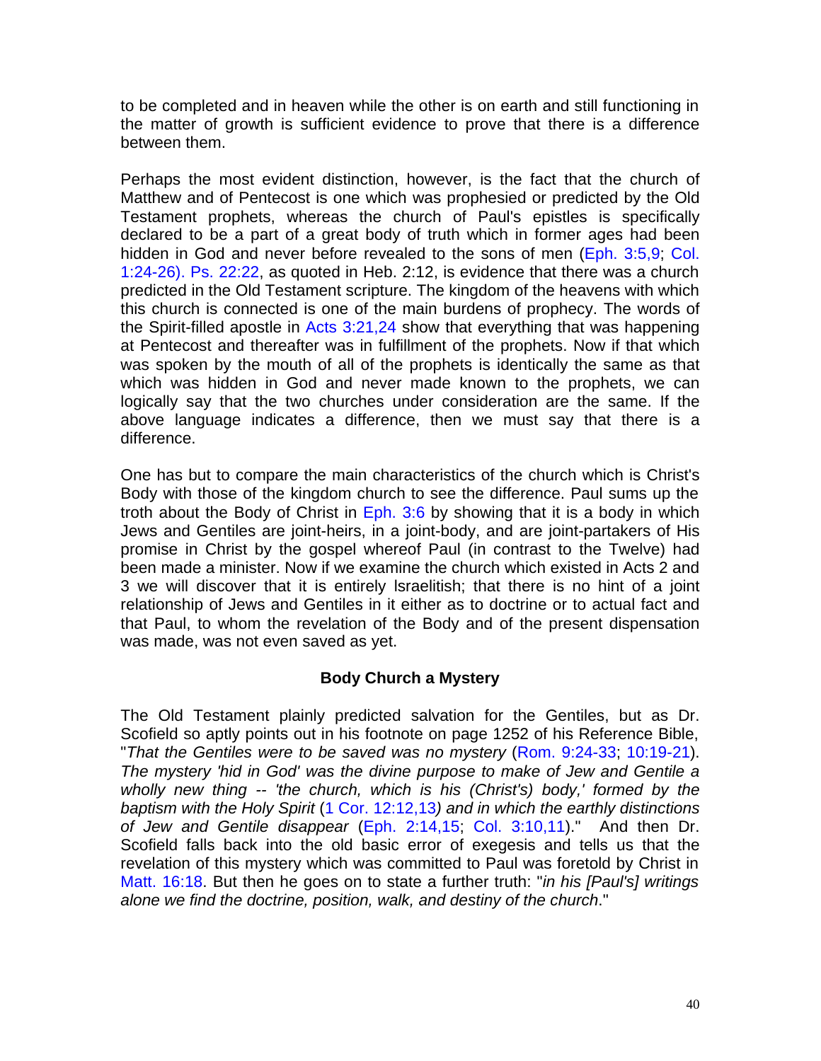to be completed and in heaven while the other is on earth and still functioning in the matter of growth is sufficient evidence to prove that there is a difference between them.

Perhaps the most evident distinction, however, is the fact that the church of Matthew and of Pentecost is one which was prophesied or predicted by the Old Testament prophets, whereas the church of Paul's epistles is specifically declared to be a part of a great body of truth which in former ages had been hidden in God and never before revealed to the sons of men (Eph. 3:5,9; Col. 1:24-26). Ps. 22:22, as quoted in Heb. 2:12, is evidence that there was a church predicted in the Old Testament scripture. The kingdom of the heavens with which this church is connected is one of the main burdens of prophecy. The words of the Spirit-filled apostle in Acts 3:21,24 show that everything that was happening at Pentecost and thereafter was in fulfillment of the prophets. Now if that which was spoken by the mouth of all of the prophets is identically the same as that which was hidden in God and never made known to the prophets, we can logically say that the two churches under consideration are the same. If the above language indicates a difference, then we must say that there is a difference.

One has but to compare the main characteristics of the church which is Christ's Body with those of the kingdom church to see the difference. Paul sums up the troth about the Body of Christ in Eph. 3:6 by showing that it is a body in which Jews and Gentiles are joint-heirs, in a joint-body, and are joint-partakers of His promise in Christ by the gospel whereof Paul (in contrast to the Twelve) had been made a minister. Now if we examine the church which existed in Acts 2 and 3 we will discover that it is entirely Israelitish; that there is no hint of a joint relationship of Jews and Gentiles in it either as to doctrine or to actual fact and that Paul, to whom the revelation of the Body and of the present dispensation was made, was not even saved as yet.

### Body Church a Mystery

The Old Testament plainly predicted salvation for the Gentiles, but as Dr. Scofield so aptly points out in his footnote on page 1252 of his Reference Bible, "*That the Gentiles were to be saved was no mystery* (Rom. 9:24-33; 10:19-21). *The mystery 'hid in God' was the divine purpose to make of Jew and Gentile a wholly new thing -- 'the church, which is his (Christ's) body,' formed by the baptism with the Holy Spirit* (1 Cor. 12:12,13*) and in which the earthly distinctions of Jew and Gentile disappear* (Eph. 2:14,15; Col. 3:10,11)." And then Dr. Scofield falls back into the old basic error of exegesis and tells us that the revelation of this mystery which was committed to Paul was foretold by Christ in Matt. 16:18. But then he goes on to state a further truth: "*in his [Paul's] writings alone we find the doctrine, position, walk, and destiny of the church*."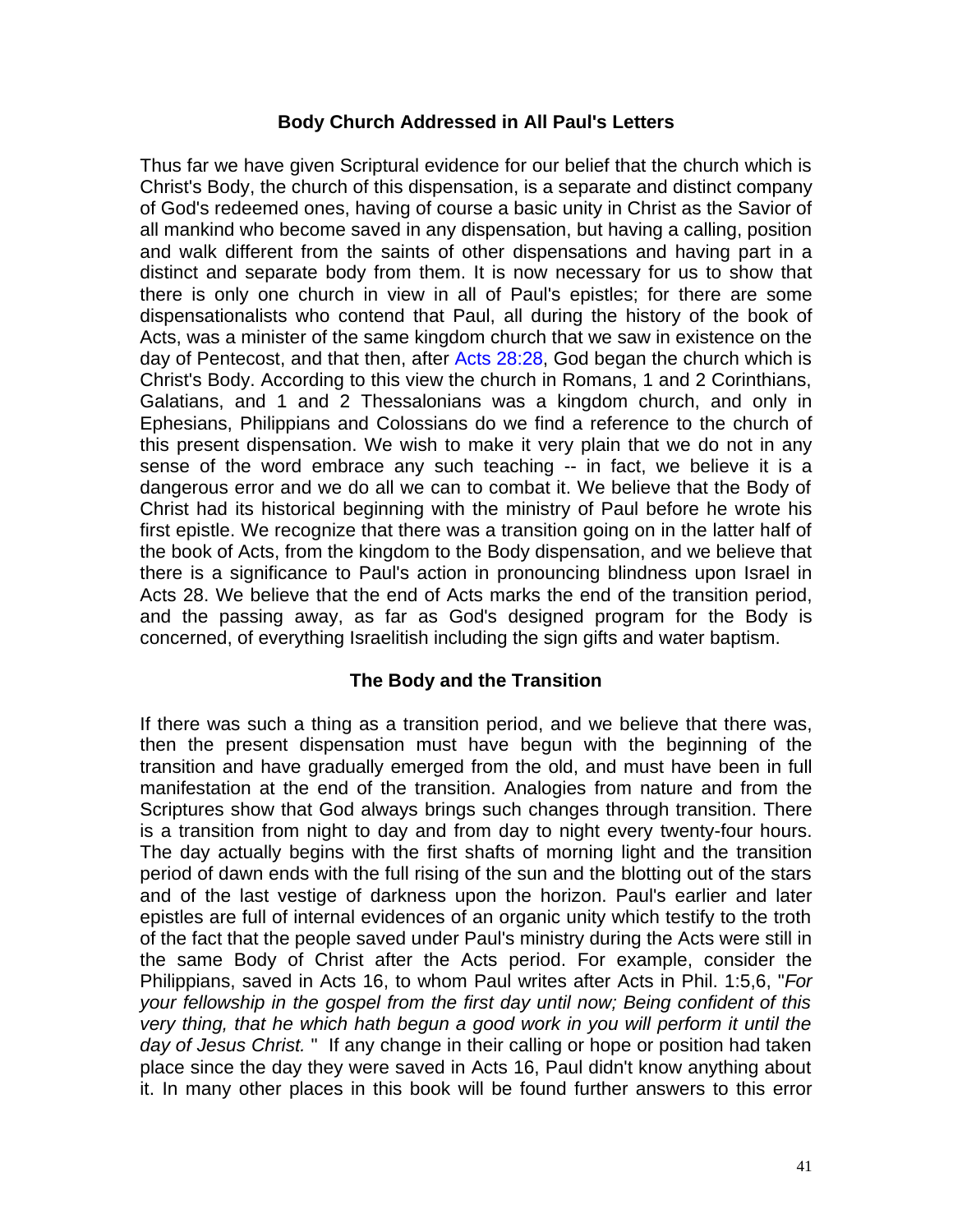## Body Church Addressed in All Paul's Letters

Thus far we have given Scriptural evidence for our belief that the church which is Christ's Body, the church of this dispensation, is a separate and distinct company of God's redeemed ones, having of course a basic unity in Christ as the Savior of all mankind who become saved in any dispensation, but having a calling, position and walk different from the saints of other dispensations and having part in a distinct and separate body from them. It is now necessary for us to show that there is only one church in view in all of Paul's epistles; for there are some dispensationalists who contend that Paul, all during the history of the book of Acts, was a minister of the same kingdom church that we saw in existence on the day of Pentecost, and that then, after Acts 28:28, God began the church which is Christ's Body. According to this view the church in Romans, 1 and 2 Corinthians, Galatians, and 1 and 2 Thessalonians was a kingdom church, and only in Ephesians, Philippians and Colossians do we find a reference to the church of this present dispensation. We wish to make it very plain that we do not in any sense of the word embrace any such teaching -- in fact, we believe it is a dangerous error and we do all we can to combat it. We believe that the Body of Christ had its historical beginning with the ministry of Paul before he wrote his first epistle. We recognize that there was a transition going on in the latter half of the book of Acts, from the kingdom to the Body dispensation, and we believe that there is a significance to Paul's action in pronouncing blindness upon Israel in Acts 28. We believe that the end of Acts marks the end of the transition period, and the passing away, as far as God's designed program for the Body is concerned, of everything Israelitish including the sign gifts and water baptism.

## The Body and the Transition

If there was such a thing as a transition period, and we believe that there was, then the present dispensation must have begun with the beginning of the transition and have gradually emerged from the old, and must have been in full manifestation at the end of the transition. Analogies from nature and from the Scriptures show that God always brings such changes through transition. There is a transition from night to day and from day to night every twenty-four hours. The day actually begins with the first shafts of morning light and the transition period of dawn ends with the full rising of the sun and the blotting out of the stars and of the last vestige of darkness upon the horizon. Paul's earlier and later epistles are full of internal evidences of an organic unity which testify to the troth of the fact that the people saved under Paul's ministry during the Acts were still in the same Body of Christ after the Acts period. For example, consider the Philippians, saved in Acts 16, to whom Paul writes after Acts in Phil. 1:5,6, "*For your fellowship in the gospel from the first day until now; Being confident of this very thing, that he which hath begun a good work in you will perform it until the day of Jesus Christ.* " If any change in their calling or hope or position had taken place since the day they were saved in Acts 16, Paul didn't know anything about it. In many other places in this book will be found further answers to this error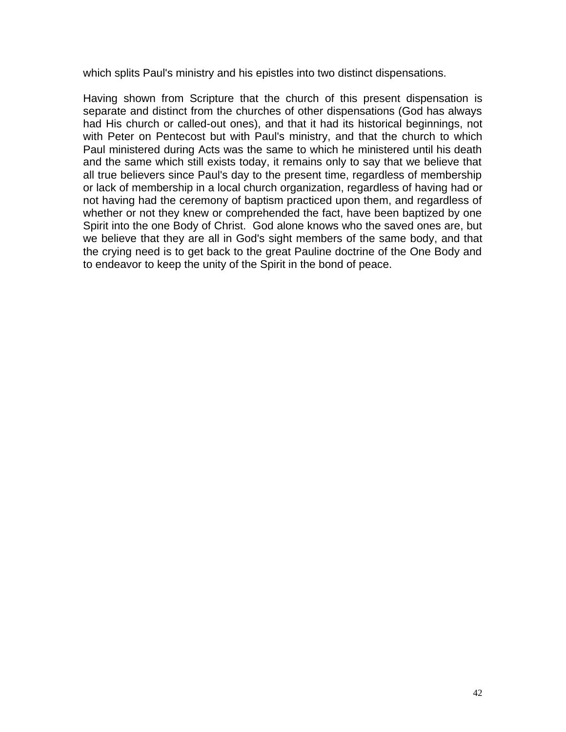which splits Paul's ministry and his epistles into two distinct dispensations.

Having shown from Scripture that the church of this present dispensation is separate and distinct from the churches of other dispensations (God has always had His church or called-out ones), and that it had its historical beginnings, not with Peter on Pentecost but with Paul's ministry, and that the church to which Paul ministered during Acts was the same to which he ministered until his death and the same which still exists today, it remains only to say that we believe that all true believers since Paul's day to the present time, regardless of membership or lack of membership in a local church organization, regardless of having had or not having had the ceremony of baptism practiced upon them, and regardless of whether or not they knew or comprehended the fact, have been baptized by one Spirit into the one Body of Christ. God alone knows who the saved ones are, but we believe that they are all in God's sight members of the same body, and that the crying need is to get back to the great Pauline doctrine of the One Body and to endeavor to keep the unity of the Spirit in the bond of peace.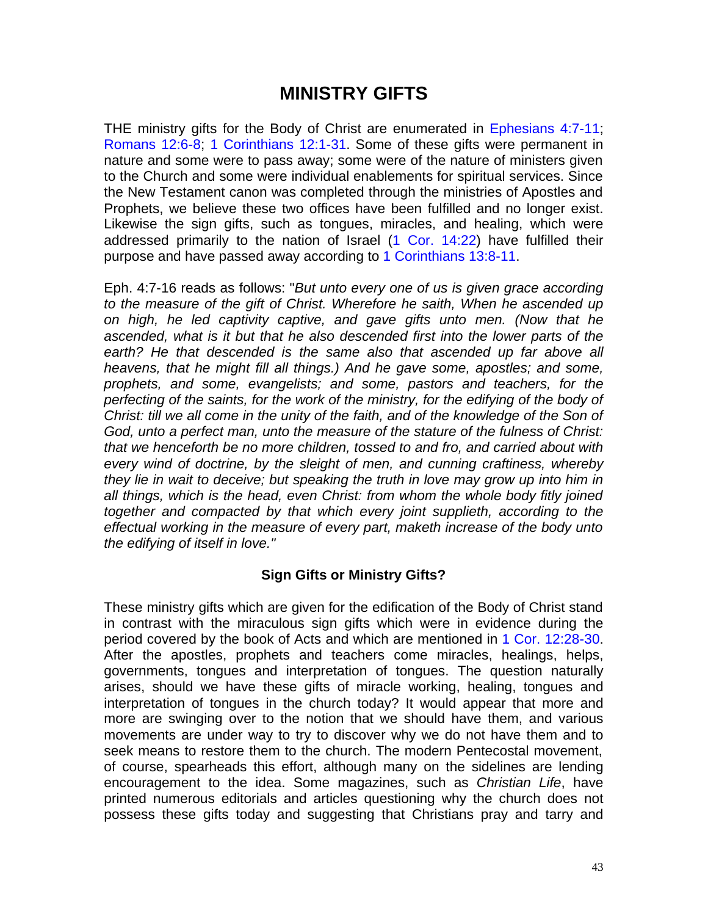# MINISTRY GIFTS

THE ministry gifts for the Body of Christ are enumerated in Ephesians 4:7-11; Romans 12:6-8; 1 Corinthians 12:1-31. Some of these gifts were permanent in nature and some were to pass away; some were of the nature of ministers given to the Church and some were individual enablements for spiritual services. Since the New Testament canon was completed through the ministries of Apostles and Prophets, we believe these two offices have been fulfilled and no longer exist. Likewise the sign gifts, such as tongues, miracles, and healing, which were addressed primarily to the nation of Israel (1 Cor. 14:22) have fulfilled their purpose and have passed away according to 1 Corinthians 13:8-11.

Eph. 4:7-16 reads as follows: "*But unto every one of us is given grace according to the measure of the gift of Christ. Wherefore he saith, When he ascended up on high, he led captivity captive, and gave gifts unto men. (Now that he ascended, what is it but that he also descended first into the lower parts of the earth? He that descended is the same also that ascended up far above all heavens, that he might fill all things.) And he gave some, apostles; and some, prophets, and some, evangelists; and some, pastors and teachers, for the perfecting of the saints, for the work of the ministry, for the edifying of the body of Christ: till we all come in the unity of the faith, and of the knowledge of the Son of God, unto a perfect man, unto the measure of the stature of the fulness of Christ: that we henceforth be no more children, tossed to and fro, and carried about with every wind of doctrine, by the sleight of men, and cunning craftiness, whereby they lie in wait to deceive; but speaking the truth in love may grow up into him in all things, which is the head, even Christ: from whom the whole body fitly joined together and compacted by that which every joint supplieth, according to the effectual working in the measure of every part, maketh increase of the body unto the edifying of itself in love.*"

### Sign Gifts or Ministry Gifts?

These ministry gifts which are given for the edification of the Body of Christ stand in contrast with the miraculous sign gifts which were in evidence during the period covered by the book of Acts and which are mentioned in 1 Cor. 12:28-30. After the apostles, prophets and teachers come miracles, healings, helps, governments, tongues and interpretation of tongues. The question naturally arises, should we have these gifts of miracle working, healing, tongues and interpretation of tongues in the church today? It would appear that more and more are swinging over to the notion that we should have them, and various movements are under way to try to discover why we do not have them and to seek means to restore them to the church. The modern Pentecostal movement, of course, spearheads this effort, although many on the sidelines are lending encouragement to the idea. Some magazines, such as *Christian Life*, have printed numerous editorials and articles questioning why the church does not possess these gifts today and suggesting that Christians pray and tarry and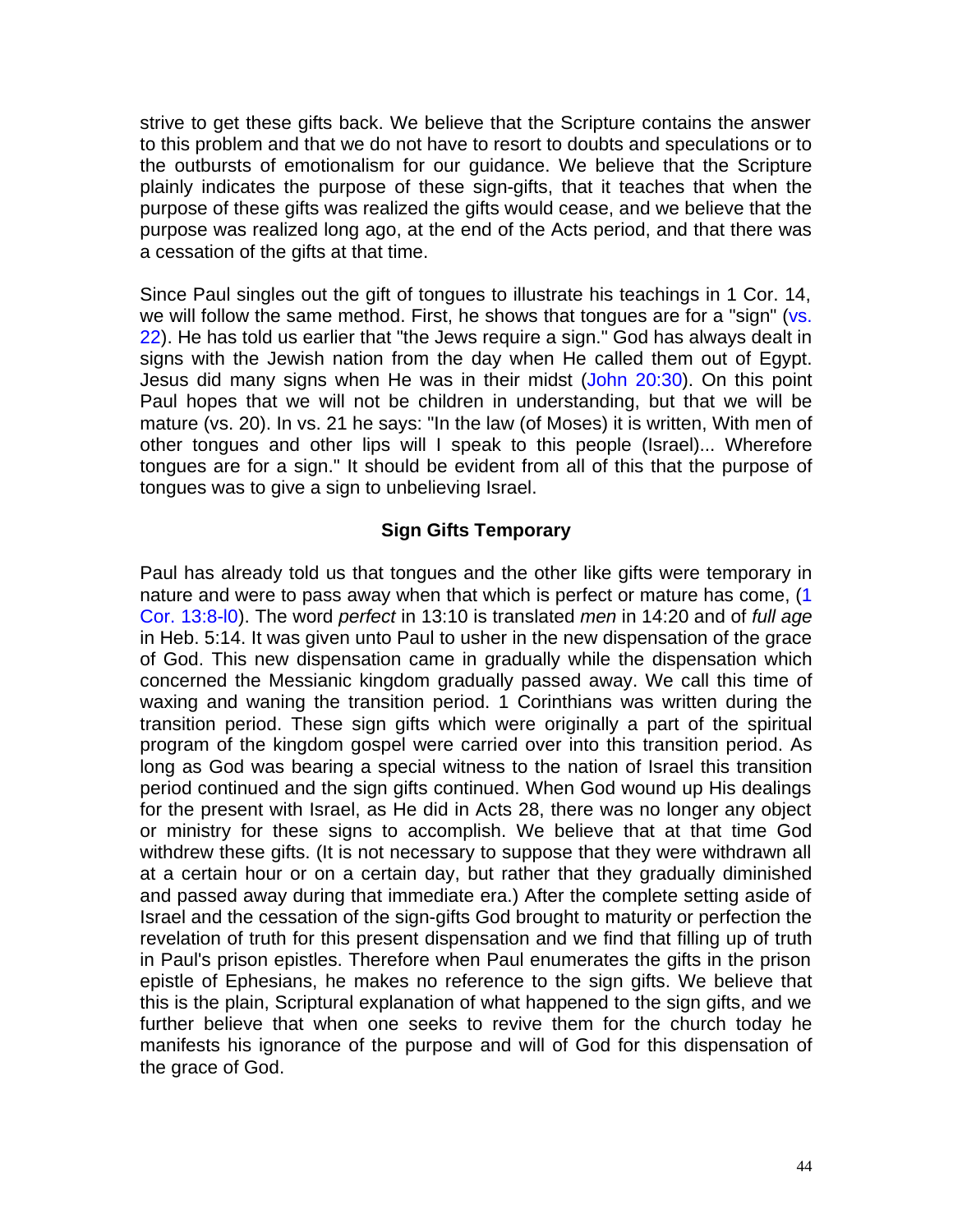strive to get these gifts back. We believe that the Scripture contains the answer to this problem and that we do not have to resort to doubts and speculations or to the outbursts of emotionalism for our guidance. We believe that the Scripture plainly indicates the purpose of these sign-gifts, that it teaches that when the purpose of these gifts was realized the gifts would cease, and we believe that the purpose was realized long ago, at the end of the Acts period, and that there was a cessation of the gifts at that time.

Since Paul singles out the gift of tongues to illustrate his teachings in 1 Cor. 14, we will follow the same method. First, he shows that tongues are for a "sign" (vs. 22). He has told us earlier that "the Jews require a sign." God has always dealt in signs with the Jewish nation from the day when He called them out of Egypt. Jesus did many signs when He was in their midst (John 20:30). On this point Paul hopes that we will not be children in understanding, but that we will be mature (vs. 20). In vs. 21 he says: "In the law (of Moses) it is written, With men of other tongues and other lips will I speak to this people (Israel)... Wherefore tongues are for a sign." It should be evident from all of this that the purpose of tongues was to give a sign to unbelieving Israel.

### Sign Gifts Temporary

Paul has already told us that tongues and the other like gifts were temporary in nature and were to pass away when that which is perfect or mature has come, (1 Cor. 13:8-l0). The word *perfect* in 13:10 is translated *men* in 14:20 and of *full age* in Heb. 5:14. It was given unto Paul to usher in the new dispensation of the grace of God. This new dispensation came in gradually while the dispensation which concerned the Messianic kingdom gradually passed away. We call this time of waxing and waning the transition period. 1 Corinthians was written during the transition period. These sign gifts which were originally a part of the spiritual program of the kingdom gospel were carried over into this transition period. As long as God was bearing a special witness to the nation of Israel this transition period continued and the sign gifts continued. When God wound up His dealings for the present with Israel, as He did in Acts 28, there was no longer any object or ministry for these signs to accomplish. We believe that at that time God withdrew these gifts. (It is not necessary to suppose that they were withdrawn all at a certain hour or on a certain day, but rather that they gradually diminished and passed away during that immediate era.) After the complete setting aside of Israel and the cessation of the sign-gifts God brought to maturity or perfection the revelation of truth for this present dispensation and we find that filling up of truth in Paul's prison epistles. Therefore when Paul enumerates the gifts in the prison epistle of Ephesians, he makes no reference to the sign gifts. We believe that this is the plain, Scriptural explanation of what happened to the sign gifts, and we further believe that when one seeks to revive them for the church today he manifests his ignorance of the purpose and will of God for this dispensation of the grace of God.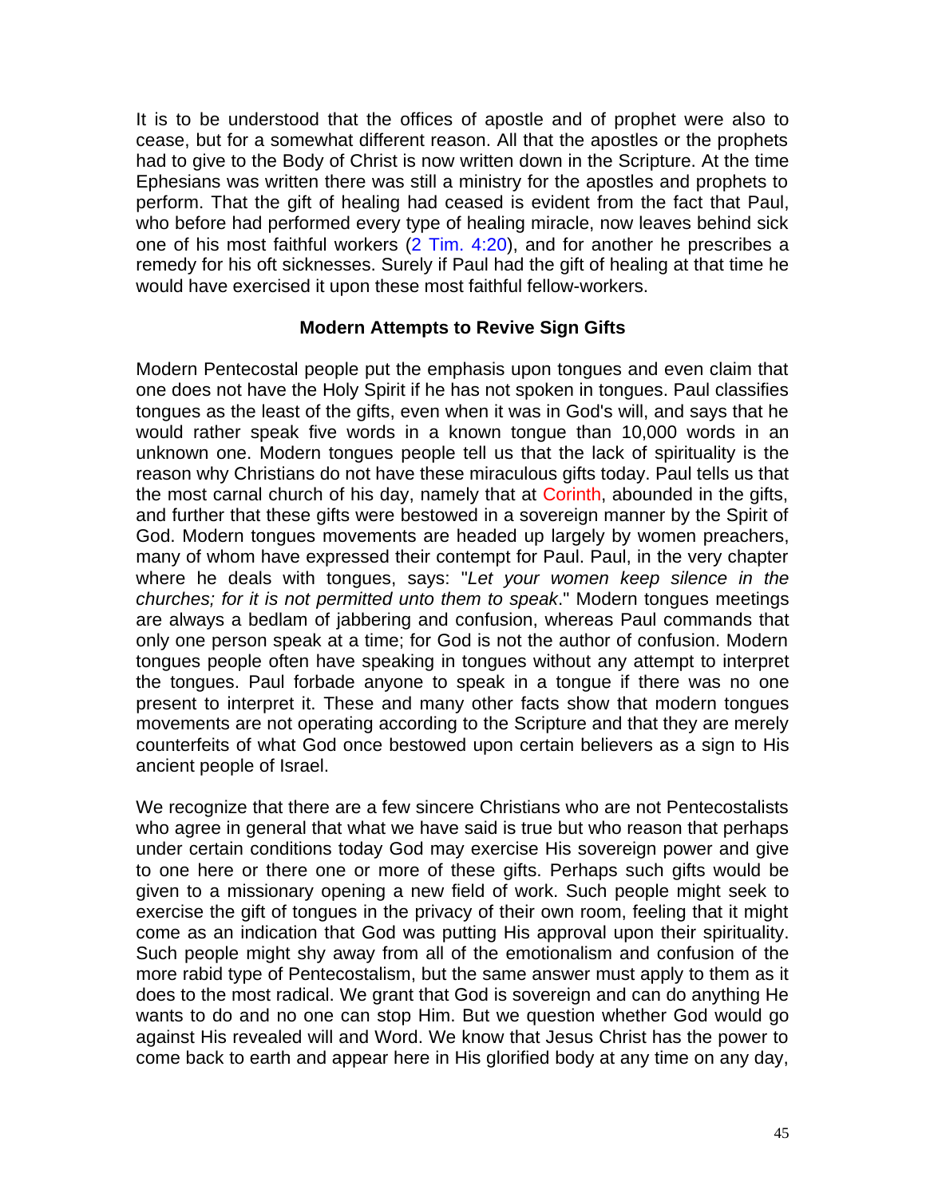It is to be understood that the offices of apostle and of prophet were also to cease, but for a somewhat different reason. All that the apostles or the prophets had to give to the Body of Christ is now written down in the Scripture. At the time Ephesians was written there was still a ministry for the apostles and prophets to perform. That the gift of healing had ceased is evident from the fact that Paul, who before had performed every type of healing miracle, now leaves behind sick one of his most faithful workers (2 Tim. 4:20), and for another he prescribes a remedy for his oft sicknesses. Surely if Paul had the gift of healing at that time he would have exercised it upon these most faithful fellow-workers.

### Modern Attempts to Revive Sign Gifts

Modern Pentecostal people put the emphasis upon tongues and even claim that one does not have the Holy Spirit if he has not spoken in tongues. Paul classifies tongues as the least of the gifts, even when it was in God's will, and says that he would rather speak five words in a known tongue than 10,000 words in an unknown one. Modern tongues people tell us that the lack of spirituality is the reason why Christians do not have these miraculous gifts today. Paul tells us that the most carnal church of his day, namely that at Corinth, abounded in the gifts, and further that these gifts were bestowed in a sovereign manner by the Spirit of God. Modern tongues movements are headed up largely by women preachers, many of whom have expressed their contempt for Paul. Paul, in the very chapter where he deals with tongues, says: "*Let your women keep silence in the churches; for it is not permitted unto them to speak*." Modern tongues meetings are always a bedlam of jabbering and confusion, whereas Paul commands that only one person speak at a time; for God is not the author of confusion. Modern tongues people often have speaking in tongues without any attempt to interpret the tongues. Paul forbade anyone to speak in a tongue if there was no one present to interpret it. These and many other facts show that modern tongues movements are not operating according to the Scripture and that they are merely counterfeits of what God once bestowed upon certain believers as a sign to His ancient people of Israel.

We recognize that there are a few sincere Christians who are not Pentecostalists who agree in general that what we have said is true but who reason that perhaps under certain conditions today God may exercise His sovereign power and give to one here or there one or more of these gifts. Perhaps such gifts would be given to a missionary opening a new field of work. Such people might seek to exercise the gift of tongues in the privacy of their own room, feeling that it might come as an indication that God was putting His approval upon their spirituality. Such people might shy away from all of the emotionalism and confusion of the more rabid type of Pentecostalism, but the same answer must apply to them as it does to the most radical. We grant that God is sovereign and can do anything He wants to do and no one can stop Him. But we question whether God would go against His revealed will and Word. We know that Jesus Christ has the power to come back to earth and appear here in His glorified body at any time on any day,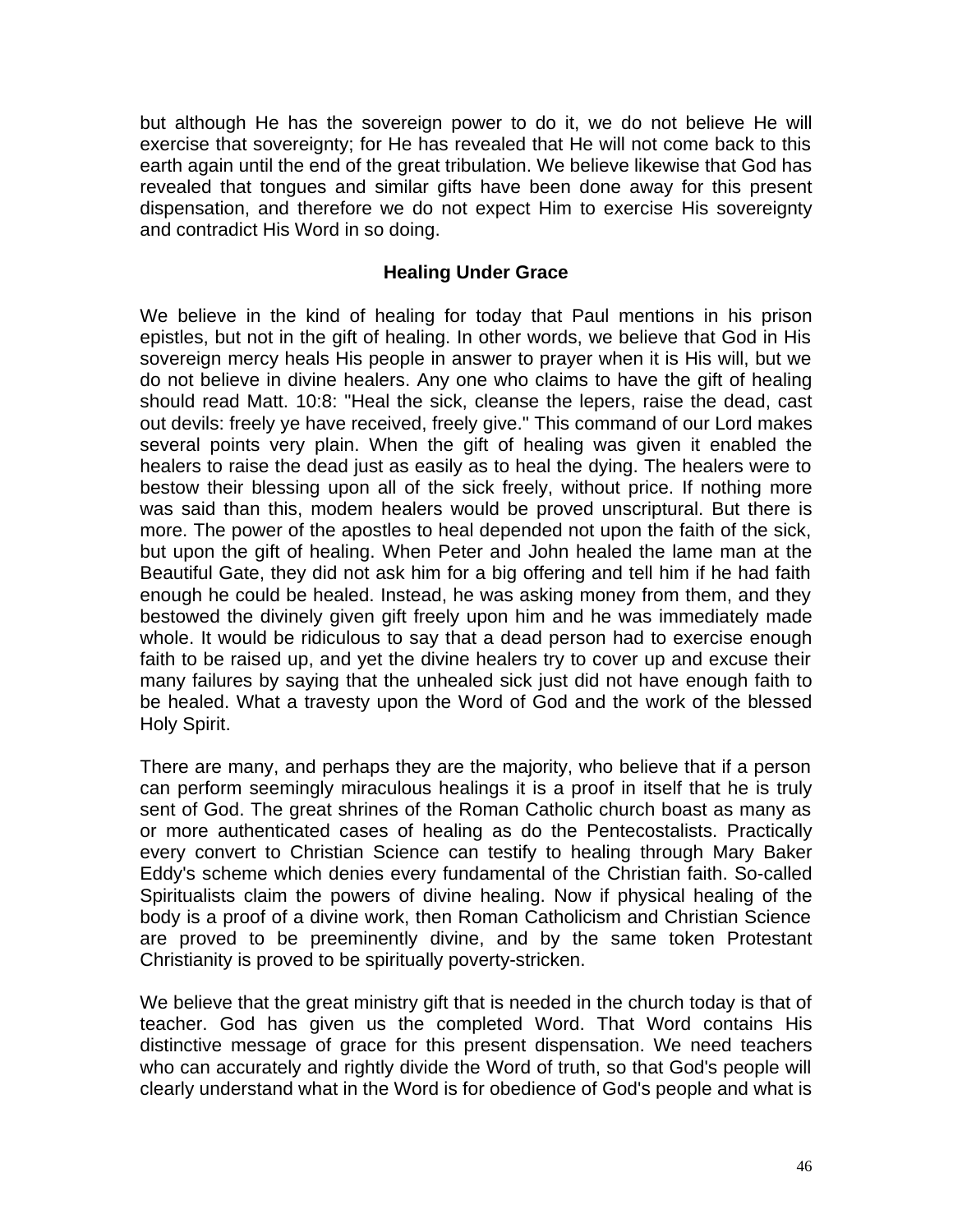but although He has the sovereign power to do it, we do not believe He will exercise that sovereignty; for He has revealed that He will not come back to this earth again until the end of the great tribulation. We believe likewise that God has revealed that tongues and similar gifts have been done away for this present dispensation, and therefore we do not expect Him to exercise His sovereignty and contradict His Word in so doing.

## Healing Under Grace

We believe in the kind of healing for today that Paul mentions in his prison epistles, but not in the gift of healing. In other words, we believe that God in His sovereign mercy heals His people in answer to prayer when it is His will, but we do not believe in divine healers. Any one who claims to have the gift of healing should read Matt. 10:8: "Heal the sick, cleanse the lepers, raise the dead, cast out devils: freely ye have received, freely give." This command of our Lord makes several points very plain. When the gift of healing was given it enabled the healers to raise the dead just as easily as to heal the dying. The healers were to bestow their blessing upon all of the sick freely, without price. If nothing more was said than this, modem healers would be proved unscriptural. But there is more. The power of the apostles to heal depended not upon the faith of the sick, but upon the gift of healing. When Peter and John healed the lame man at the Beautiful Gate, they did not ask him for a big offering and tell him if he had faith enough he could be healed. Instead, he was asking money from them, and they bestowed the divinely given gift freely upon him and he was immediately made whole. It would be ridiculous to say that a dead person had to exercise enough faith to be raised up, and yet the divine healers try to cover up and excuse their many failures by saying that the unhealed sick just did not have enough faith to be healed. What a travesty upon the Word of God and the work of the blessed Holy Spirit.

There are many, and perhaps they are the majority, who believe that if a person can perform seemingly miraculous healings it is a proof in itself that he is truly sent of God. The great shrines of the Roman Catholic church boast as many as or more authenticated cases of healing as do the Pentecostalists. Practically every convert to Christian Science can testify to healing through Mary Baker Eddy's scheme which denies every fundamental of the Christian faith. So-called Spiritualists claim the powers of divine healing. Now if physical healing of the body is a proof of a divine work, then Roman Catholicism and Christian Science are proved to be preeminently divine, and by the same token Protestant Christianity is proved to be spiritually poverty-stricken.

We believe that the great ministry gift that is needed in the church today is that of teacher. God has given us the completed Word. That Word contains His distinctive message of grace for this present dispensation. We need teachers who can accurately and rightly divide the Word of truth, so that God's people will clearly understand what in the Word is for obedience of God's people and what is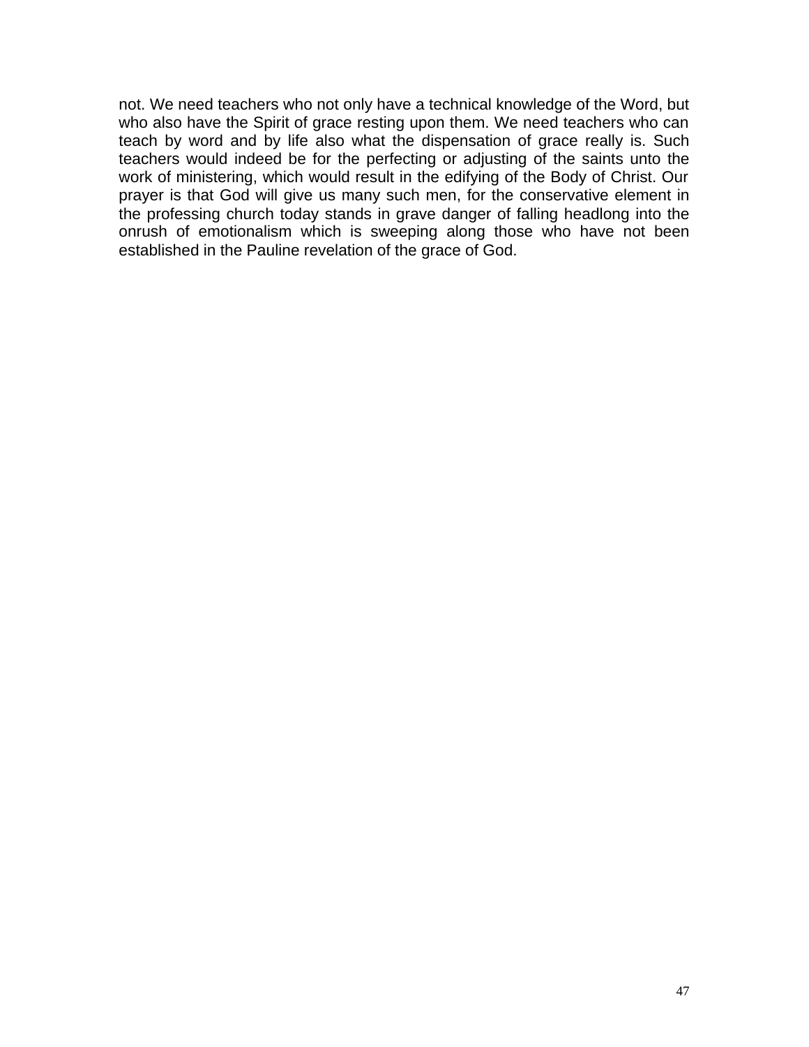not. We need teachers who not only have a technical knowledge of the Word, but who also have the Spirit of grace resting upon them. We need teachers who can teach by word and by life also what the dispensation of grace really is. Such teachers would indeed be for the perfecting or adjusting of the saints unto the work of ministering, which would result in the edifying of the Body of Christ. Our prayer is that God will give us many such men, for the conservative element in the professing church today stands in grave danger of falling headlong into the onrush of emotionalism which is sweeping along those who have not been established in the Pauline revelation of the grace of God.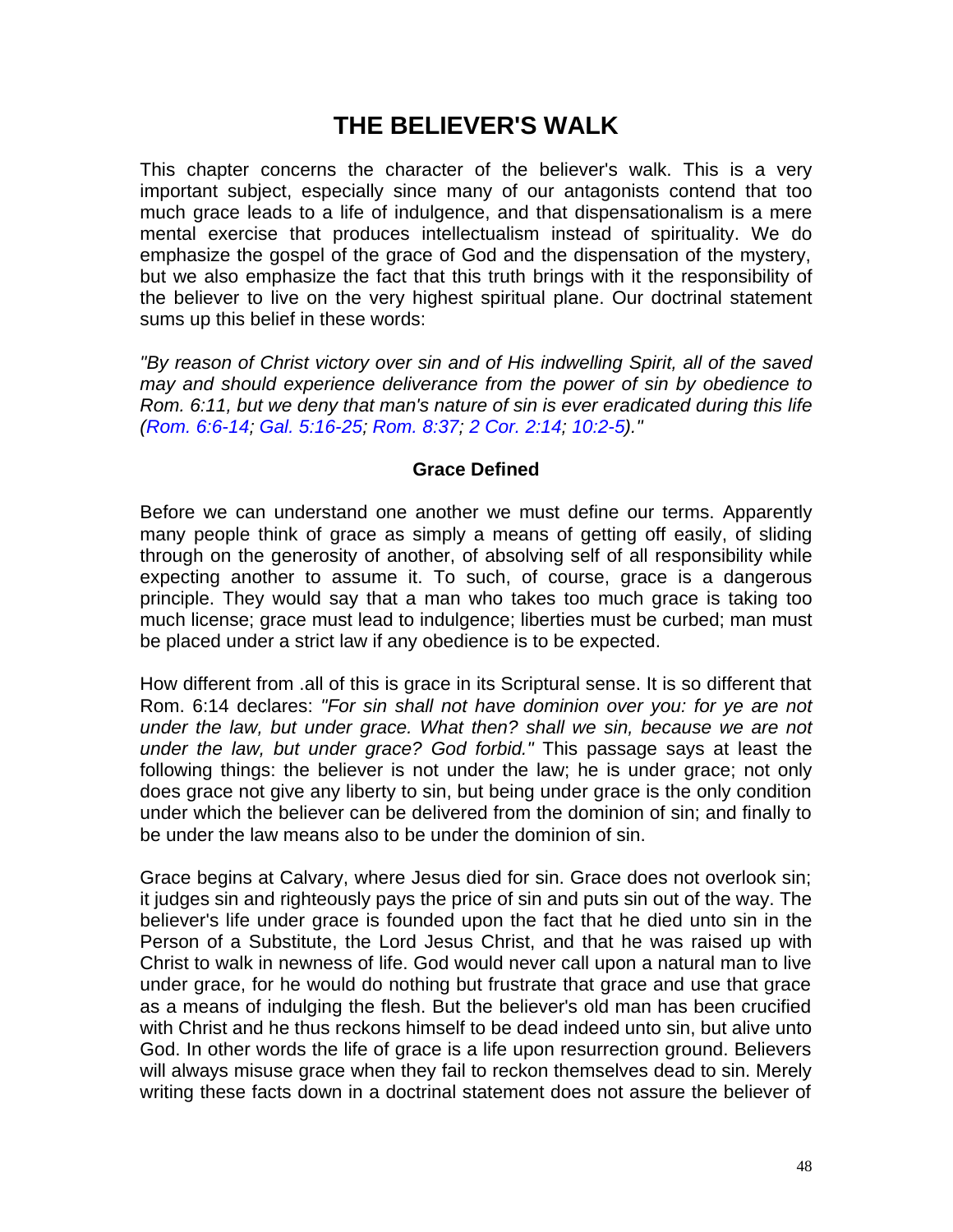# THE BELIEVER'S WALK

This chapter concerns the character of the believer's walk. This is a very important subject, especially since many of our antagonists contend that too much grace leads to a life of indulgence, and that dispensationalism is a mere mental exercise that produces intellectualism instead of spirituality. We do emphasize the gospel of the grace of God and the dispensation of the mystery, but we also emphasize the fact that this truth brings with it the responsibility of the believer to live on the very highest spiritual plane. Our doctrinal statement sums up this belief in these words:

*"By reason of Christ victory over sin and of His indwelling Spirit, all of the saved may and should experience deliverance from the power of sin by obedience to Rom. 6:11, but we deny that man's nature of sin is ever eradicated during this life (Rom. 6:6-14; Gal. 5:16-25; Rom. 8:37; 2 Cor. 2:14; 10:2-5)."*

### Grace Defined

Before we can understand one another we must define our terms. Apparently many people think of grace as simply a means of getting off easily, of sliding through on the generosity of another, of absolving self of all responsibility while expecting another to assume it. To such, of course, grace is a dangerous principle. They would say that a man who takes too much grace is taking too much license; grace must lead to indulgence; liberties must be curbed; man must be placed under a strict law if any obedience is to be expected.

How different from .all of this is grace in its Scriptural sense. It is so different that Rom. 6:14 declares: *"For sin shall not have dominion over you: for ye are not under the law, but under grace. What then? shall we sin, because we are not under the law, but under grace? God forbid."* This passage says at least the following things: the believer is not under the law; he is under grace; not only does grace not give any liberty to sin, but being under grace is the only condition under which the believer can be delivered from the dominion of sin; and finally to be under the law means also to be under the dominion of sin.

Grace begins at Calvary, where Jesus died for sin. Grace does not overlook sin; it judges sin and righteously pays the price of sin and puts sin out of the way. The believer's life under grace is founded upon the fact that he died unto sin in the Person of a Substitute, the Lord Jesus Christ, and that he was raised up with Christ to walk in newness of life. God would never call upon a natural man to live under grace, for he would do nothing but frustrate that grace and use that grace as a means of indulging the flesh. But the believer's old man has been crucified with Christ and he thus reckons himself to be dead indeed unto sin, but alive unto God. In other words the life of grace is a life upon resurrection ground. Believers will always misuse grace when they fail to reckon themselves dead to sin. Merely writing these facts down in a doctrinal statement does not assure the believer of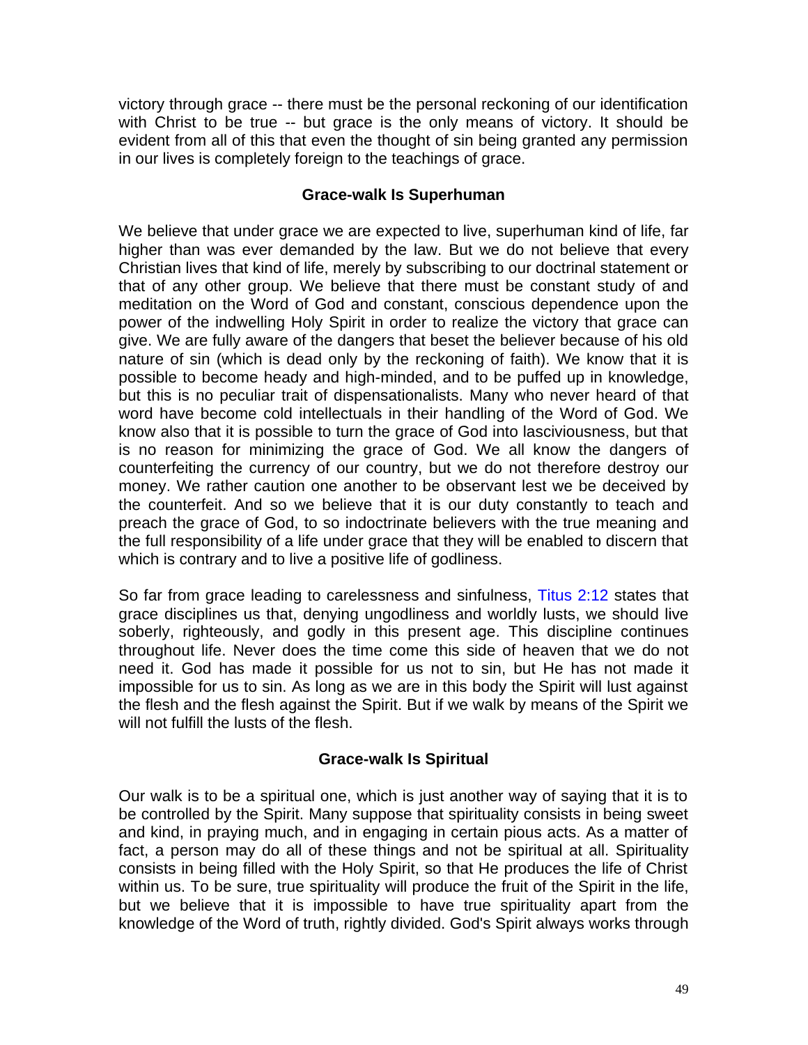victory through grace -- there must be the personal reckoning of our identification with Christ to be true -- but grace is the only means of victory. It should be evident from all of this that even the thought of sin being granted any permission in our lives is completely foreign to the teachings of grace.

### Grace-walk Is Superhuman

We believe that under grace we are expected to live, superhuman kind of life, far higher than was ever demanded by the law. But we do not believe that every Christian lives that kind of life, merely by subscribing to our doctrinal statement or that of any other group. We believe that there must be constant study of and meditation on the Word of God and constant, conscious dependence upon the power of the indwelling Holy Spirit in order to realize the victory that grace can give. We are fully aware of the dangers that beset the believer because of his old nature of sin (which is dead only by the reckoning of faith). We know that it is possible to become heady and high-minded, and to be puffed up in knowledge, but this is no peculiar trait of dispensationalists. Many who never heard of that word have become cold intellectuals in their handling of the Word of God. We know also that it is possible to turn the grace of God into lasciviousness, but that is no reason for minimizing the grace of God. We all know the dangers of counterfeiting the currency of our country, but we do not therefore destroy our money. We rather caution one another to be observant lest we be deceived by the counterfeit. And so we believe that it is our duty constantly to teach and preach the grace of God, to so indoctrinate believers with the true meaning and the full responsibility of a life under grace that they will be enabled to discern that which is contrary and to live a positive life of godliness.

So far from grace leading to carelessness and sinfulness, Titus 2:12 states that grace disciplines us that, denying ungodliness and worldly lusts, we should live soberly, righteously, and godly in this present age. This discipline continues throughout life. Never does the time come this side of heaven that we do not need it. God has made it possible for us not to sin, but He has not made it impossible for us to sin. As long as we are in this body the Spirit will lust against the flesh and the flesh against the Spirit. But if we walk by means of the Spirit we will not fulfill the lusts of the flesh.

### Grace-walk Is Spiritual

Our walk is to be a spiritual one, which is just another way of saying that it is to be controlled by the Spirit. Many suppose that spirituality consists in being sweet and kind, in praying much, and in engaging in certain pious acts. As a matter of fact, a person may do all of these things and not be spiritual at all. Spirituality consists in being filled with the Holy Spirit, so that He produces the life of Christ within us. To be sure, true spirituality will produce the fruit of the Spirit in the life, but we believe that it is impossible to have true spirituality apart from the knowledge of the Word of truth, rightly divided. God's Spirit always works through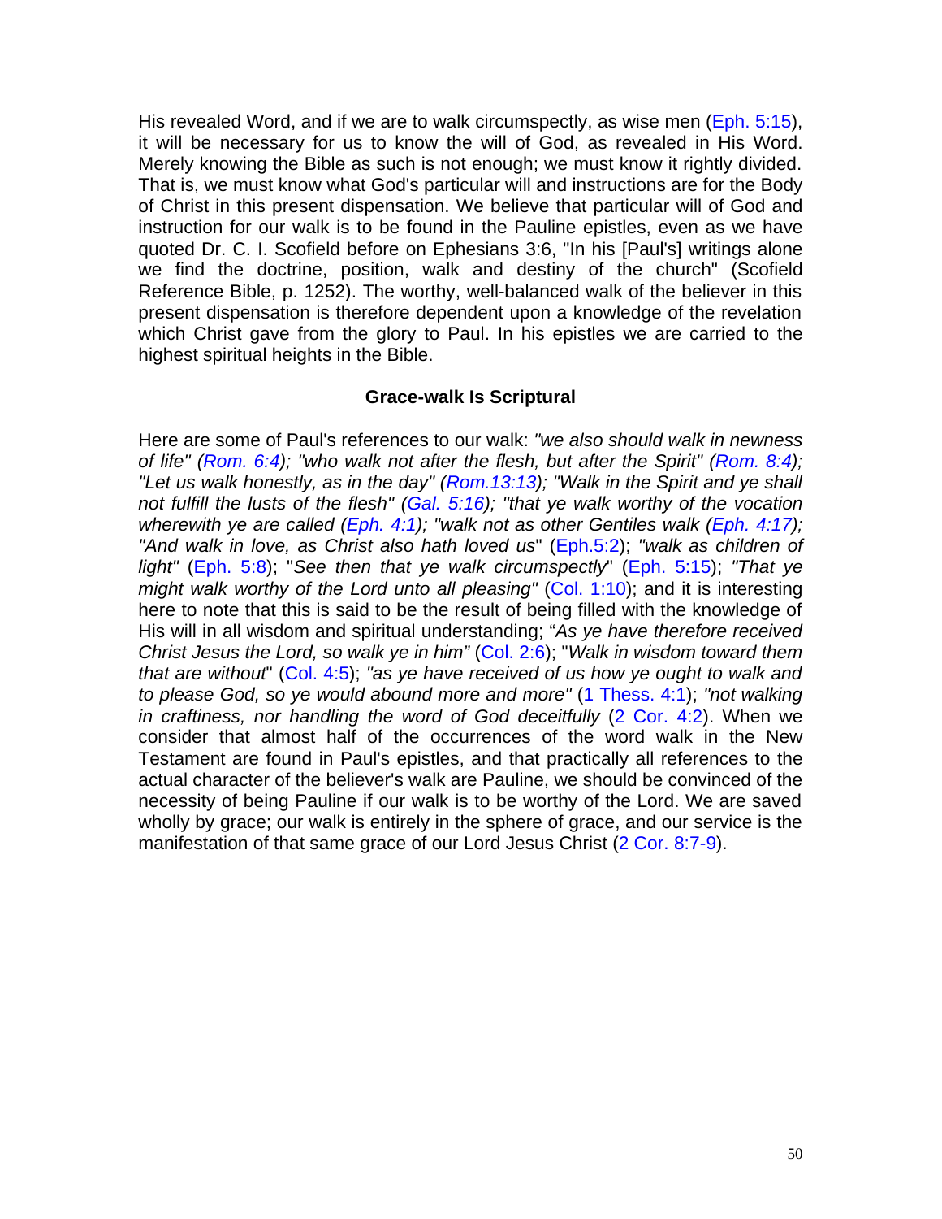His revealed Word, and if we are to walk circumspectly, as wise men (Eph. 5:15), it will be necessary for us to know the will of God, as revealed in His Word. Merely knowing the Bible as such is not enough; we must know it rightly divided. That is, we must know what God's particular will and instructions are for the Body of Christ in this present dispensation. We believe that particular will of God and instruction for our walk is to be found in the Pauline epistles, even as we have quoted Dr. C. I. Scofield before on Ephesians 3:6, "In his [Paul's] writings alone we find the doctrine, position, walk and destiny of the church" (Scofield Reference Bible, p. 1252). The worthy, well-balanced walk of the believer in this present dispensation is therefore dependent upon a knowledge of the revelation which Christ gave from the glory to Paul. In his epistles we are carried to the highest spiritual heights in the Bible.

### Grace-walk Is Scriptural

Here are some of Paul's references to our walk: *"we also should walk in newness of life" (Rom. 6:4); "who walk not after the flesh, but after the Spirit" (Rom. 8:4); "Let us walk honestly, as in the day" (Rom.13:13); "Walk in the Spirit and ye shall not fulfill the lusts of the flesh" (Gal. 5:16); "that ye walk worthy of the vocation wherewith ye are called (Eph. 4:1); "walk not as other Gentiles walk (Eph. 4:17); "And walk in love, as Christ also hath loved us*" (Eph.5:2); *"walk as children of light"* (Eph. 5:8); "*See then that ye walk circumspectly*" (Eph. 5:15); *"That ye might walk worthy of the Lord unto all pleasing"* (Col. 1:10); and it is interesting here to note that this is said to be the result of being filled with the knowledge of His will in all wisdom and spiritual understanding; "*As ye have therefore received Christ Jesus the Lord, so walk ye in him"* (Col. 2:6); "*Walk in wisdom toward them that are without*" (Col. 4:5); *"as ye have received of us how ye ought to walk and to please God, so ye would abound more and more"* (1 Thess. 4:1); *"not walking in craftiness, nor handling the word of God deceitfully* (2 Cor. 4:2). When we consider that almost half of the occurrences of the word walk in the New Testament are found in Paul's epistles, and that practically all references to the actual character of the believer's walk are Pauline, we should be convinced of the necessity of being Pauline if our walk is to be worthy of the Lord. We are saved wholly by grace; our walk is entirely in the sphere of grace, and our service is the manifestation of that same grace of our Lord Jesus Christ (2 Cor. 8:7-9).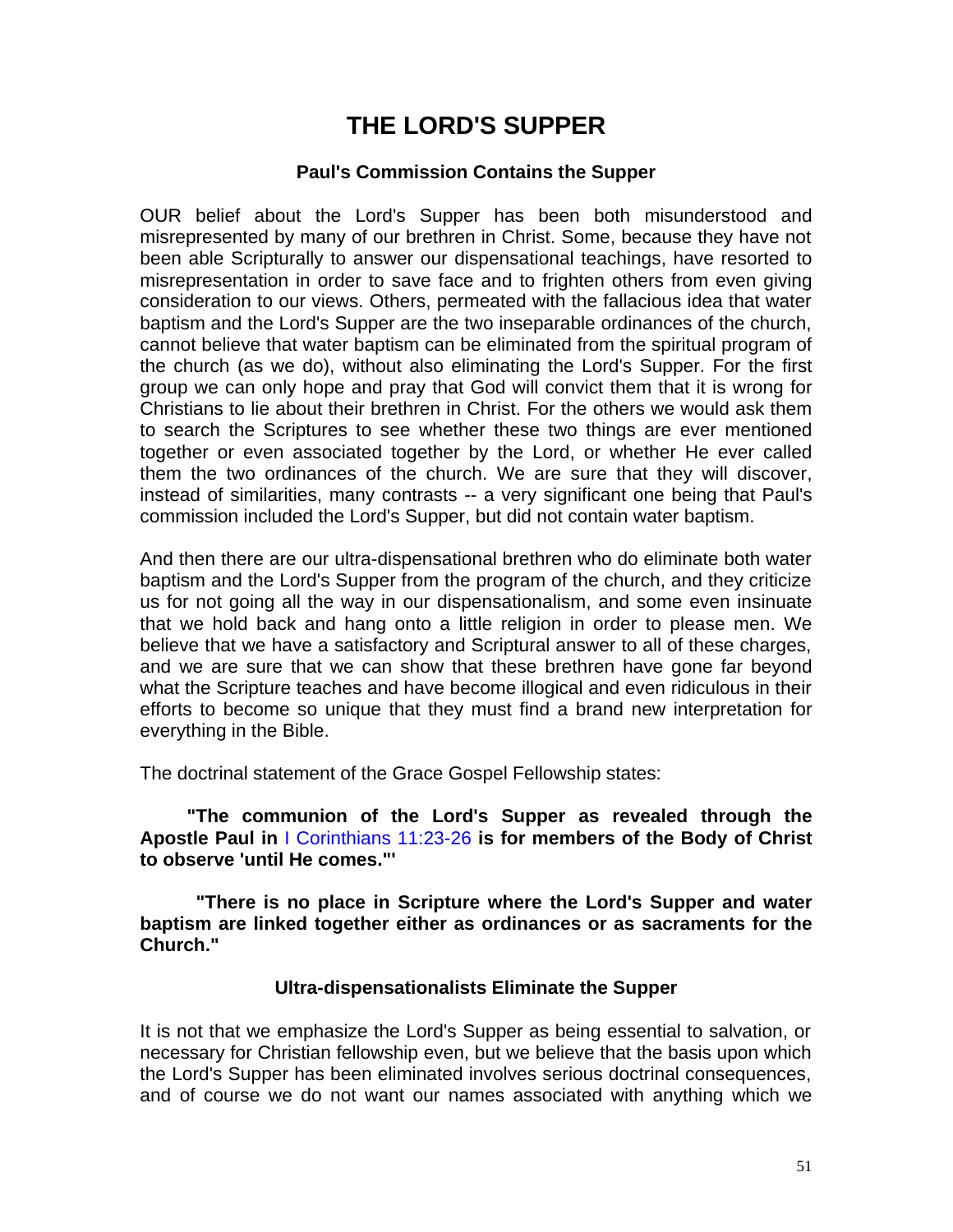# THE LORD'S SUPPER

### Paul's Commission Contains the Supper

OUR belief about the Lord's Supper has been both misunderstood and misrepresented by many of our brethren in Christ. Some, because they have not been able Scripturally to answer our dispensational teachings, have resorted to misrepresentation in order to save face and to frighten others from even giving consideration to our views. Others, permeated with the fallacious idea that water baptism and the Lord's Supper are the two inseparable ordinances of the church, cannot believe that water baptism can be eliminated from the spiritual program of the church (as we do), without also eliminating the Lord's Supper. For the first group we can only hope and pray that God will convict them that it is wrong for Christians to lie about their brethren in Christ. For the others we would ask them to search the Scriptures to see whether these two things are ever mentioned together or even associated together by the Lord, or whether He ever called them the two ordinances of the church. We are sure that they will discover, instead of similarities, many contrasts -- a very significant one being that Paul's commission included the Lord's Supper, but did not contain water baptism.

And then there are our ultra-dispensational brethren who do eliminate both water baptism and the Lord's Supper from the program of the church, and they criticize us for not going all the way in our dispensationalism, and some even insinuate that we hold back and hang onto a little religion in order to please men. We believe that we have a satisfactory and Scriptural answer to all of these charges, and we are sure that we can show that these brethren have gone far beyond what the Scripture teaches and have become illogical and even ridiculous in their efforts to become so unique that they must find a brand new interpretation for everything in the Bible.

The doctrinal statement of the Grace Gospel Fellowship states:

**"The communion of the Lord's Supper as revealed through the Apostle Paul in** I Corinthians 11:23-26 **is for members of the Body of Christ to observe 'until He comes."'**

**"There is no place in Scripture where the Lord's Supper and water baptism are linked together either as ordinances or as sacraments for the Church."**

### Ultra-dispensationalists Eliminate the Supper

It is not that we emphasize the Lord's Supper as being essential to salvation, or necessary for Christian fellowship even, but we believe that the basis upon which the Lord's Supper has been eliminated involves serious doctrinal consequences, and of course we do not want our names associated with anything which we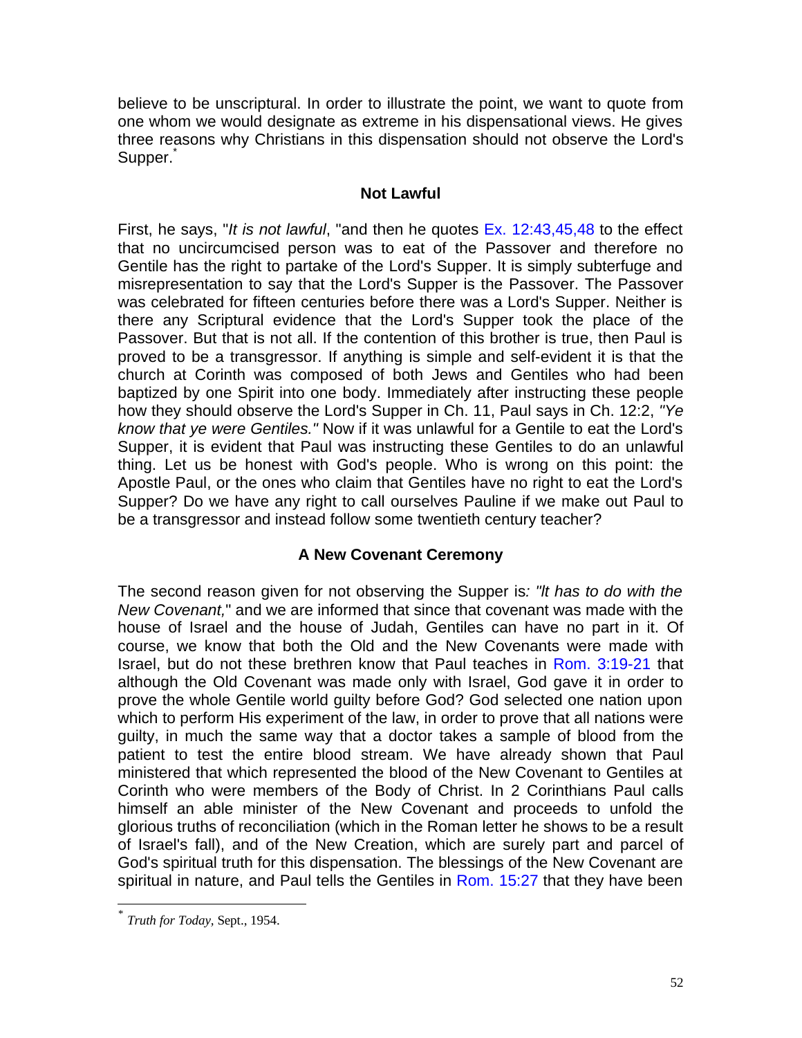believe to be unscriptural. In order to illustrate the point, we want to quote from one whom we would designate as extreme in his dispensational views. He gives three reasons why Christians in this dispensation should not observe the Lord's Supper.*

### Not Lawful

First, he says, "*It is not lawful*, "and then he quotes Ex. 12:43,45,48 to the effect that no uncircumcised person was to eat of the Passover and therefore no Gentile has the right to partake of the Lord's Supper. It is simply subterfuge and misrepresentation to say that the Lord's Supper is the Passover. The Passover was celebrated for fifteen centuries before there was a Lord's Supper. Neither is there any Scriptural evidence that the Lord's Supper took the place of the Passover. But that is not all. If the contention of this brother is true, then Paul is proved to be a transgressor. If anything is simple and self-evident it is that the church at Corinth was composed of both Jews and Gentiles who had been baptized by one Spirit into one body. Immediately after instructing these people how they should observe the Lord's Supper in Ch. 11, Paul says in Ch. 12:2, *"Ye know that ye were Gentiles."* Now if it was unlawful for a Gentile to eat the Lord's Supper, it is evident that Paul was instructing these Gentiles to do an unlawful thing. Let us be honest with God's people. Who is wrong on this point: the Apostle Paul, or the ones who claim that Gentiles have no right to eat the Lord's Supper? Do we have any right to call ourselves Pauline if we make out Paul to be a transgressor and instead follow some twentieth century teacher?

### A New Covenant Ceremony

The second reason given for not observing the Supper is*: "It has to do with the New Covenant,"* and we are informed that since that covenant was made with the house of Israel and the house of Judah, Gentiles can have no part in it. Of course, we know that both the Old and the New Covenants were made with Israel, but do not these brethren know that Paul teaches in Rom. 3:19-21 that although the Old Covenant was made only with Israel, God gave it in order to prove the whole Gentile world guilty before God? God selected one nation upon which to perform His experiment of the law, in order to prove that all nations were guilty, in much the same way that a doctor takes a sample of blood from the patient to test the entire blood stream. We have already shown that Paul ministered that which represented the blood of the New Covenant to Gentiles at Corinth who were members of the Body of Christ. In 2 Corinthians Paul calls himself an able minister of the New Covenant and proceeds to unfold the glorious truths of reconciliation (which in the Roman letter he shows to be a result of Israel's fall), and of the New Creation, which are surely part and parcel of God's spiritual truth for this dispensation. The blessings of the New Covenant are spiritual in nature, and Paul tells the Gentiles in Rom. 15:27 that they have been

---

* *Truth for Today*, Sept., 1954.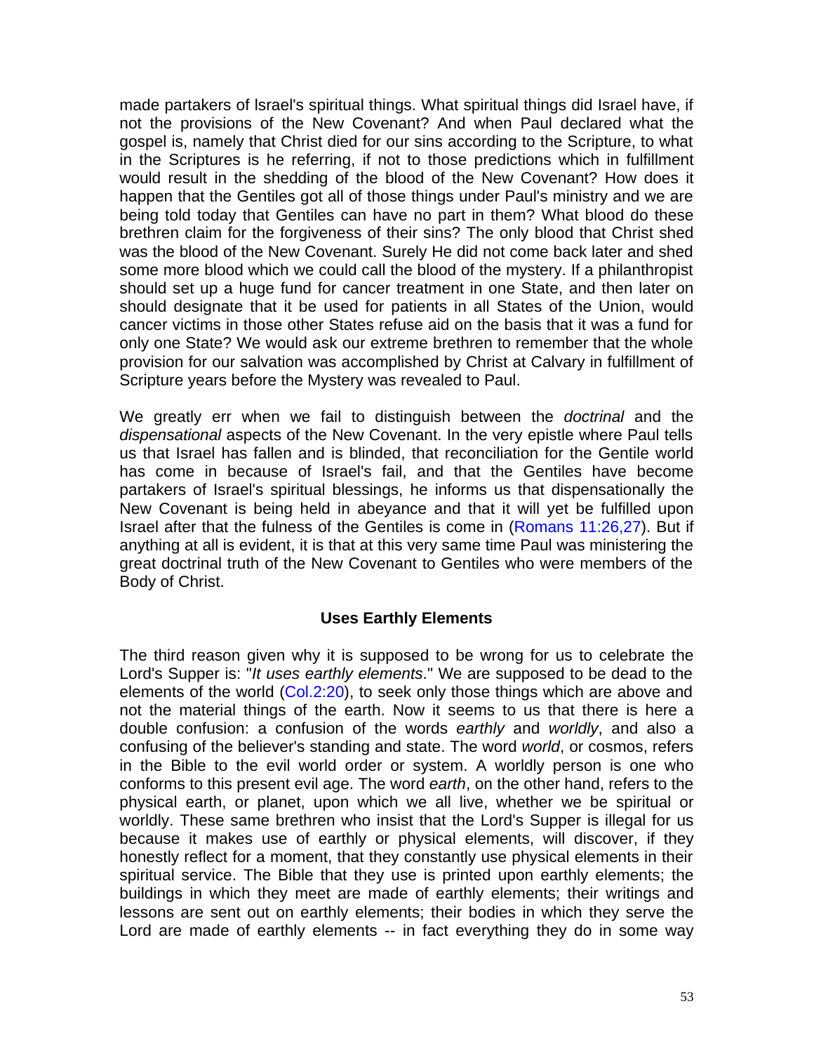made partakers of Israel's spiritual things. What spiritual things did Israel have, if not the provisions of the New Covenant? And when Paul declared what the gospel is, namely that Christ died for our sins according to the Scripture, to what in the Scriptures is he referring, if not to those predictions which in fulfillment would result in the shedding of the blood of the New Covenant? How does it happen that the Gentiles got all of those things under Paul's ministry and we are being told today that Gentiles can have no part in them? What blood do these brethren claim for the forgiveness of their sins? The only blood that Christ shed was the blood of the New Covenant. Surely He did not come back later and shed some more blood which we could call the blood of the mystery. If a philanthropist should set up a huge fund for cancer treatment in one State, and then later on should designate that it be used for patients in all States of the Union, would cancer victims in those other States refuse aid on the basis that it was a fund for only one State? We would ask our extreme brethren to remember that the whole provision for our salvation was accomplished by Christ at Calvary in fulfillment of Scripture years before the Mystery was revealed to Paul.

We greatly err when we fail to distinguish between the *doctrinal* and the *dispensational* aspects of the New Covenant. In the very epistle where Paul tells us that Israel has fallen and is blinded, that reconciliation for the Gentile world has come in because of Israel's fail, and that the Gentiles have become partakers of Israel's spiritual blessings, he informs us that dispensationally the New Covenant is being held in abeyance and that it will yet be fulfilled upon Israel after that the fulness of the Gentiles is come in (Romans 11:26,27). But if anything at all is evident, it is that at this very same time Paul was ministering the great doctrinal truth of the New Covenant to Gentiles who were members of the Body of Christ.

### Uses Earthly Elements

The third reason given why it is supposed to be wrong for us to celebrate the Lord's Supper is: "*It uses earthly elements*." We are supposed to be dead to the elements of the world (Col.2:20), to seek only those things which are above and not the material things of the earth. Now it seems to us that there is here a double confusion: a confusion of the words *earthly* and *worldly*, and also a confusing of the believer's standing and state. The word *world*, or cosmos, refers in the Bible to the evil world order or system. A worldly person is one who conforms to this present evil age. The word *earth*, on the other hand, refers to the physical earth, or planet, upon which we all live, whether we be spiritual or worldly. These same brethren who insist that the Lord's Supper is illegal for us because it makes use of earthly or physical elements, will discover, if they honestly reflect for a moment, that they constantly use physical elements in their spiritual service. The Bible that they use is printed upon earthly elements; the buildings in which they meet are made of earthly elements; their writings and lessons are sent out on earthly elements; their bodies in which they serve the Lord are made of earthly elements -- in fact everything they do in some way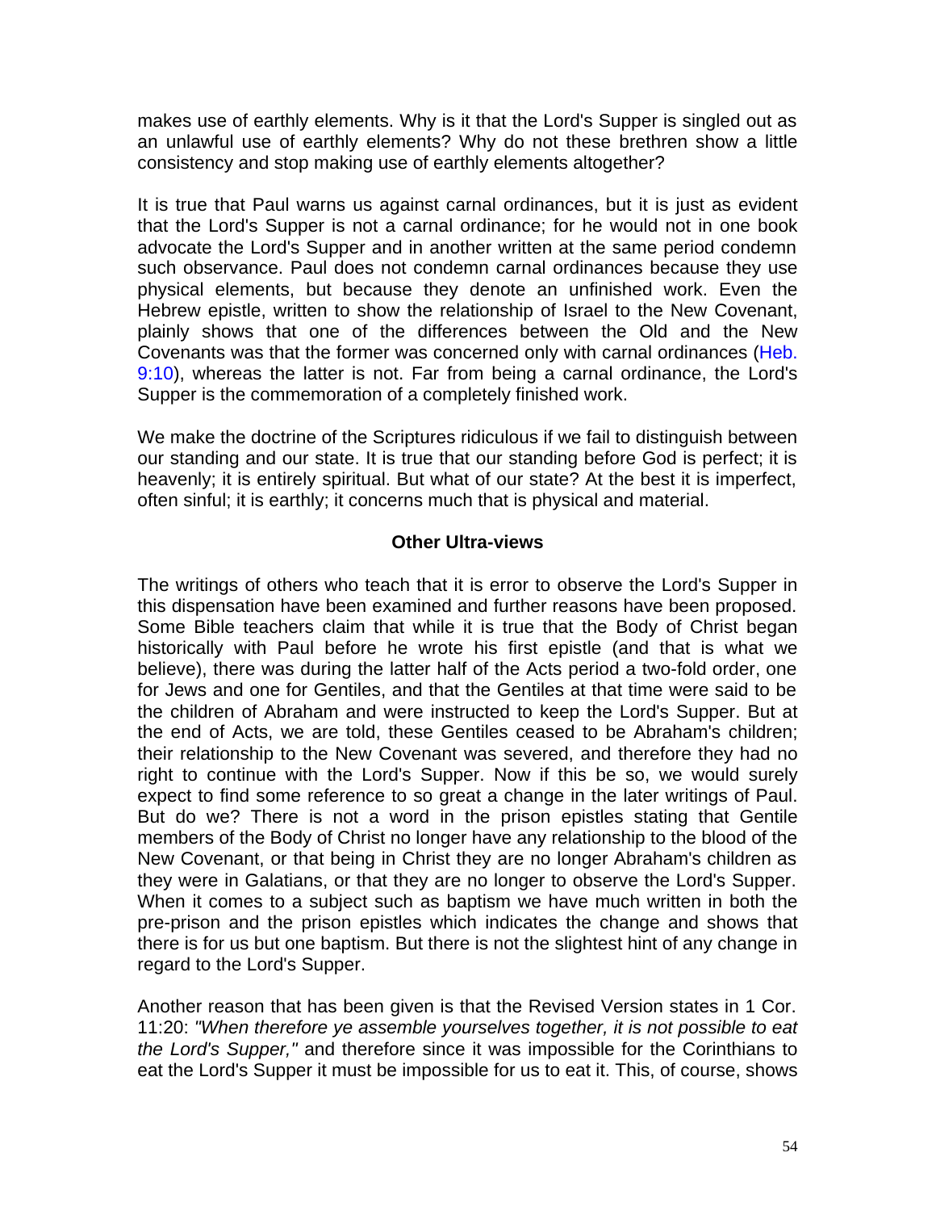makes use of earthly elements. Why is it that the Lord's Supper is singled out as an unlawful use of earthly elements? Why do not these brethren show a little consistency and stop making use of earthly elements altogether?

It is true that Paul warns us against carnal ordinances, but it is just as evident that the Lord's Supper is not a carnal ordinance; for he would not in one book advocate the Lord's Supper and in another written at the same period condemn such observance. Paul does not condemn carnal ordinances because they use physical elements, but because they denote an unfinished work. Even the Hebrew epistle, written to show the relationship of Israel to the New Covenant, plainly shows that one of the differences between the Old and the New Covenants was that the former was concerned only with carnal ordinances (Heb. 9:10), whereas the latter is not. Far from being a carnal ordinance, the Lord's Supper is the commemoration of a completely finished work.

We make the doctrine of the Scriptures ridiculous if we fail to distinguish between our standing and our state. It is true that our standing before God is perfect; it is heavenly; it is entirely spiritual. But what of our state? At the best it is imperfect, often sinful; it is earthly; it concerns much that is physical and material.

### Other Ultra-views

The writings of others who teach that it is error to observe the Lord's Supper in this dispensation have been examined and further reasons have been proposed. Some Bible teachers claim that while it is true that the Body of Christ began historically with Paul before he wrote his first epistle (and that is what we believe), there was during the latter half of the Acts period a two-fold order, one for Jews and one for Gentiles, and that the Gentiles at that time were said to be the children of Abraham and were instructed to keep the Lord's Supper. But at the end of Acts, we are told, these Gentiles ceased to be Abraham's children; their relationship to the New Covenant was severed, and therefore they had no right to continue with the Lord's Supper. Now if this be so, we would surely expect to find some reference to so great a change in the later writings of Paul. But do we? There is not a word in the prison epistles stating that Gentile members of the Body of Christ no longer have any relationship to the blood of the New Covenant, or that being in Christ they are no longer Abraham's children as they were in Galatians, or that they are no longer to observe the Lord's Supper. When it comes to a subject such as baptism we have much written in both the pre-prison and the prison epistles which indicates the change and shows that there is for us but one baptism. But there is not the slightest hint of any change in regard to the Lord's Supper.

Another reason that has been given is that the Revised Version states in 1 Cor. 11:20: *"When therefore ye assemble yourselves together, it is not possible to eat the Lord's Supper,"* and therefore since it was impossible for the Corinthians to eat the Lord's Supper it must be impossible for us to eat it. This, of course, shows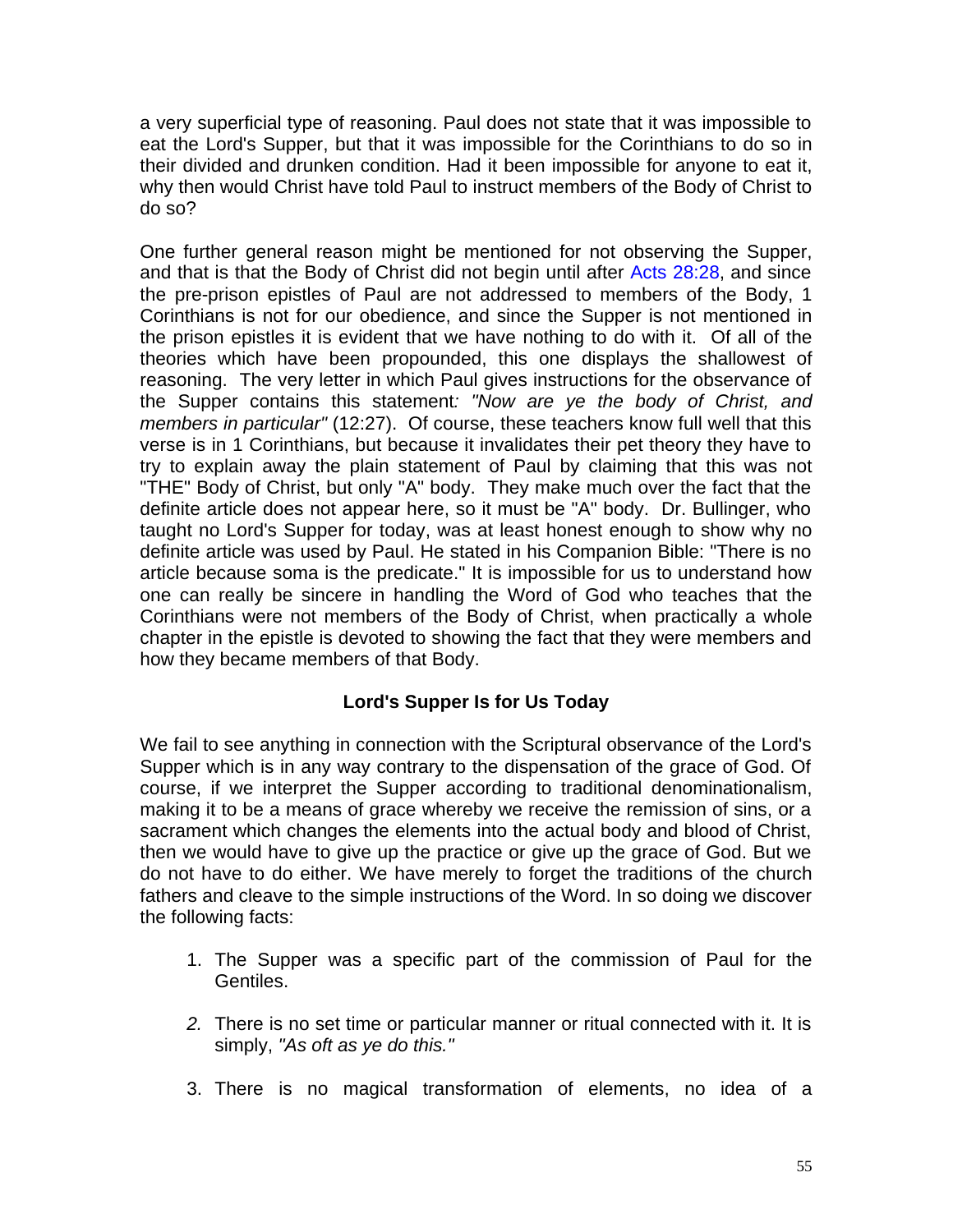a very superficial type of reasoning. Paul does not state that it was impossible to eat the Lord's Supper, but that it was impossible for the Corinthians to do so in their divided and drunken condition. Had it been impossible for anyone to eat it, why then would Christ have told Paul to instruct members of the Body of Christ to do so?

One further general reason might be mentioned for not observing the Supper, and that is that the Body of Christ did not begin until after Acts 28:28, and since the pre-prison epistles of Paul are not addressed to members of the Body, 1 Corinthians is not for our obedience, and since the Supper is not mentioned in the prison epistles it is evident that we have nothing to do with it. Of all of the theories which have been propounded, this one displays the shallowest of reasoning. The very letter in which Paul gives instructions for the observance of the Supper contains this statement: *"Now are ye the body of Christ, and members in particular"* (12:27). Of course, these teachers know full well that this verse is in 1 Corinthians, but because it invalidates their pet theory they have to try to explain away the plain statement of Paul by claiming that this was not "THE" Body of Christ, but only "A" body. They make much over the fact that the definite article does not appear here, so it must be "A" body. Dr. Bullinger, who taught no Lord's Supper for today, was at least honest enough to show why no definite article was used by Paul. He stated in his Companion Bible: "There is no article because soma is the predicate." It is impossible for us to understand how one can really be sincere in handling the Word of God who teaches that the Corinthians were not members of the Body of Christ, when practically a whole chapter in the epistle is devoted to showing the fact that they were members and how they became members of that Body.

### Lord's Supper Is for Us Today

We fail to see anything in connection with the Scriptural observance of the Lord's Supper which is in any way contrary to the dispensation of the grace of God. Of course, if we interpret the Supper according to traditional denominationalism, making it to be a means of grace whereby we receive the remission of sins, or a sacrament which changes the elements into the actual body and blood of Christ, then we would have to give up the practice or give up the grace of God. But we do not have to do either. We have merely to forget the traditions of the church fathers and cleave to the simple instructions of the Word. In so doing we discover the following facts:

1. The Supper was a specific part of the commission of Paul for the Gentiles.
2. There is no set time or particular manner or ritual connected with it. It is simply, *"As oft as ye do this."*
3. There is no magical transformation of elements, no idea of a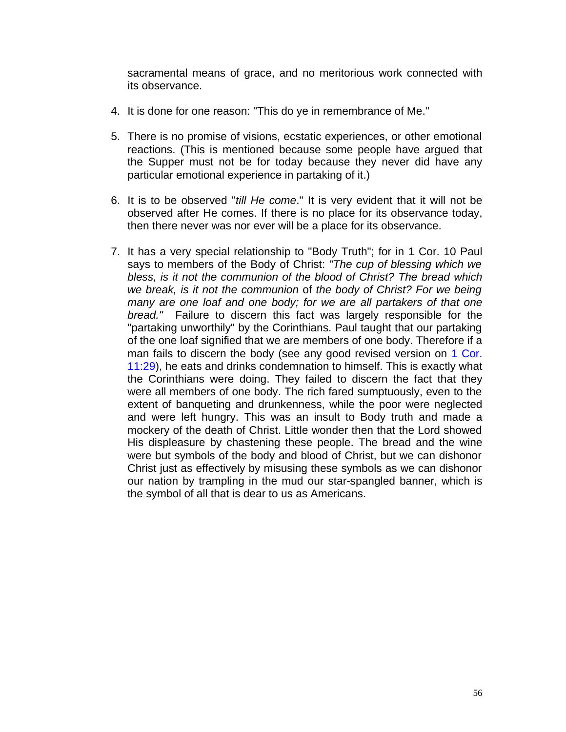sacramental means of grace, and no meritorious work connected with its observance.

4. It is done for one reason: "This do ye in remembrance of Me."

5. There is no promise of visions, ecstatic experiences, or other emotional reactions. (This is mentioned because some people have argued that the Supper must not be for today because they never did have any particular emotional experience in partaking of it.)

6. It is to be observed "*till He come*." It is very evident that it will not be observed after He comes. If there is no place for its observance today, then there never was nor ever will be a place for its observance.

7. It has a very special relationship to "Body Truth"; for in 1 Cor. 10 Paul says to members of the Body of Christ: *"The cup of blessing which we bless, is it not the communion of the blood of Christ? The bread which we break, is it not the communion* of *the body of Christ? For we being many are one loaf and one body; for we are all partakers of that one bread."* Failure to discern this fact was largely responsible for the "partaking unworthily" by the Corinthians. Paul taught that our partaking of the one loaf signified that we are members of one body. Therefore if a man fails to discern the body (see any good revised version on 1 Cor. 11:29), he eats and drinks condemnation to himself. This is exactly what the Corinthians were doing. They failed to discern the fact that they were all members of one body. The rich fared sumptuously, even to the extent of banqueting and drunkenness, while the poor were neglected and were left hungry. This was an insult to Body truth and made a mockery of the death of Christ. Little wonder then that the Lord showed His displeasure by chastening these people. The bread and the wine were but symbols of the body and blood of Christ, but we can dishonor Christ just as effectively by misusing these symbols as we can dishonor our nation by trampling in the mud our star-spangled banner, which is the symbol of all that is dear to us as Americans.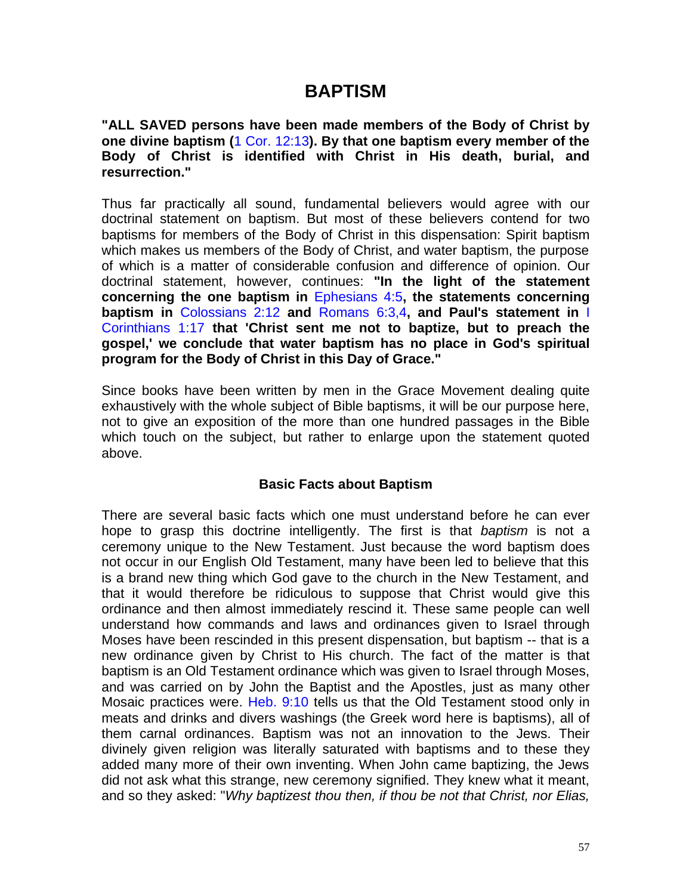# BAPTISM

**"ALL SAVED persons have been made members of the Body of Christ by one divine baptism (1 Cor. 12:13). By that one baptism every member of the Body of Christ is identified with Christ in His death, burial, and resurrection."**

Thus far practically all sound, fundamental believers would agree with our doctrinal statement on baptism. But most of these believers contend for two baptisms for members of the Body of Christ in this dispensation: Spirit baptism which makes us members of the Body of Christ, and water baptism, the purpose of which is a matter of considerable confusion and difference of opinion. Our doctrinal statement, however, continues: **"In the light of the statement concerning the one baptism in Ephesians 4:5, the statements concerning baptism in Colossians 2:12 and Romans 6:3,4, and Paul's statement in I Corinthians 1:17 that 'Christ sent me not to baptize, but to preach the gospel,' we conclude that water baptism has no place in God's spiritual program for the Body of Christ in this Day of Grace."**

Since books have been written by men in the Grace Movement dealing quite exhaustively with the whole subject of Bible baptisms, it will be our purpose here, not to give an exposition of the more than one hundred passages in the Bible which touch on the subject, but rather to enlarge upon the statement quoted above.

### Basic Facts about Baptism

There are several basic facts which one must understand before he can ever hope to grasp this doctrine intelligently. The first is that *baptism* is not a ceremony unique to the New Testament. Just because the word baptism does not occur in our English Old Testament, many have been led to believe that this is a brand new thing which God gave to the church in the New Testament, and that it would therefore be ridiculous to suppose that Christ would give this ordinance and then almost immediately rescind it. These same people can well understand how commands and laws and ordinances given to Israel through Moses have been rescinded in this present dispensation, but baptism -- that is a new ordinance given by Christ to His church. The fact of the matter is that baptism is an Old Testament ordinance which was given to Israel through Moses, and was carried on by John the Baptist and the Apostles, just as many other Mosaic practices were. Heb. 9:10 tells us that the Old Testament stood only in meats and drinks and divers washings (the Greek word here is baptisms), all of them carnal ordinances. Baptism was not an innovation to the Jews. Their divinely given religion was literally saturated with baptisms and to these they added many more of their own inventing. When John came baptizing, the Jews did not ask what this strange, new ceremony signified. They knew what it meant, and so they asked: "*Why baptizest thou then, if thou be not that Christ, nor Elias,*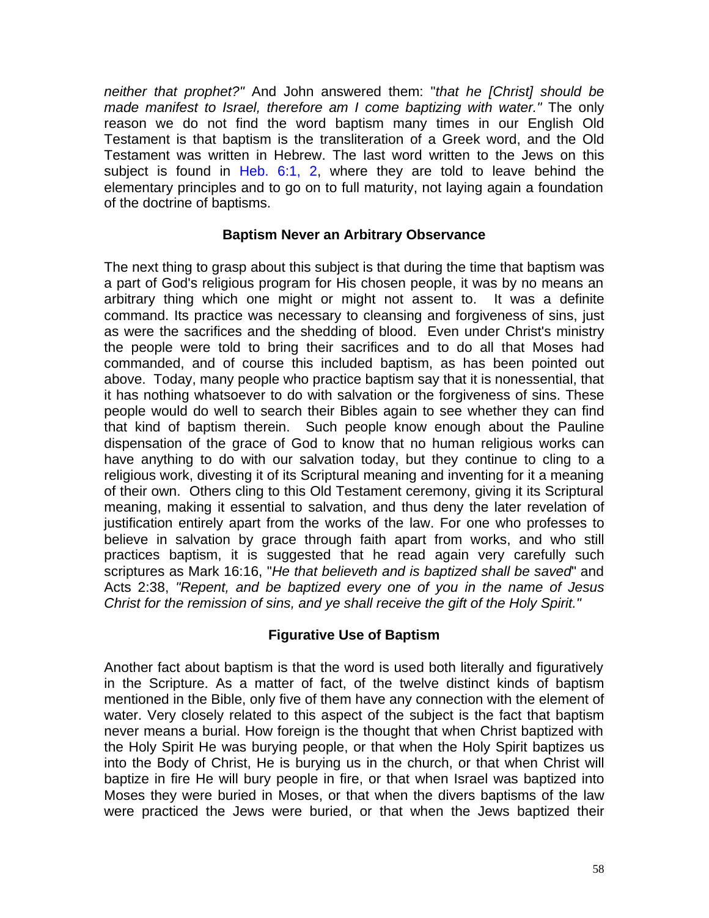*neither that prophet?"* And John answered them: "*that he [Christ] should be made manifest to Israel, therefore am I come baptizing with water."* The only reason we do not find the word baptism many times in our English Old Testament is that baptism is the transliteration of a Greek word, and the Old Testament was written in Hebrew. The last word written to the Jews on this subject is found in Heb. 6:1, 2, where they are told to leave behind the elementary principles and to go on to full maturity, not laying again a foundation of the doctrine of baptisms.

### Baptism Never an Arbitrary Observance

The next thing to grasp about this subject is that during the time that baptism was a part of God's religious program for His chosen people, it was by no means an arbitrary thing which one might or might not assent to. It was a definite command. Its practice was necessary to cleansing and forgiveness of sins, just as were the sacrifices and the shedding of blood. Even under Christ's ministry the people were told to bring their sacrifices and to do all that Moses had commanded, and of course this included baptism, as has been pointed out above. Today, many people who practice baptism say that it is nonessential, that it has nothing whatsoever to do with salvation or the forgiveness of sins. These people would do well to search their Bibles again to see whether they can find that kind of baptism therein. Such people know enough about the Pauline dispensation of the grace of God to know that no human religious works can have anything to do with our salvation today, but they continue to cling to a religious work, divesting it of its Scriptural meaning and inventing for it a meaning of their own. Others cling to this Old Testament ceremony, giving it its Scriptural meaning, making it essential to salvation, and thus deny the later revelation of justification entirely apart from the works of the law. For one who professes to believe in salvation by grace through faith apart from works, and who still practices baptism, it is suggested that he read again very carefully such scriptures as Mark 16:16, "*He that believeth and is baptized shall be saved*" and Acts 2:38, *"Repent, and be baptized every one of you in the name of Jesus Christ for the remission of sins, and ye shall receive the gift of the Holy Spirit."*

### Figurative Use of Baptism

Another fact about baptism is that the word is used both literally and figuratively in the Scripture. As a matter of fact, of the twelve distinct kinds of baptism mentioned in the Bible, only five of them have any connection with the element of water. Very closely related to this aspect of the subject is the fact that baptism never means a burial. How foreign is the thought that when Christ baptized with the Holy Spirit He was burying people, or that when the Holy Spirit baptizes us into the Body of Christ, He is burying us in the church, or that when Christ will baptize in fire He will bury people in fire, or that when Israel was baptized into Moses they were buried in Moses, or that when the divers baptisms of the law were practiced the Jews were buried, or that when the Jews baptized their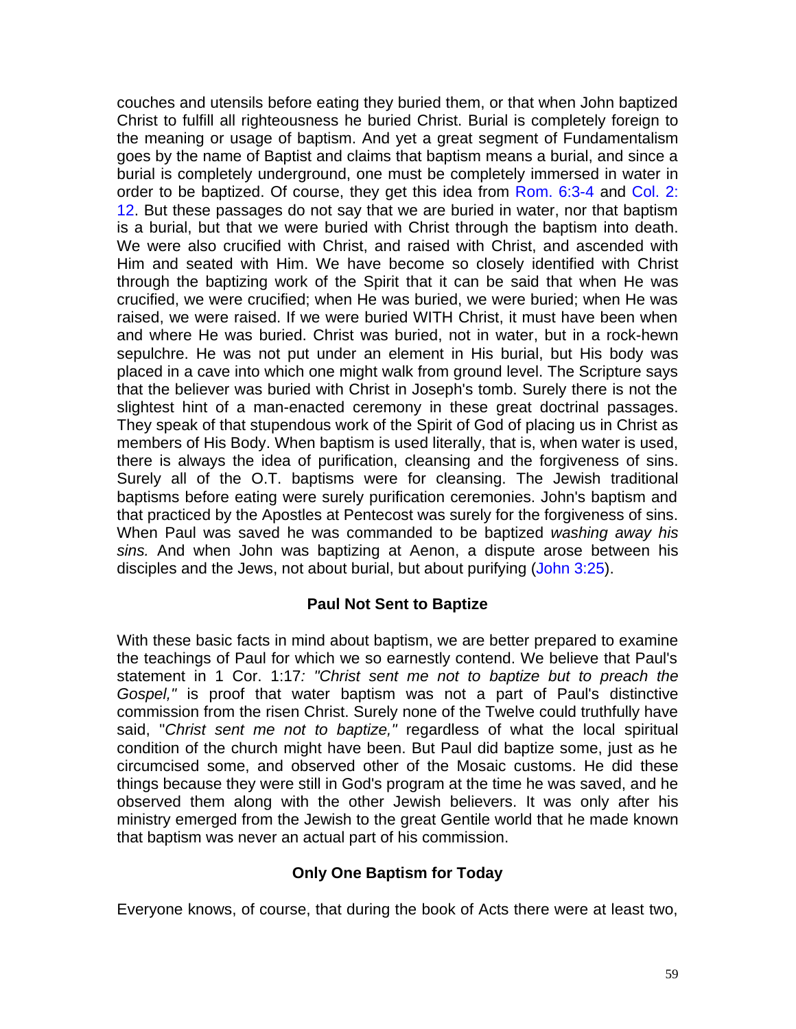couches and utensils before eating they buried them, or that when John baptized Christ to fulfill all righteousness he buried Christ. Burial is completely foreign to the meaning or usage of baptism. And yet a great segment of Fundamentalism goes by the name of Baptist and claims that baptism means a burial, and since a burial is completely underground, one must be completely immersed in water in order to be baptized. Of course, they get this idea from Rom. 6:3-4 and Col. 2:12. But these passages do not say that we are buried in water, nor that baptism is a burial, but that we were buried with Christ through the baptism into death. We were also crucified with Christ, and raised with Christ, and ascended with Him and seated with Him. We have become so closely identified with Christ through the baptizing work of the Spirit that it can be said that when He was crucified, we were crucified; when He was buried, we were buried; when He was raised, we were raised. If we were buried WITH Christ, it must have been when and where He was buried. Christ was buried, not in water, but in a rock-hewn sepulchre. He was not put under an element in His burial, but His body was placed in a cave into which one might walk from ground level. The Scripture says that the believer was buried with Christ in Joseph's tomb. Surely there is not the slightest hint of a man-enacted ceremony in these great doctrinal passages. They speak of that stupendous work of the Spirit of God of placing us in Christ as members of His Body. When baptism is used literally, that is, when water is used, there is always the idea of purification, cleansing and the forgiveness of sins. Surely all of the O.T. baptisms were for cleansing. The Jewish traditional baptisms before eating were surely purification ceremonies. John's baptism and that practiced by the Apostles at Pentecost was surely for the forgiveness of sins. When Paul was saved he was commanded to be baptized *washing away his sins.* And when John was baptizing at Aenon, a dispute arose between his disciples and the Jews, not about burial, but about purifying (John 3:25).

**Paul Not Sent to Baptize**

With these basic facts in mind about baptism, we are better prepared to examine the teachings of Paul for which we so earnestly contend. We believe that Paul's statement in 1 Cor. 1:17*: "Christ sent me not to baptize but to preach the Gospel,"* is proof that water baptism was not a part of Paul's distinctive commission from the risen Christ. Surely none of the Twelve could truthfully have said, "*Christ sent me not to baptize,"* regardless of what the local spiritual condition of the church might have been. But Paul did baptize some, just as he circumcised some, and observed other of the Mosaic customs. He did these things because they were still in God's program at the time he was saved, and he observed them along with the other Jewish believers. It was only after his ministry emerged from the Jewish to the great Gentile world that he made known that baptism was never an actual part of his commission.

**Only One Baptism for Today**

Everyone knows, of course, that during the book of Acts there were at least two,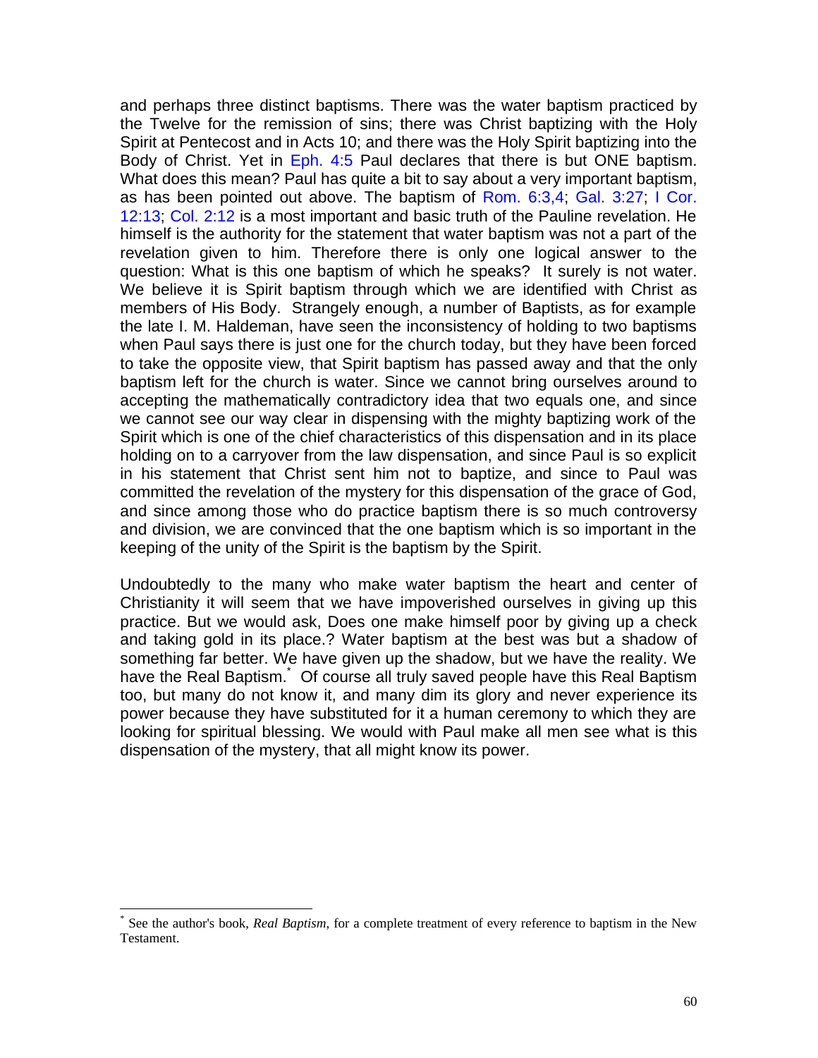and perhaps three distinct baptisms. There was the water baptism practiced by the Twelve for the remission of sins; there was Christ baptizing with the Holy Spirit at Pentecost and in Acts 10; and there was the Holy Spirit baptizing into the Body of Christ. Yet in Eph. 4:5 Paul declares that there is but ONE baptism. What does this mean? Paul has quite a bit to say about a very important baptism, as has been pointed out above. The baptism of Rom. 6:3,4; Gal. 3:27; I Cor. 12:13; Col. 2:12 is a most important and basic truth of the Pauline revelation. He himself is the authority for the statement that water baptism was not a part of the revelation given to him. Therefore there is only one logical answer to the question: What is this one baptism of which he speaks? It surely is not water. We believe it is Spirit baptism through which we are identified with Christ as members of His Body. Strangely enough, a number of Baptists, as for example the late I. M. Haldeman, have seen the inconsistency of holding to two baptisms when Paul says there is just one for the church today, but they have been forced to take the opposite view, that Spirit baptism has passed away and that the only baptism left for the church is water. Since we cannot bring ourselves around to accepting the mathematically contradictory idea that two equals one, and since we cannot see our way clear in dispensing with the mighty baptizing work of the Spirit which is one of the chief characteristics of this dispensation and in its place holding on to a carryover from the law dispensation, and since Paul is so explicit in his statement that Christ sent him not to baptize, and since to Paul was committed the revelation of the mystery for this dispensation of the grace of God, and since among those who do practice baptism there is so much controversy and division, we are convinced that the one baptism which is so important in the keeping of the unity of the Spirit is the baptism by the Spirit.

Undoubtedly to the many who make water baptism the heart and center of Christianity it will seem that we have impoverished ourselves in giving up this practice. But we would ask, Does one make himself poor by giving up a check and taking gold in its place.? Water baptism at the best was but a shadow of something far better. We have given up the shadow, but we have the reality. We have the Real Baptism.* Of course all truly saved people have this Real Baptism too, but many do not know it, and many dim its glory and never experience its power because they have substituted for it a human ceremony to which they are looking for spiritual blessing. We would with Paul make all men see what is this dispensation of the mystery, that all might know its power.

---

* See the author's book, *Real Baptism*, for a complete treatment of every reference to baptism in the New Testament.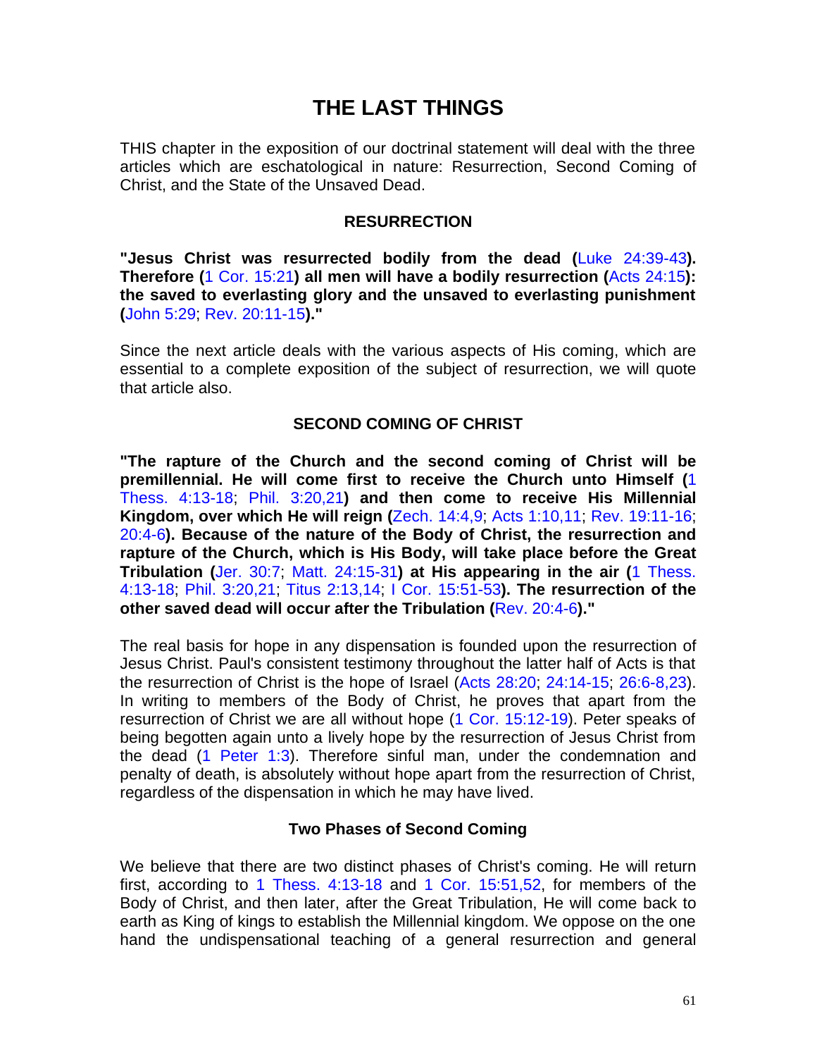# THE LAST THINGS

THIS chapter in the exposition of our doctrinal statement will deal with the three articles which are eschatological in nature: Resurrection, Second Coming of Christ, and the State of the Unsaved Dead.

### RESURRECTION

**"Jesus Christ was resurrected bodily from the dead (Luke 24:39-43). Therefore (1 Cor. 15:21) all men will have a bodily resurrection (Acts 24:15): the saved to everlasting glory and the unsaved to everlasting punishment (John 5:29; Rev. 20:11-15)."**

Since the next article deals with the various aspects of His coming, which are essential to a complete exposition of the subject of resurrection, we will quote that article also.

### SECOND COMING OF CHRIST

**"The rapture of the Church and the second coming of Christ will be premillennial. He will come first to receive the Church unto Himself (1 Thess. 4:13-18; Phil. 3:20,21) and then come to receive His Millennial Kingdom, over which He will reign (Zech. 14:4,9; Acts 1:10,11; Rev. 19:11-16; 20:4-6). Because of the nature of the Body of Christ, the resurrection and rapture of the Church, which is His Body, will take place before the Great Tribulation (Jer. 30:7; Matt. 24:15-31) at His appearing in the air (1 Thess. 4:13-18; Phil. 3:20,21; Titus 2:13,14; I Cor. 15:51-53). The resurrection of the other saved dead will occur after the Tribulation (Rev. 20:4-6)."**

The real basis for hope in any dispensation is founded upon the resurrection of Jesus Christ. Paul's consistent testimony throughout the latter half of Acts is that the resurrection of Christ is the hope of Israel (Acts 28:20; 24:14-15; 26:6-8,23). In writing to members of the Body of Christ, he proves that apart from the resurrection of Christ we are all without hope (1 Cor. 15:12-19). Peter speaks of being begotten again unto a lively hope by the resurrection of Jesus Christ from the dead (1 Peter 1:3). Therefore sinful man, under the condemnation and penalty of death, is absolutely without hope apart from the resurrection of Christ, regardless of the dispensation in which he may have lived.

### Two Phases of Second Coming

We believe that there are two distinct phases of Christ's coming. He will return first, according to 1 Thess. 4:13-18 and 1 Cor. 15:51,52, for members of the Body of Christ, and then later, after the Great Tribulation, He will come back to earth as King of kings to establish the Millennial kingdom. We oppose on the one hand the undispensational teaching of a general resurrection and general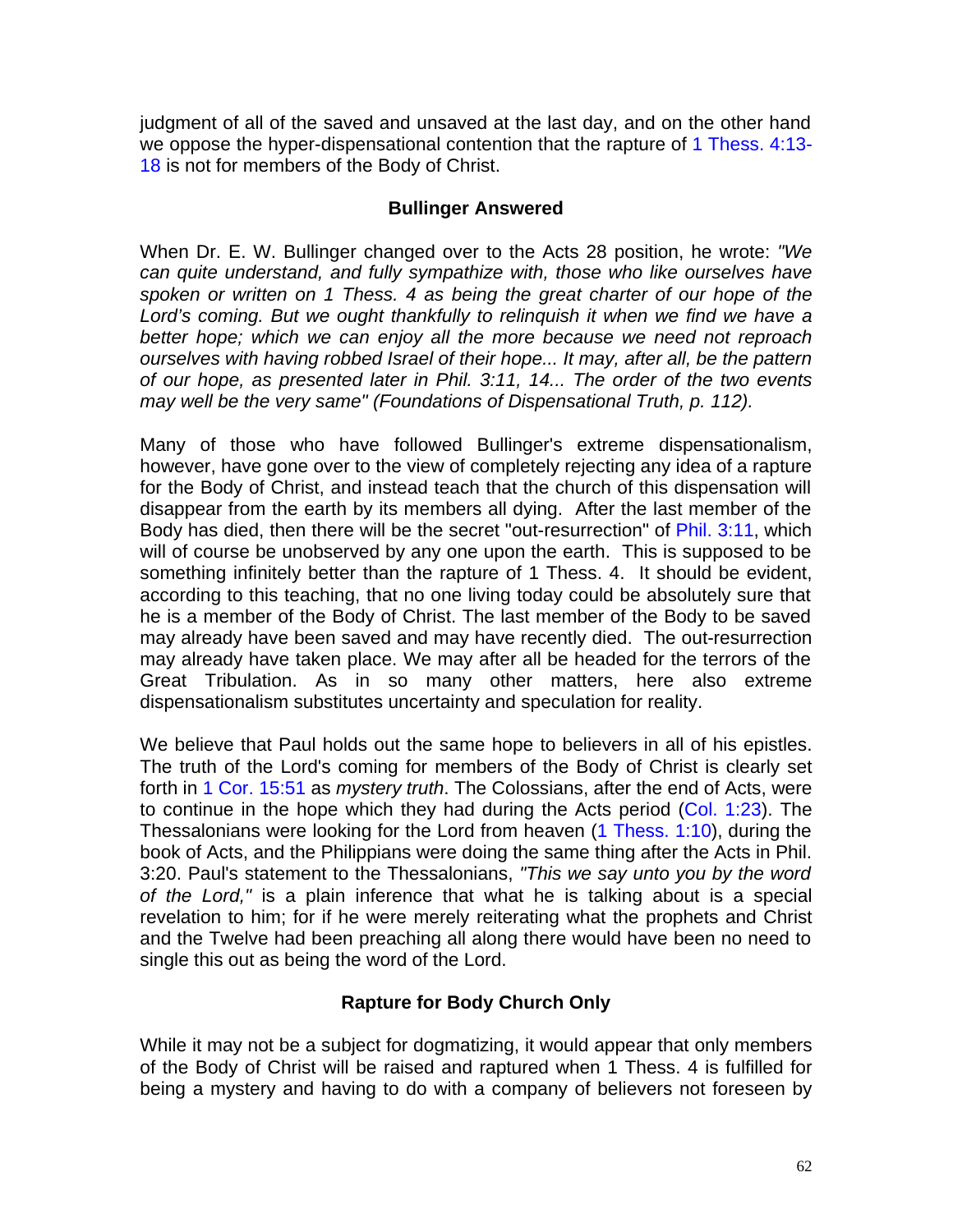judgment of all of the saved and unsaved at the last day, and on the other hand we oppose the hyper-dispensational contention that the rapture of 1 Thess. 4:13-18 is not for members of the Body of Christ.

### Bullinger Answered

When Dr. E. W. Bullinger changed over to the Acts 28 position, he wrote: *"We can quite understand, and fully sympathize with, those who like ourselves have spoken or written on 1 Thess. 4 as being the great charter of our hope of the Lord's coming. But we ought thankfully to relinquish it when we find we have a better hope; which we can enjoy all the more because we need not reproach ourselves with having robbed Israel of their hope... It may, after all, be the pattern of our hope, as presented later in Phil. 3:11, 14... The order of the two events may well be the very same" (Foundations of Dispensational Truth, p. 112).*

Many of those who have followed Bullinger's extreme dispensationalism, however, have gone over to the view of completely rejecting any idea of a rapture for the Body of Christ, and instead teach that the church of this dispensation will disappear from the earth by its members all dying. After the last member of the Body has died, then there will be the secret "out-resurrection" of Phil. 3:11, which will of course be unobserved by any one upon the earth. This is supposed to be something infinitely better than the rapture of 1 Thess. 4. It should be evident, according to this teaching, that no one living today could be absolutely sure that he is a member of the Body of Christ. The last member of the Body to be saved may already have been saved and may have recently died. The out-resurrection may already have taken place. We may after all be headed for the terrors of the Great Tribulation. As in so many other matters, here also extreme dispensationalism substitutes uncertainty and speculation for reality.

We believe that Paul holds out the same hope to believers in all of his epistles. The truth of the Lord's coming for members of the Body of Christ is clearly set forth in 1 Cor. 15:51 as *mystery truth*. The Colossians, after the end of Acts, were to continue in the hope which they had during the Acts period (Col. 1:23). The Thessalonians were looking for the Lord from heaven (1 Thess. 1:10), during the book of Acts, and the Philippians were doing the same thing after the Acts in Phil. 3:20. Paul's statement to the Thessalonians, *"This we say unto you by the word of the Lord,"* is a plain inference that what he is talking about is a special revelation to him; for if he were merely reiterating what the prophets and Christ and the Twelve had been preaching all along there would have been no need to single this out as being the word of the Lord.

### Rapture for Body Church Only

While it may not be a subject for dogmatizing, it would appear that only members of the Body of Christ will be raised and raptured when 1 Thess. 4 is fulfilled for being a mystery and having to do with a company of believers not foreseen by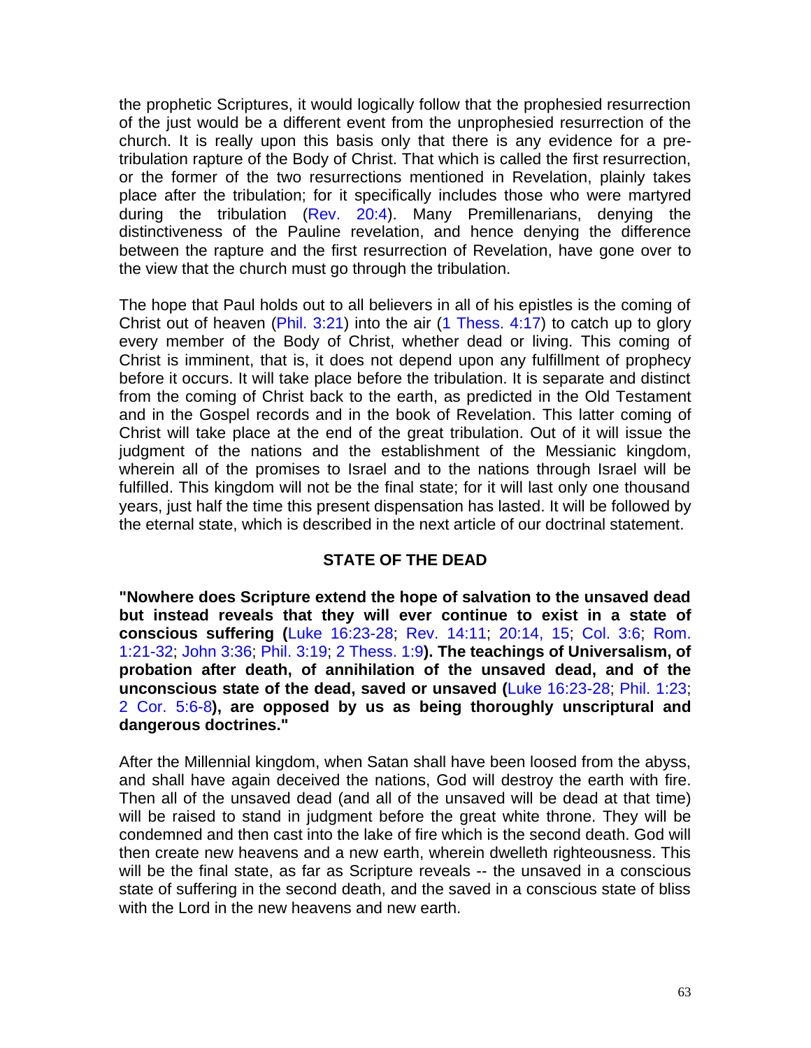the prophetic Scriptures, it would logically follow that the prophesied resurrection of the just would be a different event from the unprophesied resurrection of the church. It is really upon this basis only that there is any evidence for a pre-tribulation rapture of the Body of Christ. That which is called the first resurrection, or the former of the two resurrections mentioned in Revelation, plainly takes place after the tribulation; for it specifically includes those who were martyred during the tribulation (Rev. 20:4). Many Premillenarians, denying the distinctiveness of the Pauline revelation, and hence denying the difference between the rapture and the first resurrection of Revelation, have gone over to the view that the church must go through the tribulation.

The hope that Paul holds out to all believers in all of his epistles is the coming of Christ out of heaven (Phil. 3:21) into the air (1 Thess. 4:17) to catch up to glory every member of the Body of Christ, whether dead or living. This coming of Christ is imminent, that is, it does not depend upon any fulfillment of prophecy before it occurs. It will take place before the tribulation. It is separate and distinct from the coming of Christ back to the earth, as predicted in the Old Testament and in the Gospel records and in the book of Revelation. This latter coming of Christ will take place at the end of the great tribulation. Out of it will issue the judgment of the nations and the establishment of the Messianic kingdom, wherein all of the promises to Israel and to the nations through Israel will be fulfilled. This kingdom will not be the final state; for it will last only one thousand years, just half the time this present dispensation has lasted. It will be followed by the eternal state, which is described in the next article of our doctrinal statement.

## STATE OF THE DEAD

**"Nowhere does Scripture extend the hope of salvation to the unsaved dead but instead reveals that they will ever continue to exist in a state of conscious suffering (**Luke 16:23-28; Rev. 14:11; 20:14, 15; Col. 3:6; Rom. 1:21-32; John 3:36; Phil. 3:19; 2 Thess. 1:9**). The teachings of Universalism, of probation after death, of annihilation of the unsaved dead, and of the unconscious state of the dead, saved or unsaved (**Luke 16:23-28; Phil. 1:23; 2 Cor. 5:6-8**), are opposed by us as being thoroughly unscriptural and dangerous doctrines."**

After the Millennial kingdom, when Satan shall have been loosed from the abyss, and shall have again deceived the nations, God will destroy the earth with fire. Then all of the unsaved dead (and all of the unsaved will be dead at that time) will be raised to stand in judgment before the great white throne. They will be condemned and then cast into the lake of fire which is the second death. God will then create new heavens and a new earth, wherein dwelleth righteousness. This will be the final state, as far as Scripture reveals -- the unsaved in a conscious state of suffering in the second death, and the saved in a conscious state of bliss with the Lord in the new heavens and new earth.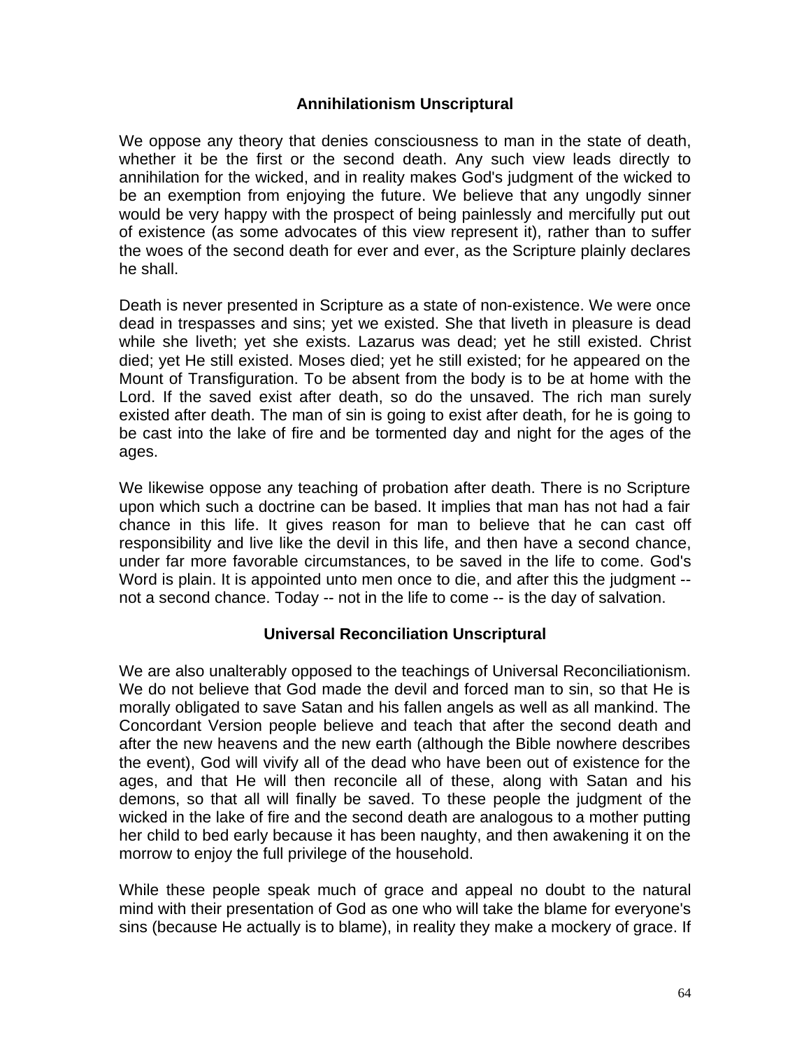## Annihilationism Unscriptural

We oppose any theory that denies consciousness to man in the state of death, whether it be the first or the second death. Any such view leads directly to annihilation for the wicked, and in reality makes God's judgment of the wicked to be an exemption from enjoying the future. We believe that any ungodly sinner would be very happy with the prospect of being painlessly and mercifully put out of existence (as some advocates of this view represent it), rather than to suffer the woes of the second death for ever and ever, as the Scripture plainly declares he shall.

Death is never presented in Scripture as a state of non-existence. We were once dead in trespasses and sins; yet we existed. She that liveth in pleasure is dead while she liveth; yet she exists. Lazarus was dead; yet he still existed. Christ died; yet He still existed. Moses died; yet he still existed; for he appeared on the Mount of Transfiguration. To be absent from the body is to be at home with the Lord. If the saved exist after death, so do the unsaved. The rich man surely existed after death. The man of sin is going to exist after death, for he is going to be cast into the lake of fire and be tormented day and night for the ages of the ages.

We likewise oppose any teaching of probation after death. There is no Scripture upon which such a doctrine can be based. It implies that man has not had a fair chance in this life. It gives reason for man to believe that he can cast off responsibility and live like the devil in this life, and then have a second chance, under far more favorable circumstances, to be saved in the life to come. God's Word is plain. It is appointed unto men once to die, and after this the judgment -- not a second chance. Today -- not in the life to come -- is the day of salvation.

## Universal Reconciliation Unscriptural

We are also unalterably opposed to the teachings of Universal Reconciliationism. We do not believe that God made the devil and forced man to sin, so that He is morally obligated to save Satan and his fallen angels as well as all mankind. The Concordant Version people believe and teach that after the second death and after the new heavens and the new earth (although the Bible nowhere describes the event), God will vivify all of the dead who have been out of existence for the ages, and that He will then reconcile all of these, along with Satan and his demons, so that all will finally be saved. To these people the judgment of the wicked in the lake of fire and the second death are analogous to a mother putting her child to bed early because it has been naughty, and then awakening it on the morrow to enjoy the full privilege of the household.

While these people speak much of grace and appeal no doubt to the natural mind with their presentation of God as one who will take the blame for everyone's sins (because He actually is to blame), in reality they make a mockery of grace. If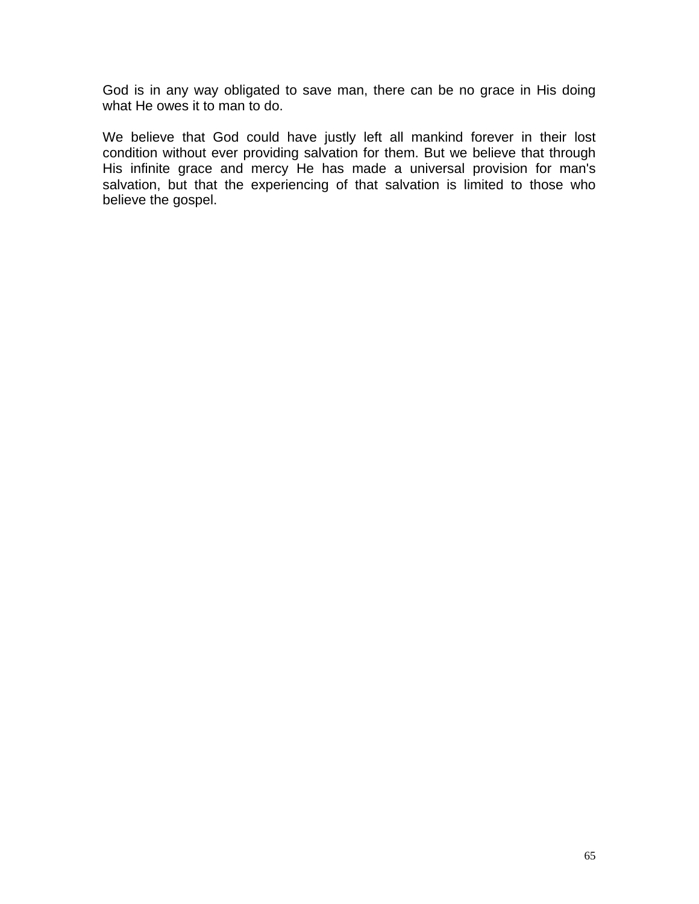God is in any way obligated to save man, there can be no grace in His doing what He owes it to man to do.

We believe that God could have justly left all mankind forever in their lost condition without ever providing salvation for them. But we believe that through His infinite grace and mercy He has made a universal provision for man's salvation, but that the experiencing of that salvation is limited to those who believe the gospel.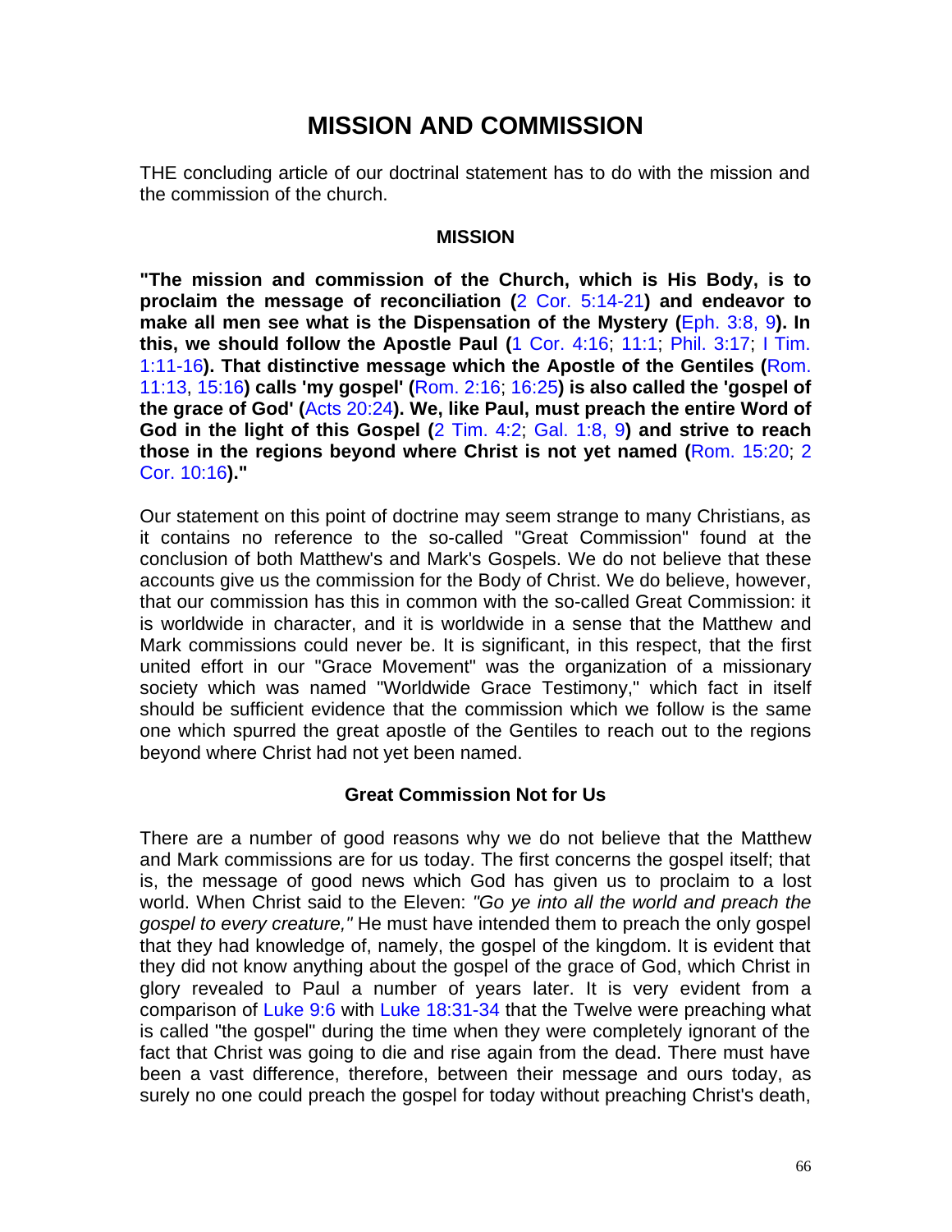# MISSION AND COMMISSION

THE concluding article of our doctrinal statement has to do with the mission and the commission of the church.

### MISSION

**"The mission and commission of the Church, which is His Body, is to proclaim the message of reconciliation (**2 Cor. 5:14-21**) and endeavor to make all men see what is the Dispensation of the Mystery (**Eph. 3:8, 9**). In this, we should follow the Apostle Paul (**1 Cor. 4:16; 11:1; Phil. 3:17; I Tim. 1:11-16**). That distinctive message which the Apostle of the Gentiles (**Rom. 11:13, 15:16**) calls 'my gospel' (**Rom. 2:16; 16:25**) is also called the 'gospel of the grace of God' (**Acts 20:24**). We, like Paul, must preach the entire Word of God in the light of this Gospel (**2 Tim. 4:2; Gal. 1:8, 9**) and strive to reach those in the regions beyond where Christ is not yet named (**Rom. 15:20; 2 Cor. 10:16**)."**

Our statement on this point of doctrine may seem strange to many Christians, as it contains no reference to the so-called "Great Commission" found at the conclusion of both Matthew's and Mark's Gospels. We do not believe that these accounts give us the commission for the Body of Christ. We do believe, however, that our commission has this in common with the so-called Great Commission: it is worldwide in character, and it is worldwide in a sense that the Matthew and Mark commissions could never be. It is significant, in this respect, that the first united effort in our "Grace Movement" was the organization of a missionary society which was named "Worldwide Grace Testimony," which fact in itself should be sufficient evidence that the commission which we follow is the same one which spurred the great apostle of the Gentiles to reach out to the regions beyond where Christ had not yet been named.

### Great Commission Not for Us

There are a number of good reasons why we do not believe that the Matthew and Mark commissions are for us today. The first concerns the gospel itself; that is, the message of good news which God has given us to proclaim to a lost world. When Christ said to the Eleven: *"Go ye into all the world and preach the gospel to every creature,"* He must have intended them to preach the only gospel that they had knowledge of, namely, the gospel of the kingdom. It is evident that they did not know anything about the gospel of the grace of God, which Christ in glory revealed to Paul a number of years later. It is very evident from a comparison of Luke 9:6 with Luke 18:31-34 that the Twelve were preaching what is called "the gospel" during the time when they were completely ignorant of the fact that Christ was going to die and rise again from the dead. There must have been a vast difference, therefore, between their message and ours today, as surely no one could preach the gospel for today without preaching Christ's death,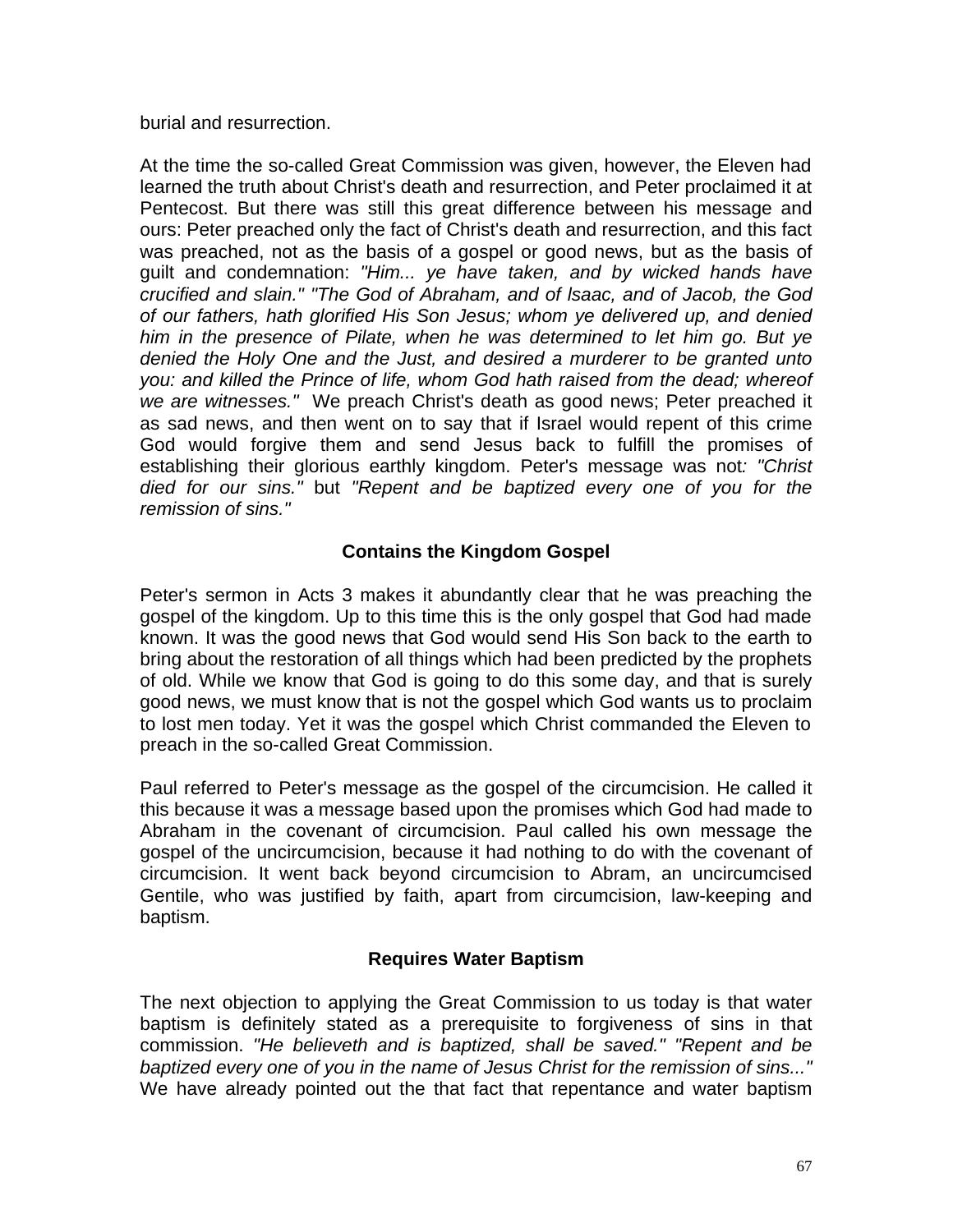burial and resurrection.

At the time the so-called Great Commission was given, however, the Eleven had learned the truth about Christ's death and resurrection, and Peter proclaimed it at Pentecost. But there was still this great difference between his message and ours: Peter preached only the fact of Christ's death and resurrection, and this fact was preached, not as the basis of a gospel or good news, but as the basis of guilt and condemnation: *"Him... ye have taken, and by wicked hands have crucified and slain." "The God of Abraham, and of lsaac, and of Jacob, the God of our fathers, hath glorified His Son Jesus; whom ye delivered up, and denied him in the presence of Pilate, when he was determined to let him go. But ye denied the Holy One and the Just, and desired a murderer to be granted unto you: and killed the Prince of life, whom God hath raised from the dead; whereof we are witnesses."* We preach Christ's death as good news; Peter preached it as sad news, and then went on to say that if Israel would repent of this crime God would forgive them and send Jesus back to fulfill the promises of establishing their glorious earthly kingdom. Peter's message was not*: "Christ died for our sins."* but *"Repent and be baptized every one of you for the remission of sins."*

### Contains the Kingdom Gospel

Peter's sermon in Acts 3 makes it abundantly clear that he was preaching the gospel of the kingdom. Up to this time this is the only gospel that God had made known. It was the good news that God would send His Son back to the earth to bring about the restoration of all things which had been predicted by the prophets of old. While we know that God is going to do this some day, and that is surely good news, we must know that is not the gospel which God wants us to proclaim to lost men today. Yet it was the gospel which Christ commanded the Eleven to preach in the so-called Great Commission.

Paul referred to Peter's message as the gospel of the circumcision. He called it this because it was a message based upon the promises which God had made to Abraham in the covenant of circumcision. Paul called his own message the gospel of the uncircumcision, because it had nothing to do with the covenant of circumcision. It went back beyond circumcision to Abram, an uncircumcised Gentile, who was justified by faith, apart from circumcision, law-keeping and baptism.

### Requires Water Baptism

The next objection to applying the Great Commission to us today is that water baptism is definitely stated as a prerequisite to forgiveness of sins in that commission. *"He believeth and is baptized, shall be saved." "Repent and be baptized every one of you in the name of Jesus Christ for the remission of sins..."* We have already pointed out the that fact that repentance and water baptism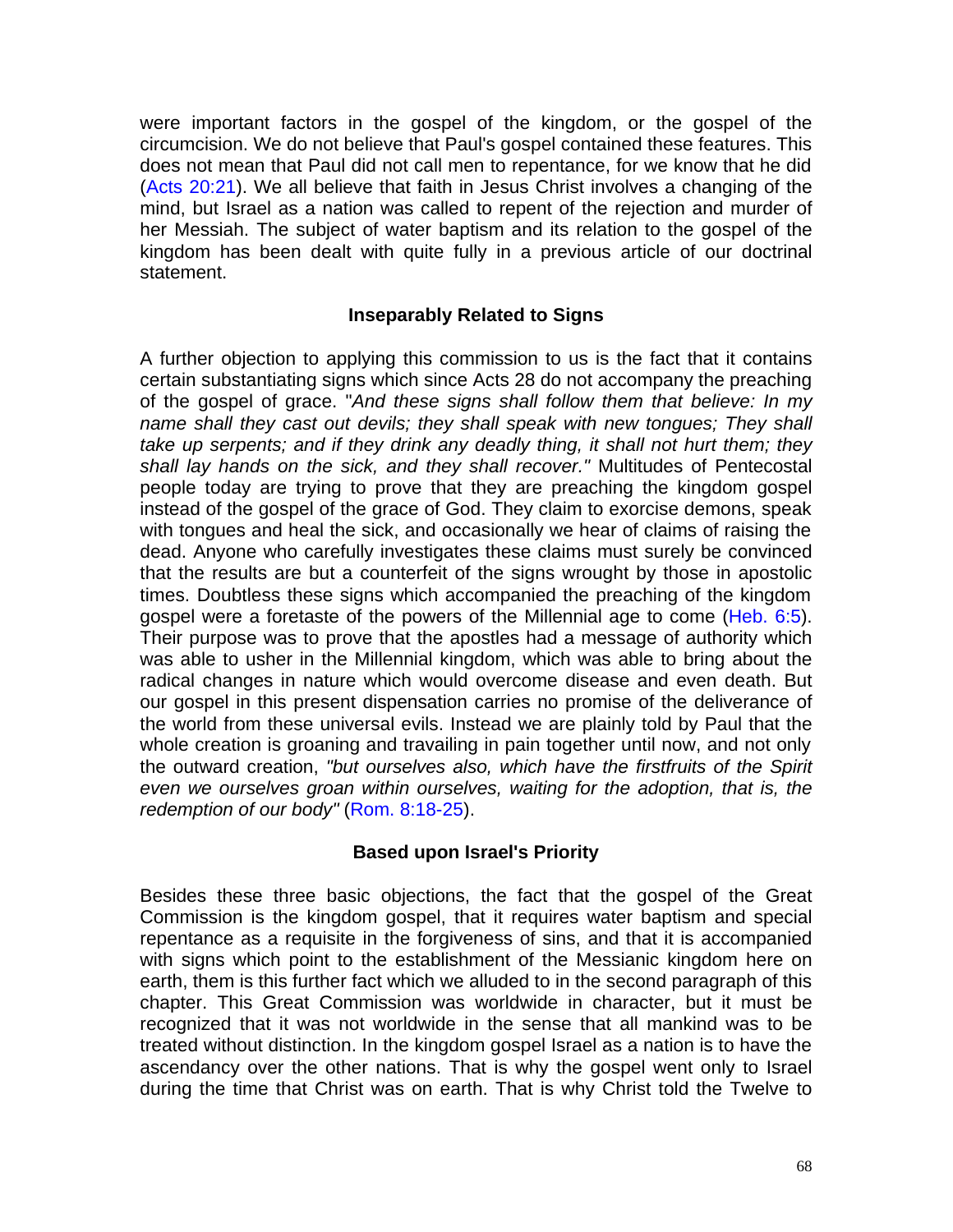were important factors in the gospel of the kingdom, or the gospel of the circumcision. We do not believe that Paul's gospel contained these features. This does not mean that Paul did not call men to repentance, for we know that he did (Acts 20:21). We all believe that faith in Jesus Christ involves a changing of the mind, but Israel as a nation was called to repent of the rejection and murder of her Messiah. The subject of water baptism and its relation to the gospel of the kingdom has been dealt with quite fully in a previous article of our doctrinal statement.

### Inseparably Related to Signs

A further objection to applying this commission to us is the fact that it contains certain substantiating signs which since Acts 28 do not accompany the preaching of the gospel of grace. "*And these signs shall follow them that believe: In my name shall they cast out devils; they shall speak with new tongues; They shall take up serpents; and if they drink any deadly thing, it shall not hurt them; they shall lay hands on the sick, and they shall recover."* Multitudes of Pentecostal people today are trying to prove that they are preaching the kingdom gospel instead of the gospel of the grace of God. They claim to exorcise demons, speak with tongues and heal the sick, and occasionally we hear of claims of raising the dead. Anyone who carefully investigates these claims must surely be convinced that the results are but a counterfeit of the signs wrought by those in apostolic times. Doubtless these signs which accompanied the preaching of the kingdom gospel were a foretaste of the powers of the Millennial age to come (Heb. 6:5). Their purpose was to prove that the apostles had a message of authority which was able to usher in the Millennial kingdom, which was able to bring about the radical changes in nature which would overcome disease and even death. But our gospel in this present dispensation carries no promise of the deliverance of the world from these universal evils. Instead we are plainly told by Paul that the whole creation is groaning and travailing in pain together until now, and not only the outward creation, *"but ourselves also, which have the firstfruits of the Spirit even we ourselves groan within ourselves, waiting for the adoption, that is, the redemption of our body"* (Rom. 8:18-25).

### Based upon Israel's Priority

Besides these three basic objections, the fact that the gospel of the Great Commission is the kingdom gospel, that it requires water baptism and special repentance as a requisite in the forgiveness of sins, and that it is accompanied with signs which point to the establishment of the Messianic kingdom here on earth, them is this further fact which we alluded to in the second paragraph of this chapter. This Great Commission was worldwide in character, but it must be recognized that it was not worldwide in the sense that all mankind was to be treated without distinction. In the kingdom gospel Israel as a nation is to have the ascendancy over the other nations. That is why the gospel went only to Israel during the time that Christ was on earth. That is why Christ told the Twelve to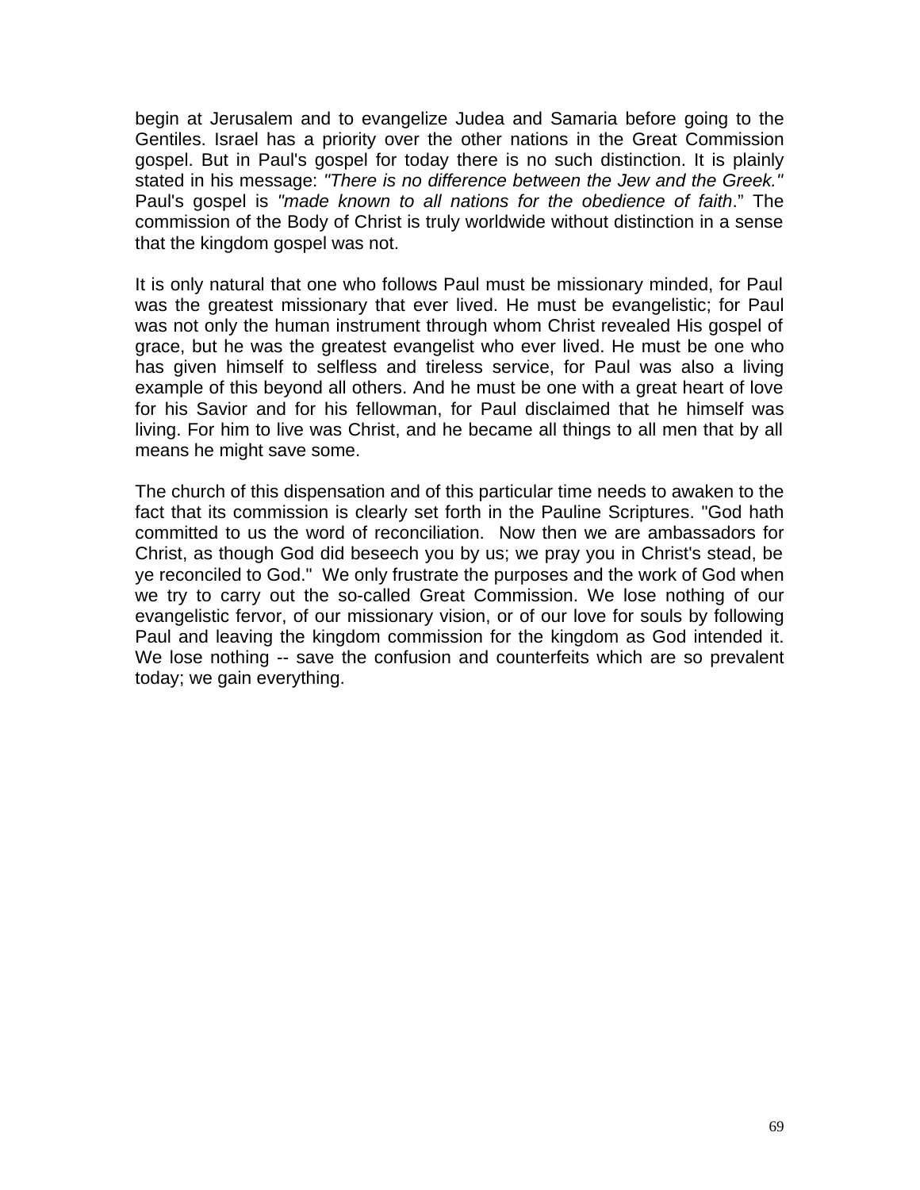begin at Jerusalem and to evangelize Judea and Samaria before going to the Gentiles. Israel has a priority over the other nations in the Great Commission gospel. But in Paul's gospel for today there is no such distinction. It is plainly stated in his message: *"There is no difference between the Jew and the Greek."* Paul's gospel is *"made known to all nations for the obedience of faith*." The commission of the Body of Christ is truly worldwide without distinction in a sense that the kingdom gospel was not.

It is only natural that one who follows Paul must be missionary minded, for Paul was the greatest missionary that ever lived. He must be evangelistic; for Paul was not only the human instrument through whom Christ revealed His gospel of grace, but he was the greatest evangelist who ever lived. He must be one who has given himself to selfless and tireless service, for Paul was also a living example of this beyond all others. And he must be one with a great heart of love for his Savior and for his fellowman, for Paul disclaimed that he himself was living. For him to live was Christ, and he became all things to all men that by all means he might save some.

The church of this dispensation and of this particular time needs to awaken to the fact that its commission is clearly set forth in the Pauline Scriptures. "God hath committed to us the word of reconciliation. Now then we are ambassadors for Christ, as though God did beseech you by us; we pray you in Christ's stead, be ye reconciled to God." We only frustrate the purposes and the work of God when we try to carry out the so-called Great Commission. We lose nothing of our evangelistic fervor, of our missionary vision, or of our love for souls by following Paul and leaving the kingdom commission for the kingdom as God intended it. We lose nothing -- save the confusion and counterfeits which are so prevalent today; we gain everything.